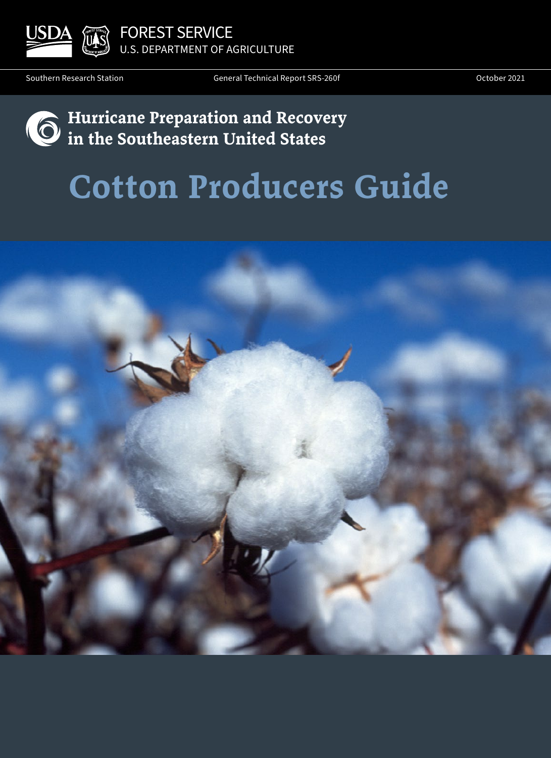USDA FOREST SERVICE
U.S. DEPARTMENT OF AGRICULTURE

Southern Research Station | General Technical Report SRS-260f | October 2021

## Hurricane Preparation and Recovery in the Southeastern United States

# Cotton Producers Guide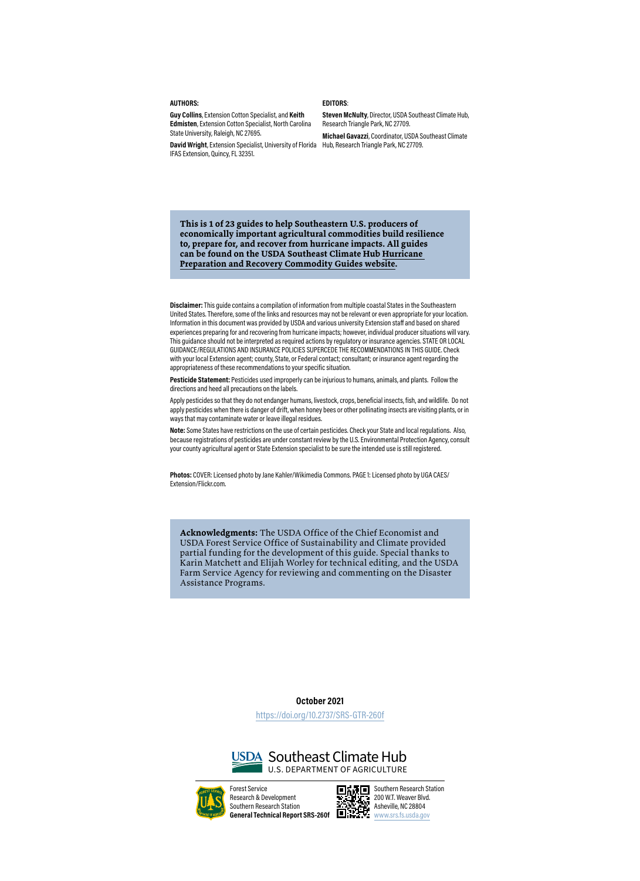**AUTHORS:**

**Guy Collins**, Extension Cotton Specialist, and **Keith Edmisten**, Extension Cotton Specialist, North Carolina State University, Raleigh, NC 27695.

**David Wright**, Extension Specialist, University of Florida IFAS Extension, Quincy, FL 32351.

**EDITORS**:

**Steven McNulty**, Director, USDA Southeast Climate Hub, Research Triangle Park, NC 27709.

**Michael Gavazzi**, Coordinator, USDA Southeast Climate Hub, Research Triangle Park, NC 27709.

**This is 1 of 23 guides to help Southeastern U.S. producers of economically important agricultural commodities build resilience to, prepare for, and recover from hurricane impacts. All guides can be found on the USDA Southeast Climate Hub Hurricane Preparation and Recovery Commodity Guides website.**

**Disclaimer:** This guide contains a compilation of information from multiple coastal States in the Southeastern United States. Therefore, some of the links and resources may not be relevant or even appropriate for your location. Information in this document was provided by USDA and various university Extension staff and based on shared experiences preparing for and recovering from hurricane impacts; however, individual producer situations will vary. This guidance should not be interpreted as required actions by regulatory or insurance agencies. STATE OR LOCAL GUIDANCE/REGULATIONS AND INSURANCE POLICIES SUPERCEDE THE RECOMMENDATIONS IN THIS GUIDE. Check with your local Extension agent; county, State, or Federal contact; consultant; or insurance agent regarding the appropriateness of these recommendations to your specific situation.

**Pesticide Statement:** Pesticides used improperly can be injurious to humans, animals, and plants. Follow the directions and heed all precautions on the labels.

Apply pesticides so that they do not endanger humans, livestock, crops, beneficial insects, fish, and wildlife. Do not apply pesticides when there is danger of drift, when honey bees or other pollinating insects are visiting plants, or in ways that may contaminate water or leave illegal residues.

**Note:** Some States have restrictions on the use of certain pesticides. Check your State and local regulations. Also, because registrations of pesticides are under constant review by the U.S. Environmental Protection Agency, consult your county agricultural agent or State Extension specialist to be sure the intended use is still registered.

**Photos:** COVER: Licensed photo by Jane Kahler/Wikimedia Commons. PAGE 1: Licensed photo by UGA CAES/Extension/Flickr.com.

**Acknowledgments:** The USDA Office of the Chief Economist and USDA Forest Service Office of Sustainability and Climate provided partial funding for the development of this guide. Special thanks to Karin Matchett and Elijah Worley for technical editing, and the USDA Farm Service Agency for reviewing and commenting on the Disaster Assistance Programs.

**October 2021**

https://doi.org/10.2737/SRS-GTR-260f

USDA Southeast Climate Hub
U.S. DEPARTMENT OF AGRICULTURE

Forest Service
Research & Development
Southern Research Station
**General Technical Report SRS-260f**

Southern Research Station
200 W.T. Weaver Blvd.
Asheville, NC 28804
www.srs.fs.usda.gov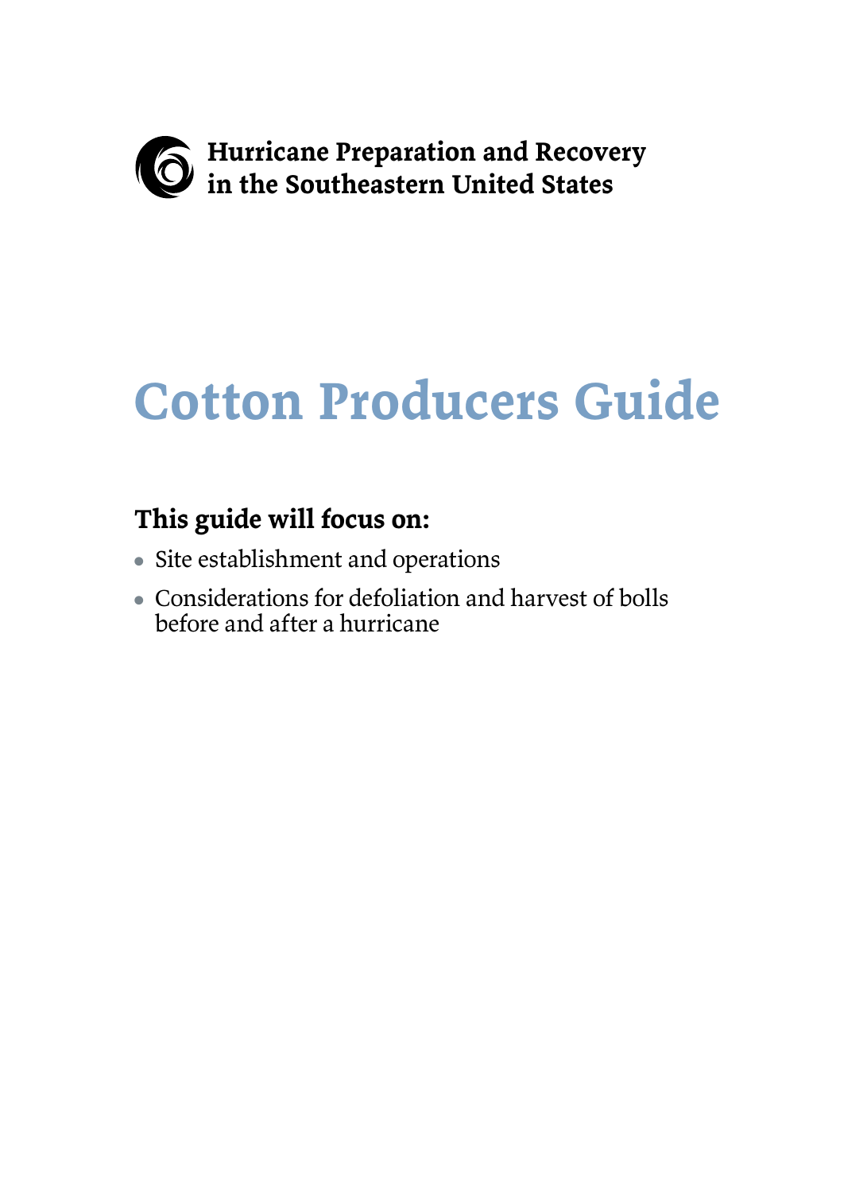**Hurricane Preparation and Recovery in the Southeastern United States**

# Cotton Producers Guide

### This guide will focus on:

- Site establishment and operations
- Considerations for defoliation and harvest of bolls before and after a hurricane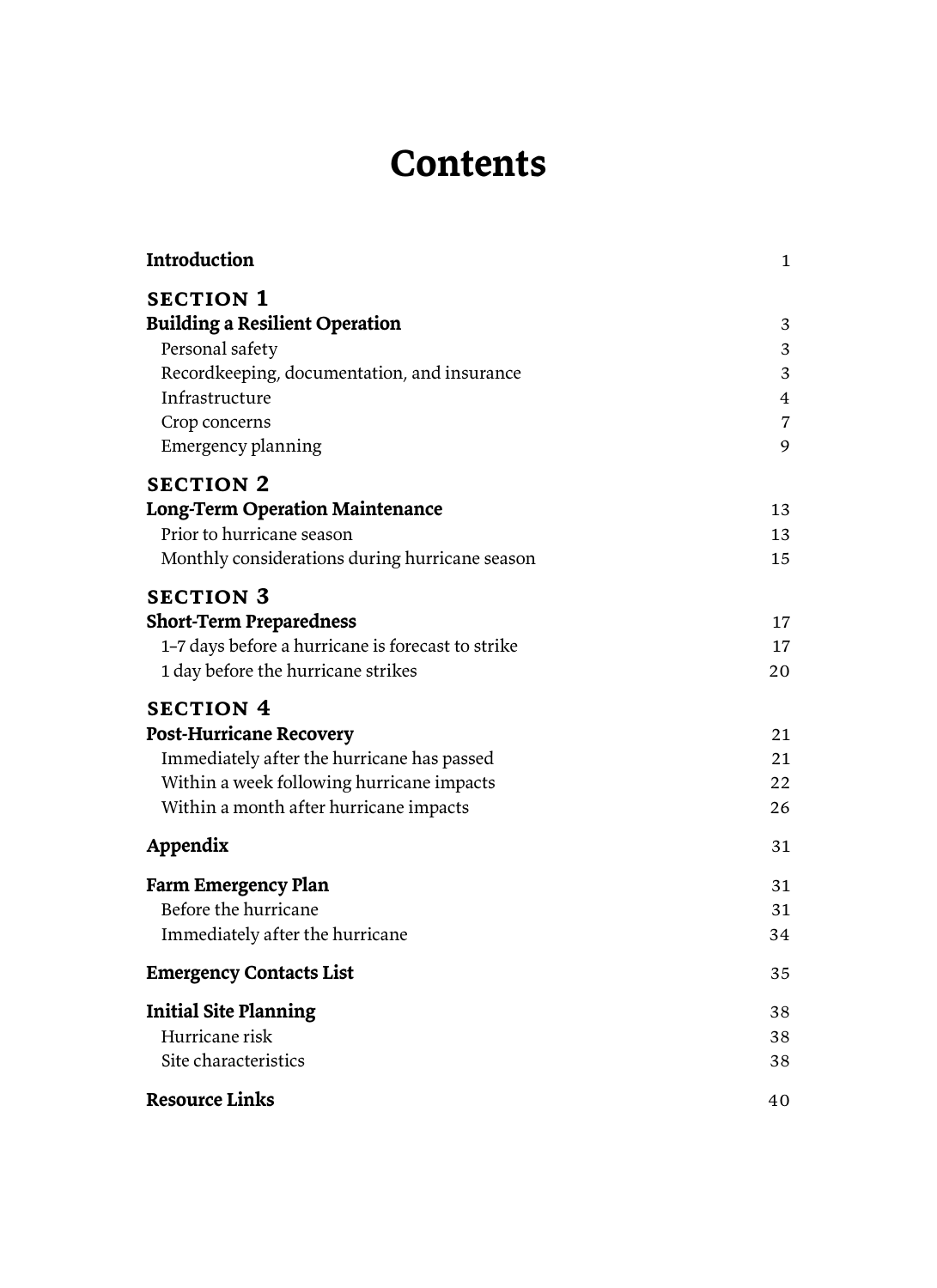# Contents

| | |
|---|---|
| **Introduction** | 1 |
| **SECTION 1** | |
| **Building a Resilient Operation** | 3 |
| Personal safety | 3 |
| Recordkeeping, documentation, and insurance | 3 |
| Infrastructure | 4 |
| Crop concerns | 7 |
| Emergency planning | 9 |
| **SECTION 2** | |
| **Long-Term Operation Maintenance** | 13 |
| Prior to hurricane season | 13 |
| Monthly considerations during hurricane season | 15 |
| **SECTION 3** | |
| **Short-Term Preparedness** | 17 |
| 1–7 days before a hurricane is forecast to strike | 17 |
| 1 day before the hurricane strikes | 20 |
| **SECTION 4** | |
| **Post-Hurricane Recovery** | 21 |
| Immediately after the hurricane has passed | 21 |
| Within a week following hurricane impacts | 22 |
| Within a month after hurricane impacts | 26 |
| **Appendix** | 31 |
| **Farm Emergency Plan** | 31 |
| Before the hurricane | 31 |
| Immediately after the hurricane | 34 |
| **Emergency Contacts List** | 35 |
| **Initial Site Planning** | 38 |
| Hurricane risk | 38 |
| Site characteristics | 38 |
| **Resource Links** | 40 |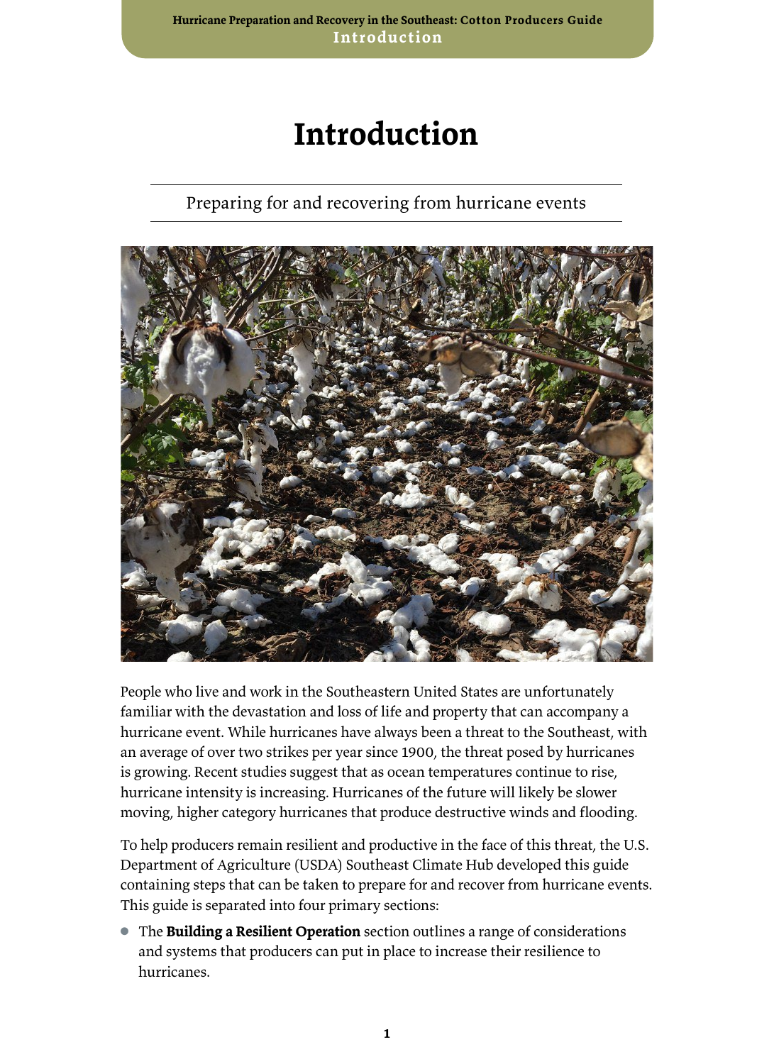# Introduction

Preparing for and recovering from hurricane events

People who live and work in the Southeastern United States are unfortunately familiar with the devastation and loss of life and property that can accompany a hurricane event. While hurricanes have always been a threat to the Southeast, with an average of over two strikes per year since 1900, the threat posed by hurricanes is growing. Recent studies suggest that as ocean temperatures continue to rise, hurricane intensity is increasing. Hurricanes of the future will likely be slower moving, higher category hurricanes that produce destructive winds and flooding.

To help producers remain resilient and productive in the face of this threat, the U.S. Department of Agriculture (USDA) Southeast Climate Hub developed this guide containing steps that can be taken to prepare for and recover from hurricane events. This guide is separated into four primary sections:

- The **Building a Resilient Operation** section outlines a range of considerations and systems that producers can put in place to increase their resilience to hurricanes.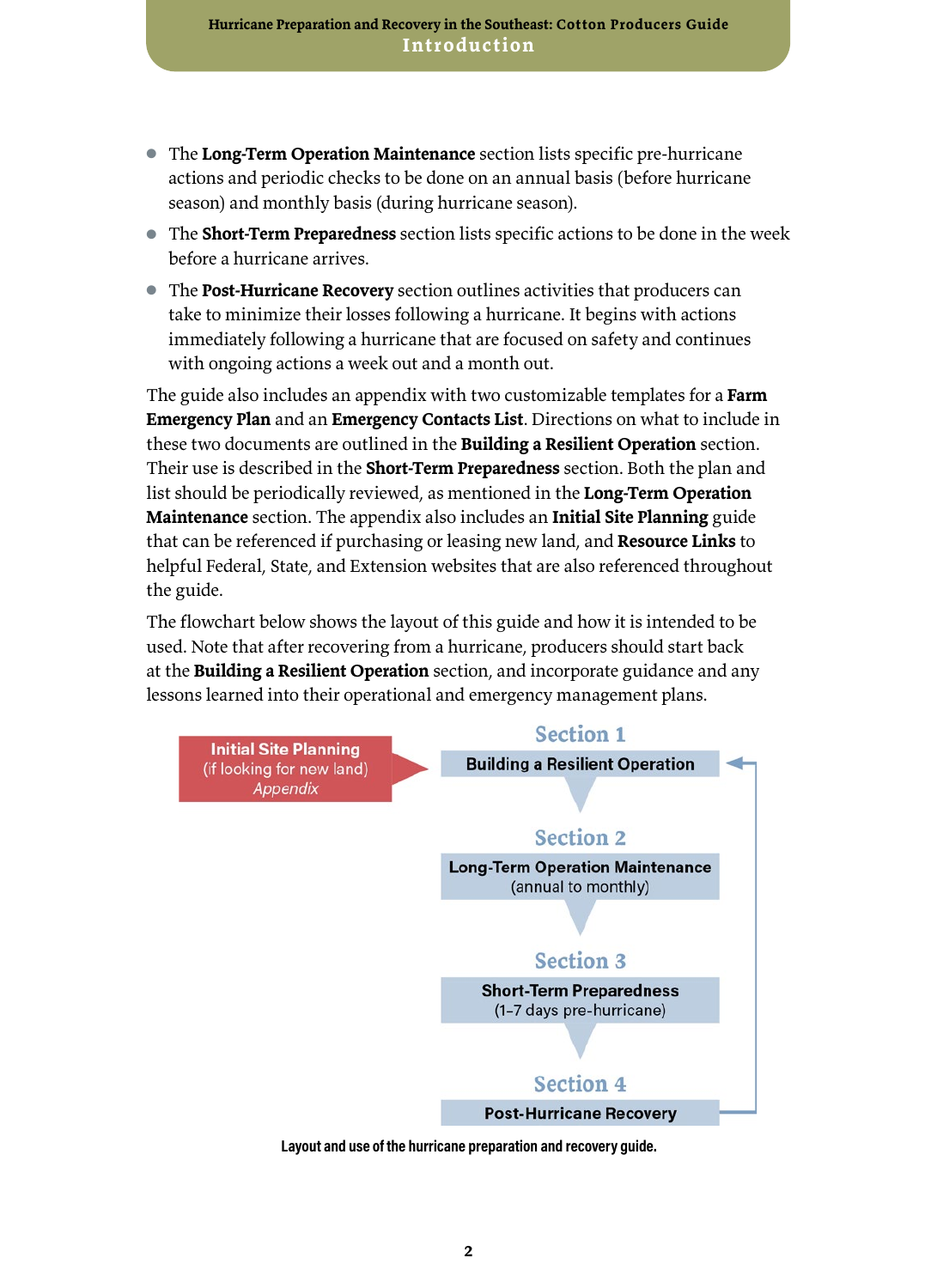- The **Long-Term Operation Maintenance** section lists specific pre-hurricane actions and periodic checks to be done on an annual basis (before hurricane season) and monthly basis (during hurricane season).
- The **Short-Term Preparedness** section lists specific actions to be done in the week before a hurricane arrives.
- The **Post-Hurricane Recovery** section outlines activities that producers can take to minimize their losses following a hurricane. It begins with actions immediately following a hurricane that are focused on safety and continues with ongoing actions a week out and a month out.

The guide also includes an appendix with two customizable templates for a **Farm Emergency Plan** and an **Emergency Contacts List**. Directions on what to include in these two documents are outlined in the **Building a Resilient Operation** section. Their use is described in the **Short-Term Preparedness** section. Both the plan and list should be periodically reviewed, as mentioned in the **Long-Term Operation Maintenance** section. The appendix also includes an **Initial Site Planning** guide that can be referenced if purchasing or leasing new land, and **Resource Links** to helpful Federal, State, and Extension websites that are also referenced throughout the guide.

The flowchart below shows the layout of this guide and how it is intended to be used. Note that after recovering from a hurricane, producers should start back at the **Building a Resilient Operation** section, and incorporate guidance and any lessons learned into their operational and emergency management plans.

**Initial Site Planning** (if looking for new land) *Appendix* → 

**Section 1** – Building a Resilient Operation

↓

**Section 2** – Long-Term Operation Maintenance (annual to monthly)

↓

**Section 3** – Short-Term Preparedness (1–7 days pre-hurricane)

↓

**Section 4** – Post-Hurricane Recovery → (back to Section 1)

**Layout and use of the hurricane preparation and recovery guide.**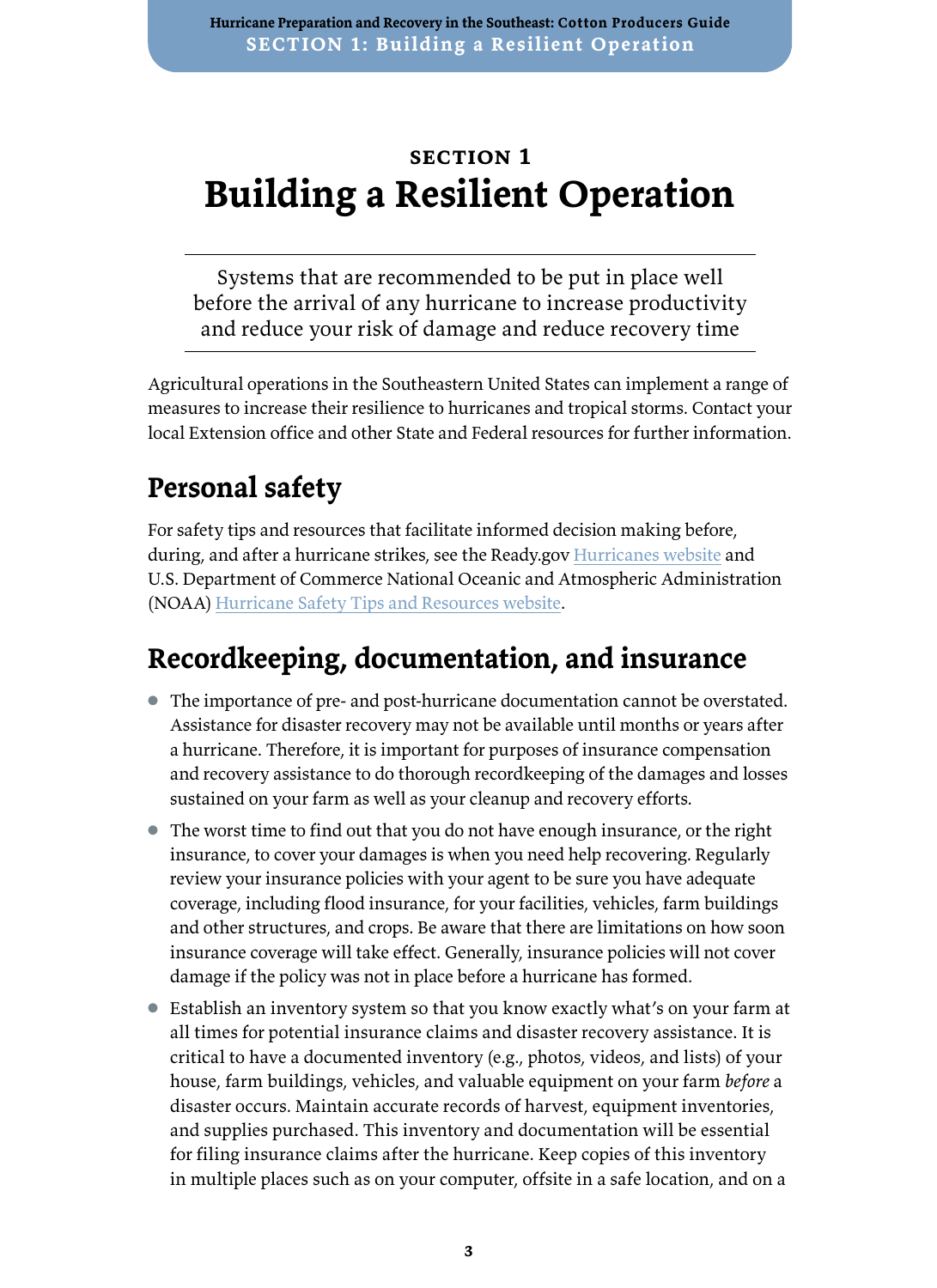SECTION 1

# Building a Resilient Operation

Systems that are recommended to be put in place well before the arrival of any hurricane to increase productivity and reduce your risk of damage and reduce recovery time

Agricultural operations in the Southeastern United States can implement a range of measures to increase their resilience to hurricanes and tropical storms. Contact your local Extension office and other State and Federal resources for further information.

## Personal safety

For safety tips and resources that facilitate informed decision making before, during, and after a hurricane strikes, see the Ready.gov Hurricanes website and U.S. Department of Commerce National Oceanic and Atmospheric Administration (NOAA) Hurricane Safety Tips and Resources website.

## Recordkeeping, documentation, and insurance

- The importance of pre- and post-hurricane documentation cannot be overstated. Assistance for disaster recovery may not be available until months or years after a hurricane. Therefore, it is important for purposes of insurance compensation and recovery assistance to do thorough recordkeeping of the damages and losses sustained on your farm as well as your cleanup and recovery efforts.
- The worst time to find out that you do not have enough insurance, or the right insurance, to cover your damages is when you need help recovering. Regularly review your insurance policies with your agent to be sure you have adequate coverage, including flood insurance, for your facilities, vehicles, farm buildings and other structures, and crops. Be aware that there are limitations on how soon insurance coverage will take effect. Generally, insurance policies will not cover damage if the policy was not in place before a hurricane has formed.
- Establish an inventory system so that you know exactly what's on your farm at all times for potential insurance claims and disaster recovery assistance. It is critical to have a documented inventory (e.g., photos, videos, and lists) of your house, farm buildings, vehicles, and valuable equipment on your farm *before* a disaster occurs. Maintain accurate records of harvest, equipment inventories, and supplies purchased. This inventory and documentation will be essential for filing insurance claims after the hurricane. Keep copies of this inventory in multiple places such as on your computer, offsite in a safe location, and on a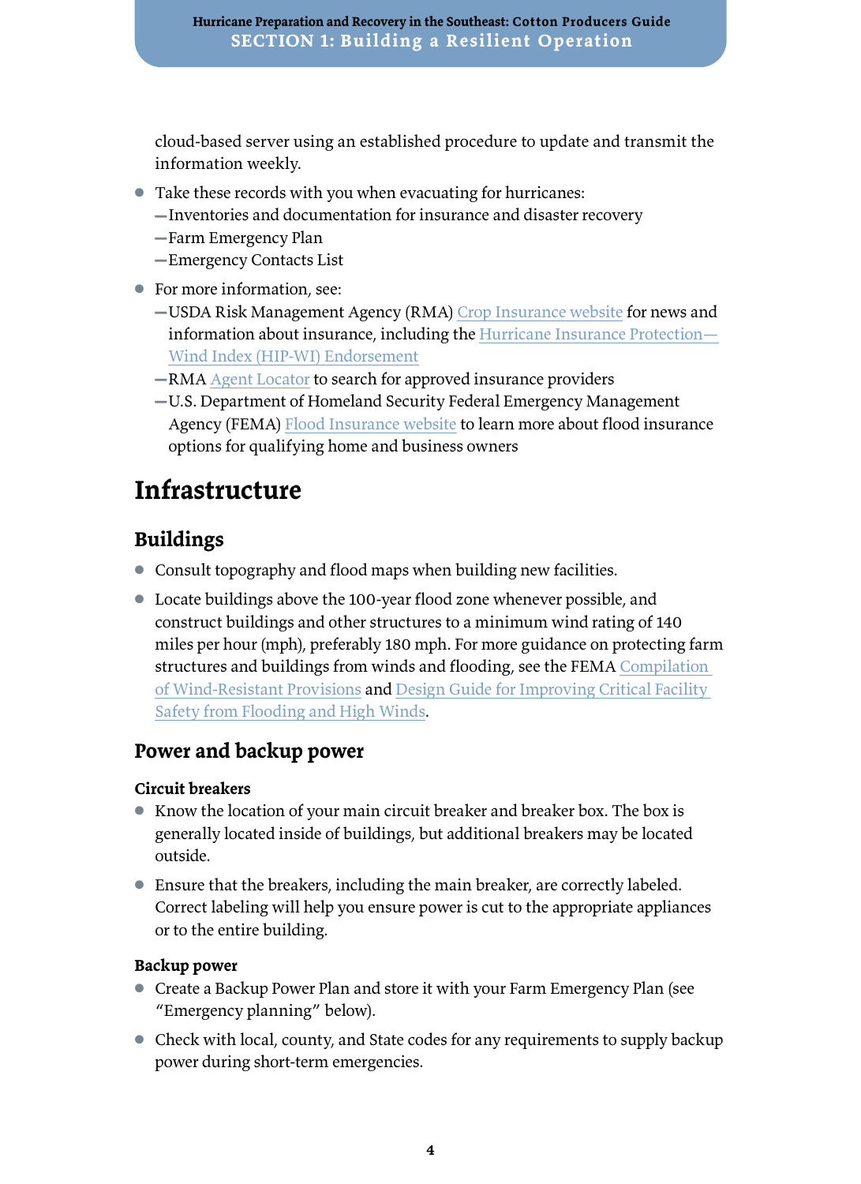cloud-based server using an established procedure to update and transmit the information weekly.

- Take these records with you when evacuating for hurricanes:
  - Inventories and documentation for insurance and disaster recovery
  - Farm Emergency Plan
  - Emergency Contacts List
- For more information, see:
  - USDA Risk Management Agency (RMA) Crop Insurance website for news and information about insurance, including the Hurricane Insurance Protection—Wind Index (HIP-WI) Endorsement
  - RMA Agent Locator to search for approved insurance providers
  - U.S. Department of Homeland Security Federal Emergency Management Agency (FEMA) Flood Insurance website to learn more about flood insurance options for qualifying home and business owners

# Infrastructure

## Buildings

- Consult topography and flood maps when building new facilities.
- Locate buildings above the 100-year flood zone whenever possible, and construct buildings and other structures to a minimum wind rating of 140 miles per hour (mph), preferably 180 mph. For more guidance on protecting farm structures and buildings from winds and flooding, see the FEMA Compilation of Wind-Resistant Provisions and Design Guide for Improving Critical Facility Safety from Flooding and High Winds.

## Power and backup power

### Circuit breakers

- Know the location of your main circuit breaker and breaker box. The box is generally located inside of buildings, but additional breakers may be located outside.
- Ensure that the breakers, including the main breaker, are correctly labeled. Correct labeling will help you ensure power is cut to the appropriate appliances or to the entire building.

### Backup power

- Create a Backup Power Plan and store it with your Farm Emergency Plan (see "Emergency planning" below).
- Check with local, county, and State codes for any requirements to supply backup power during short-term emergencies.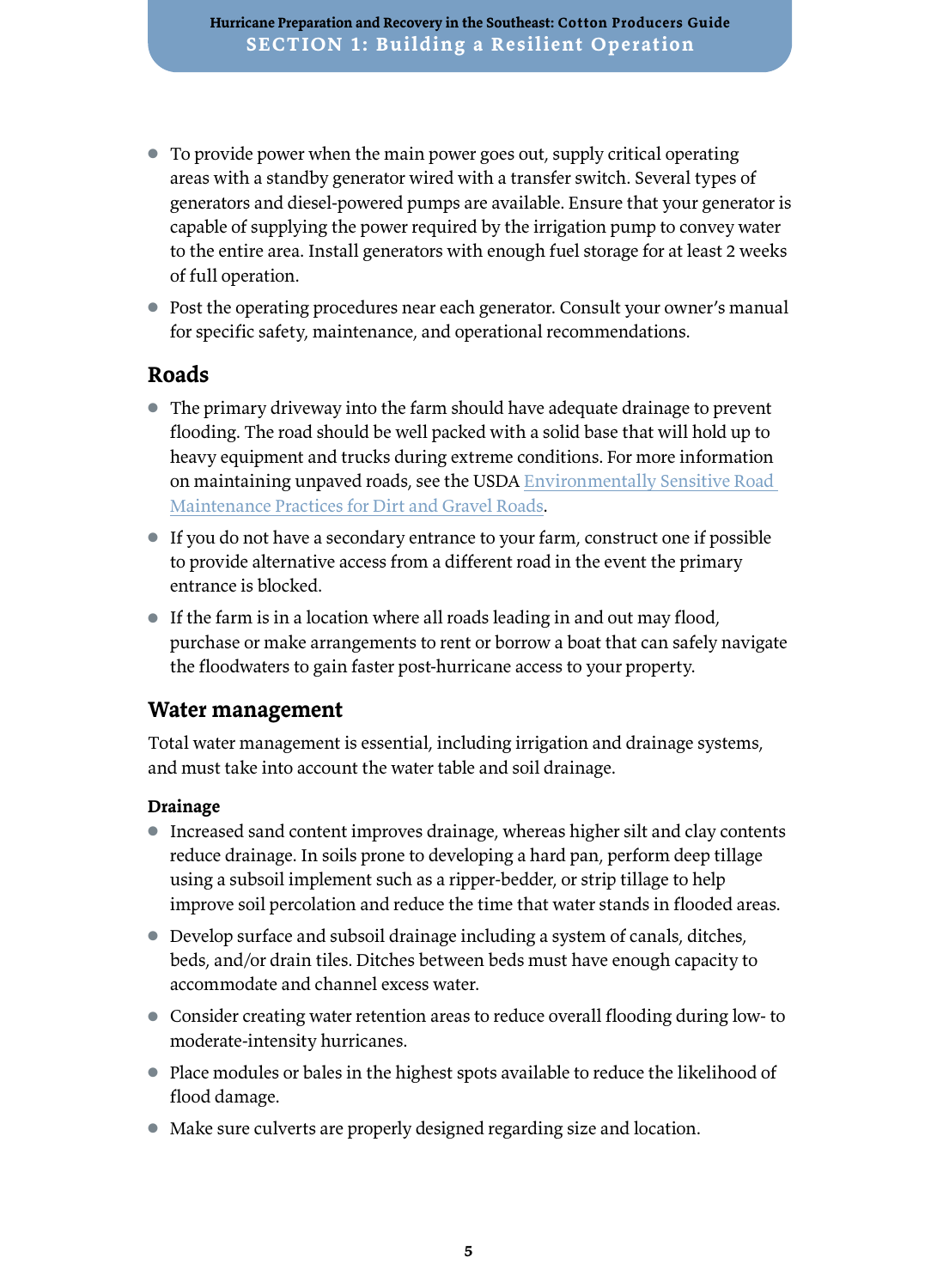- To provide power when the main power goes out, supply critical operating areas with a standby generator wired with a transfer switch. Several types of generators and diesel-powered pumps are available. Ensure that your generator is capable of supplying the power required by the irrigation pump to convey water to the entire area. Install generators with enough fuel storage for at least 2 weeks of full operation.
- Post the operating procedures near each generator. Consult your owner's manual for specific safety, maintenance, and operational recommendations.

## Roads

- The primary driveway into the farm should have adequate drainage to prevent flooding. The road should be well packed with a solid base that will hold up to heavy equipment and trucks during extreme conditions. For more information on maintaining unpaved roads, see the USDA Environmentally Sensitive Road Maintenance Practices for Dirt and Gravel Roads.
- If you do not have a secondary entrance to your farm, construct one if possible to provide alternative access from a different road in the event the primary entrance is blocked.
- If the farm is in a location where all roads leading in and out may flood, purchase or make arrangements to rent or borrow a boat that can safely navigate the floodwaters to gain faster post-hurricane access to your property.

## Water management

Total water management is essential, including irrigation and drainage systems, and must take into account the water table and soil drainage.

### Drainage

- Increased sand content improves drainage, whereas higher silt and clay contents reduce drainage. In soils prone to developing a hard pan, perform deep tillage using a subsoil implement such as a ripper-bedder, or strip tillage to help improve soil percolation and reduce the time that water stands in flooded areas.
- Develop surface and subsoil drainage including a system of canals, ditches, beds, and/or drain tiles. Ditches between beds must have enough capacity to accommodate and channel excess water.
- Consider creating water retention areas to reduce overall flooding during low- to moderate-intensity hurricanes.
- Place modules or bales in the highest spots available to reduce the likelihood of flood damage.
- Make sure culverts are properly designed regarding size and location.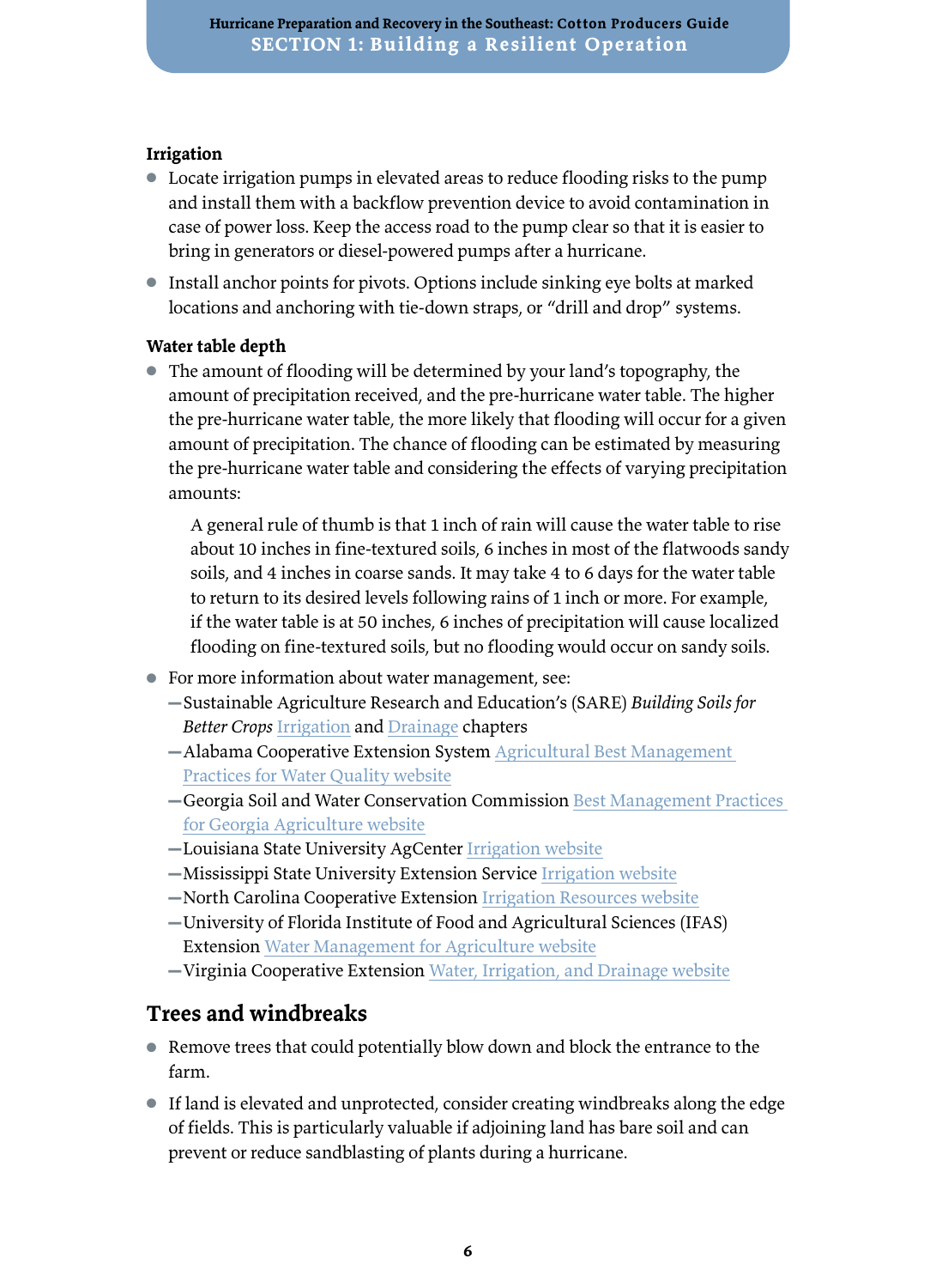### Irrigation

- Locate irrigation pumps in elevated areas to reduce flooding risks to the pump and install them with a backflow prevention device to avoid contamination in case of power loss. Keep the access road to the pump clear so that it is easier to bring in generators or diesel-powered pumps after a hurricane.
- Install anchor points for pivots. Options include sinking eye bolts at marked locations and anchoring with tie-down straps, or "drill and drop" systems.

### Water table depth

- The amount of flooding will be determined by your land's topography, the amount of precipitation received, and the pre-hurricane water table. The higher the pre-hurricane water table, the more likely that flooding will occur for a given amount of precipitation. The chance of flooding can be estimated by measuring the pre-hurricane water table and considering the effects of varying precipitation amounts:

  > A general rule of thumb is that 1 inch of rain will cause the water table to rise about 10 inches in fine-textured soils, 6 inches in most of the flatwoods sandy soils, and 4 inches in coarse sands. It may take 4 to 6 days for the water table to return to its desired levels following rains of 1 inch or more. For example, if the water table is at 50 inches, 6 inches of precipitation will cause localized flooding on fine-textured soils, but no flooding would occur on sandy soils.

- For more information about water management, see:
  - Sustainable Agriculture Research and Education's (SARE) *Building Soils for Better Crops* Irrigation and Drainage chapters
  - Alabama Cooperative Extension System Agricultural Best Management Practices for Water Quality website
  - Georgia Soil and Water Conservation Commission Best Management Practices for Georgia Agriculture website
  - Louisiana State University AgCenter Irrigation website
  - Mississippi State University Extension Service Irrigation website
  - North Carolina Cooperative Extension Irrigation Resources website
  - University of Florida Institute of Food and Agricultural Sciences (IFAS) Extension Water Management for Agriculture website
  - Virginia Cooperative Extension Water, Irrigation, and Drainage website

## Trees and windbreaks

- Remove trees that could potentially blow down and block the entrance to the farm.
- If land is elevated and unprotected, consider creating windbreaks along the edge of fields. This is particularly valuable if adjoining land has bare soil and can prevent or reduce sandblasting of plants during a hurricane.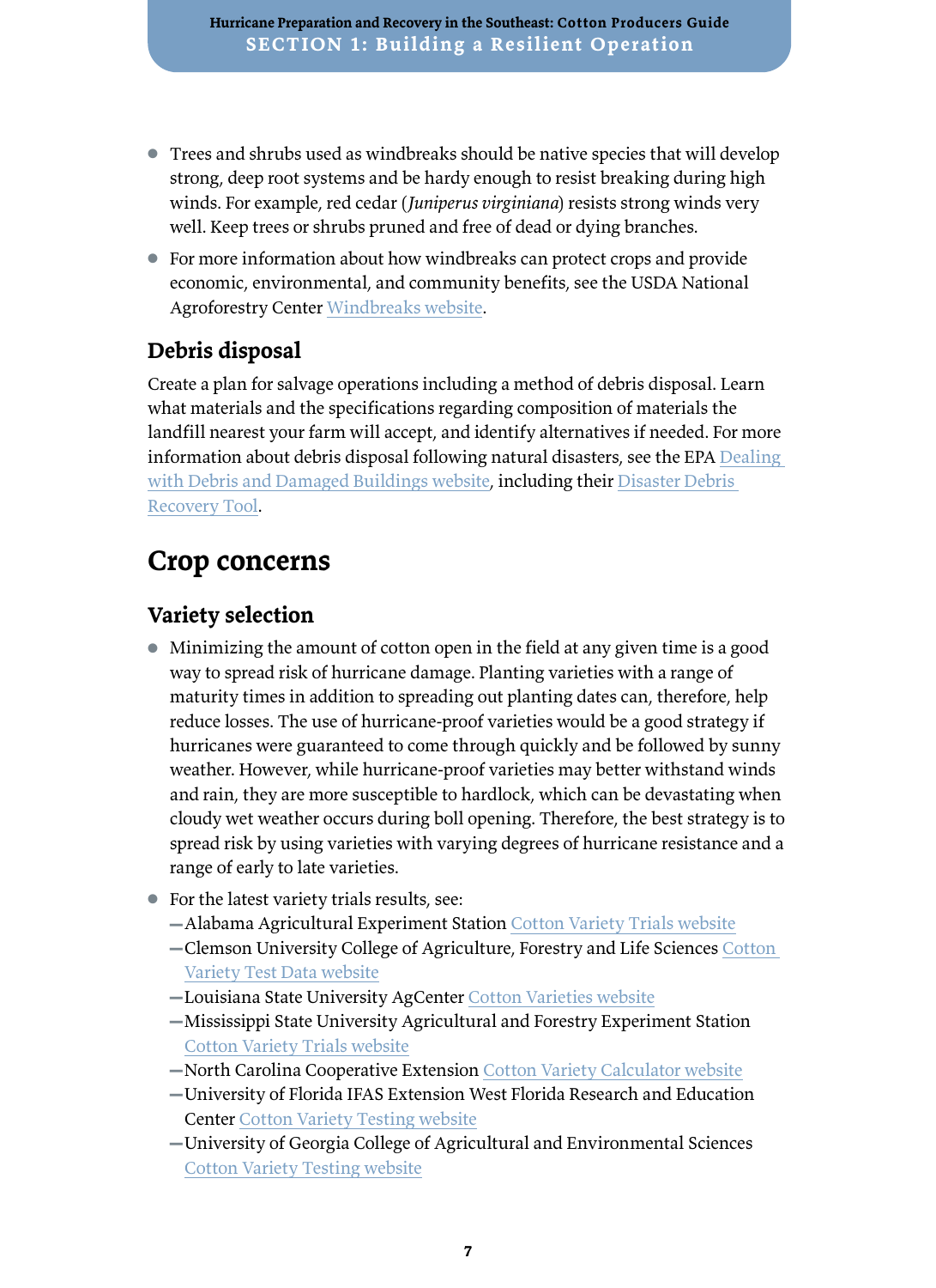- Trees and shrubs used as windbreaks should be native species that will develop strong, deep root systems and be hardy enough to resist breaking during high winds. For example, red cedar (*Juniperus virginiana*) resists strong winds very well. Keep trees or shrubs pruned and free of dead or dying branches.
- For more information about how windbreaks can protect crops and provide economic, environmental, and community benefits, see the USDA National Agroforestry Center Windbreaks website.

### Debris disposal

Create a plan for salvage operations including a method of debris disposal. Learn what materials and the specifications regarding composition of materials the landfill nearest your farm will accept, and identify alternatives if needed. For more information about debris disposal following natural disasters, see the EPA Dealing with Debris and Damaged Buildings website, including their Disaster Debris Recovery Tool.

## Crop concerns

### Variety selection

- Minimizing the amount of cotton open in the field at any given time is a good way to spread risk of hurricane damage. Planting varieties with a range of maturity times in addition to spreading out planting dates can, therefore, help reduce losses. The use of hurricane-proof varieties would be a good strategy if hurricanes were guaranteed to come through quickly and be followed by sunny weather. However, while hurricane-proof varieties may better withstand winds and rain, they are more susceptible to hardlock, which can be devastating when cloudy wet weather occurs during boll opening. Therefore, the best strategy is to spread risk by using varieties with varying degrees of hurricane resistance and a range of early to late varieties.
- For the latest variety trials results, see:
  - Alabama Agricultural Experiment Station Cotton Variety Trials website
  - Clemson University College of Agriculture, Forestry and Life Sciences Cotton Variety Test Data website
  - Louisiana State University AgCenter Cotton Varieties website
  - Mississippi State University Agricultural and Forestry Experiment Station Cotton Variety Trials website
  - North Carolina Cooperative Extension Cotton Variety Calculator website
  - University of Florida IFAS Extension West Florida Research and Education Center Cotton Variety Testing website
  - University of Georgia College of Agricultural and Environmental Sciences Cotton Variety Testing website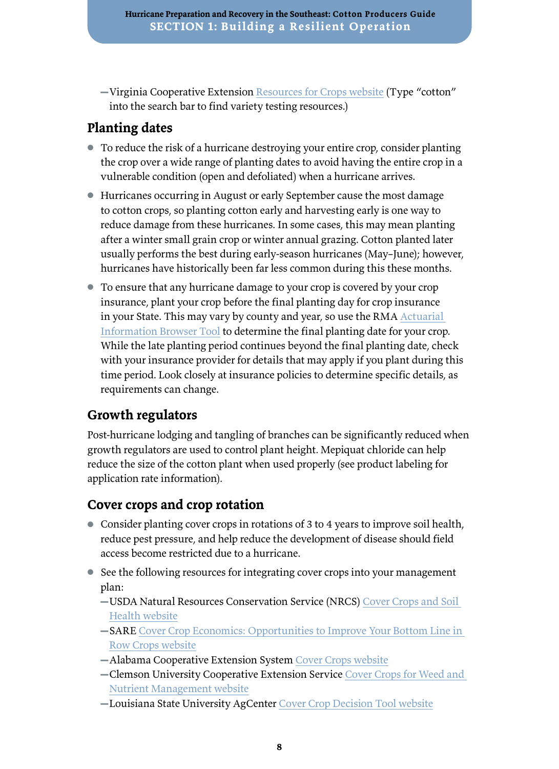- Virginia Cooperative Extension Resources for Crops website (Type "cotton" into the search bar to find variety testing resources.)

## Planting dates

- To reduce the risk of a hurricane destroying your entire crop, consider planting the crop over a wide range of planting dates to avoid having the entire crop in a vulnerable condition (open and defoliated) when a hurricane arrives.
- Hurricanes occurring in August or early September cause the most damage to cotton crops, so planting cotton early and harvesting early is one way to reduce damage from these hurricanes. In some cases, this may mean planting after a winter small grain crop or winter annual grazing. Cotton planted later usually performs the best during early-season hurricanes (May–June); however, hurricanes have historically been far less common during this these months.
- To ensure that any hurricane damage to your crop is covered by your crop insurance, plant your crop before the final planting day for crop insurance in your State. This may vary by county and year, so use the RMA Actuarial Information Browser Tool to determine the final planting date for your crop. While the late planting period continues beyond the final planting date, check with your insurance provider for details that may apply if you plant during this time period. Look closely at insurance policies to determine specific details, as requirements can change.

## Growth regulators

Post-hurricane lodging and tangling of branches can be significantly reduced when growth regulators are used to control plant height. Mepiquat chloride can help reduce the size of the cotton plant when used properly (see product labeling for application rate information).

## Cover crops and crop rotation

- Consider planting cover crops in rotations of 3 to 4 years to improve soil health, reduce pest pressure, and help reduce the development of disease should field access become restricted due to a hurricane.
- See the following resources for integrating cover crops into your management plan:
  - USDA Natural Resources Conservation Service (NRCS) Cover Crops and Soil Health website
  - SARE Cover Crop Economics: Opportunities to Improve Your Bottom Line in Row Crops website
  - Alabama Cooperative Extension System Cover Crops website
  - Clemson University Cooperative Extension Service Cover Crops for Weed and Nutrient Management website
  - Louisiana State University AgCenter Cover Crop Decision Tool website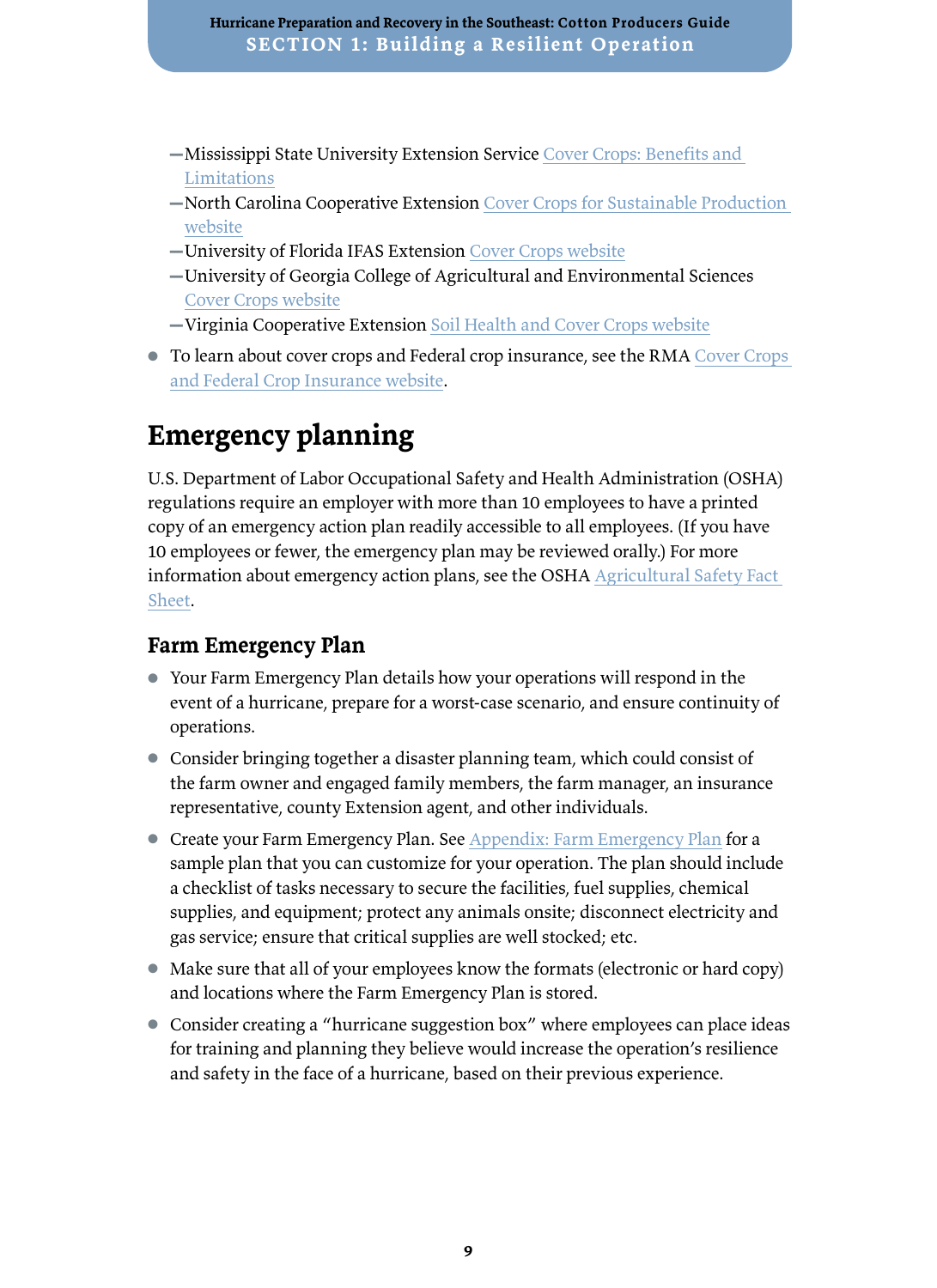- Mississippi State University Extension Service Cover Crops: Benefits and Limitations
- North Carolina Cooperative Extension Cover Crops for Sustainable Production website
- University of Florida IFAS Extension Cover Crops website
- University of Georgia College of Agricultural and Environmental Sciences Cover Crops website
- Virginia Cooperative Extension Soil Health and Cover Crops website

- To learn about cover crops and Federal crop insurance, see the RMA Cover Crops and Federal Crop Insurance website.

## Emergency planning

U.S. Department of Labor Occupational Safety and Health Administration (OSHA) regulations require an employer with more than 10 employees to have a printed copy of an emergency action plan readily accessible to all employees. (If you have 10 employees or fewer, the emergency plan may be reviewed orally.) For more information about emergency action plans, see the OSHA Agricultural Safety Fact Sheet.

### Farm Emergency Plan

- Your Farm Emergency Plan details how your operations will respond in the event of a hurricane, prepare for a worst-case scenario, and ensure continuity of operations.
- Consider bringing together a disaster planning team, which could consist of the farm owner and engaged family members, the farm manager, an insurance representative, county Extension agent, and other individuals.
- Create your Farm Emergency Plan. See Appendix: Farm Emergency Plan for a sample plan that you can customize for your operation. The plan should include a checklist of tasks necessary to secure the facilities, fuel supplies, chemical supplies, and equipment; protect any animals onsite; disconnect electricity and gas service; ensure that critical supplies are well stocked; etc.
- Make sure that all of your employees know the formats (electronic or hard copy) and locations where the Farm Emergency Plan is stored.
- Consider creating a "hurricane suggestion box" where employees can place ideas for training and planning they believe would increase the operation's resilience and safety in the face of a hurricane, based on their previous experience.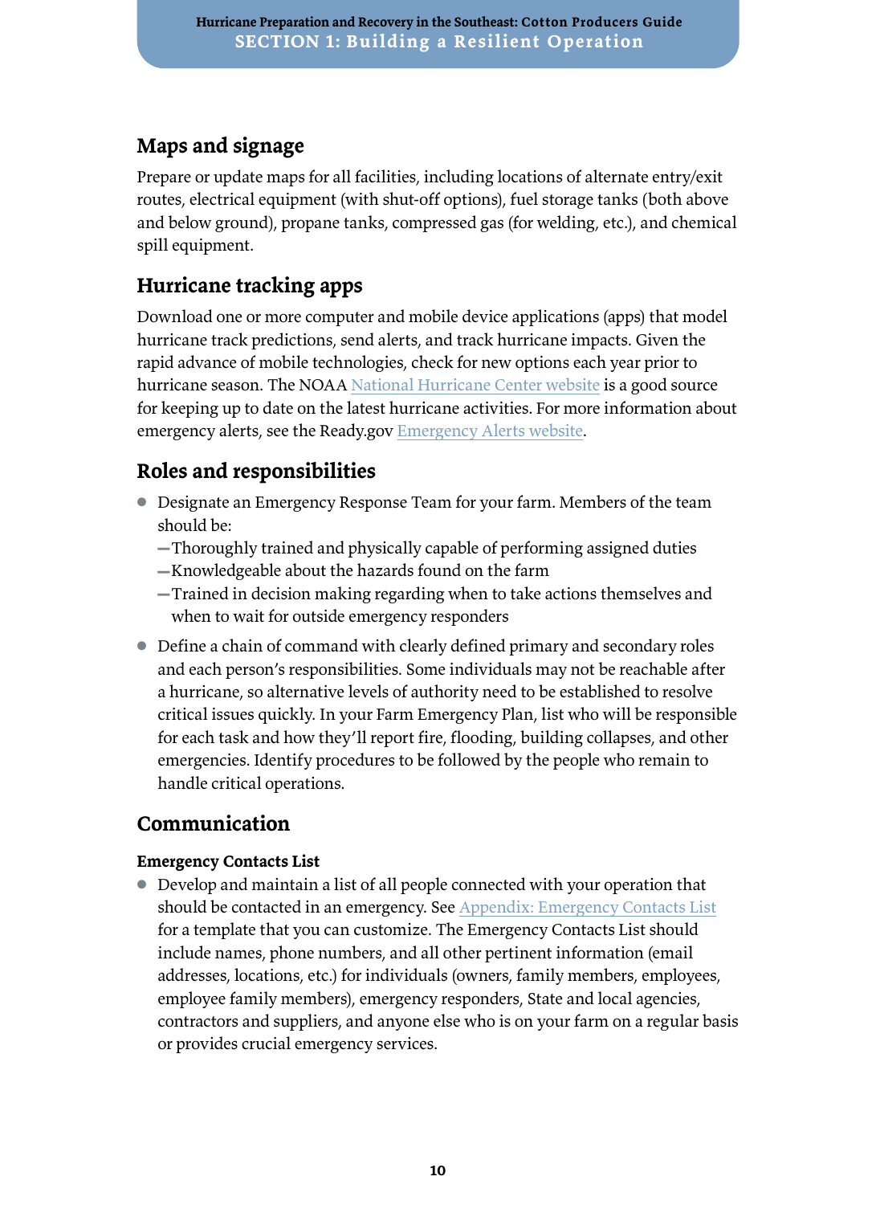## Maps and signage

Prepare or update maps for all facilities, including locations of alternate entry/exit routes, electrical equipment (with shut-off options), fuel storage tanks (both above and below ground), propane tanks, compressed gas (for welding, etc.), and chemical spill equipment.

## Hurricane tracking apps

Download one or more computer and mobile device applications (apps) that model hurricane track predictions, send alerts, and track hurricane impacts. Given the rapid advance of mobile technologies, check for new options each year prior to hurricane season. The NOAA National Hurricane Center website is a good source for keeping up to date on the latest hurricane activities. For more information about emergency alerts, see the Ready.gov Emergency Alerts website.

## Roles and responsibilities

- Designate an Emergency Response Team for your farm. Members of the team should be:
  - Thoroughly trained and physically capable of performing assigned duties
  - Knowledgeable about the hazards found on the farm
  - Trained in decision making regarding when to take actions themselves and when to wait for outside emergency responders
- Define a chain of command with clearly defined primary and secondary roles and each person's responsibilities. Some individuals may not be reachable after a hurricane, so alternative levels of authority need to be established to resolve critical issues quickly. In your Farm Emergency Plan, list who will be responsible for each task and how they'll report fire, flooding, building collapses, and other emergencies. Identify procedures to be followed by the people who remain to handle critical operations.

## Communication

### Emergency Contacts List

- Develop and maintain a list of all people connected with your operation that should be contacted in an emergency. See Appendix: Emergency Contacts List for a template that you can customize. The Emergency Contacts List should include names, phone numbers, and all other pertinent information (email addresses, locations, etc.) for individuals (owners, family members, employees, employee family members), emergency responders, State and local agencies, contractors and suppliers, and anyone else who is on your farm on a regular basis or provides crucial emergency services.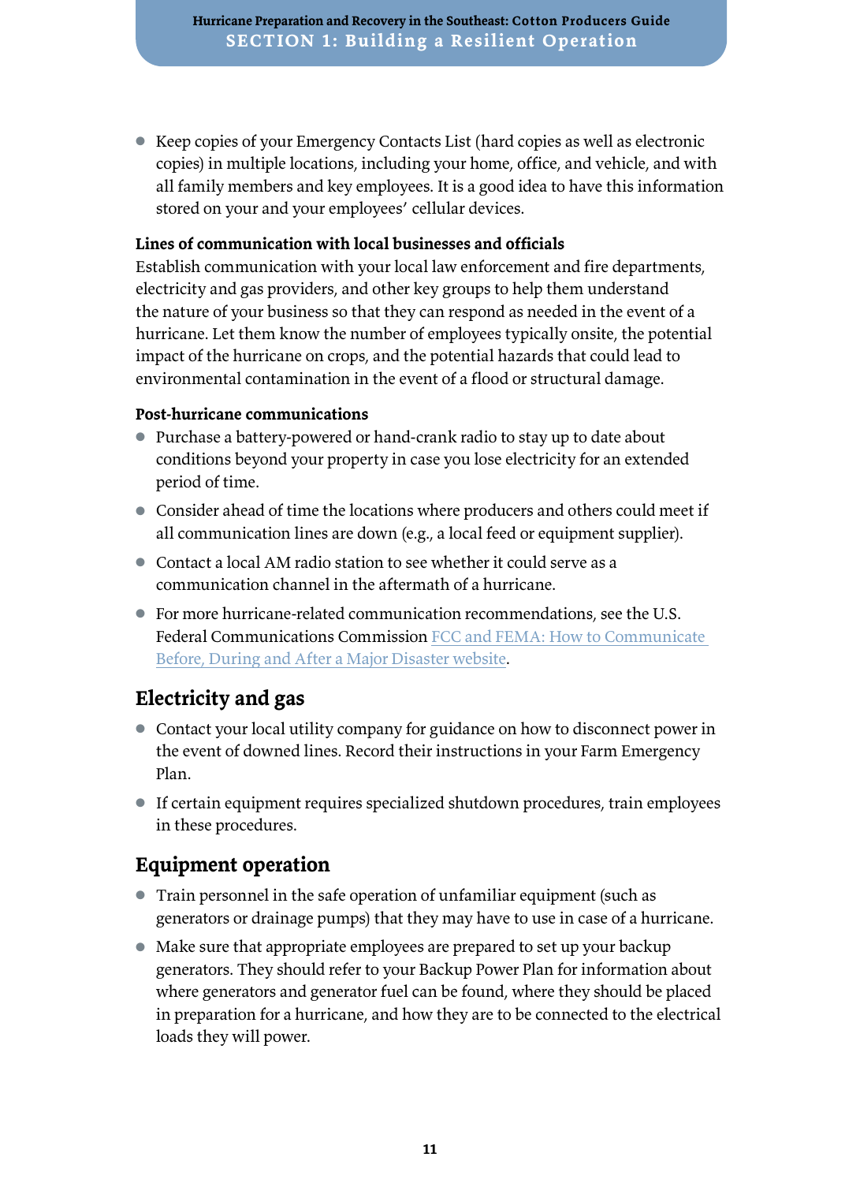- Keep copies of your Emergency Contacts List (hard copies as well as electronic copies) in multiple locations, including your home, office, and vehicle, and with all family members and key employees. It is a good idea to have this information stored on your and your employees' cellular devices.

**Lines of communication with local businesses and officials**

Establish communication with your local law enforcement and fire departments, electricity and gas providers, and other key groups to help them understand the nature of your business so that they can respond as needed in the event of a hurricane. Let them know the number of employees typically onsite, the potential impact of the hurricane on crops, and the potential hazards that could lead to environmental contamination in the event of a flood or structural damage.

**Post-hurricane communications**

- Purchase a battery-powered or hand-crank radio to stay up to date about conditions beyond your property in case you lose electricity for an extended period of time.
- Consider ahead of time the locations where producers and others could meet if all communication lines are down (e.g., a local feed or equipment supplier).
- Contact a local AM radio station to see whether it could serve as a communication channel in the aftermath of a hurricane.
- For more hurricane-related communication recommendations, see the U.S. Federal Communications Commission FCC and FEMA: How to Communicate Before, During and After a Major Disaster website.

## Electricity and gas

- Contact your local utility company for guidance on how to disconnect power in the event of downed lines. Record their instructions in your Farm Emergency Plan.
- If certain equipment requires specialized shutdown procedures, train employees in these procedures.

## Equipment operation

- Train personnel in the safe operation of unfamiliar equipment (such as generators or drainage pumps) that they may have to use in case of a hurricane.
- Make sure that appropriate employees are prepared to set up your backup generators. They should refer to your Backup Power Plan for information about where generators and generator fuel can be found, where they should be placed in preparation for a hurricane, and how they are to be connected to the electrical loads they will power.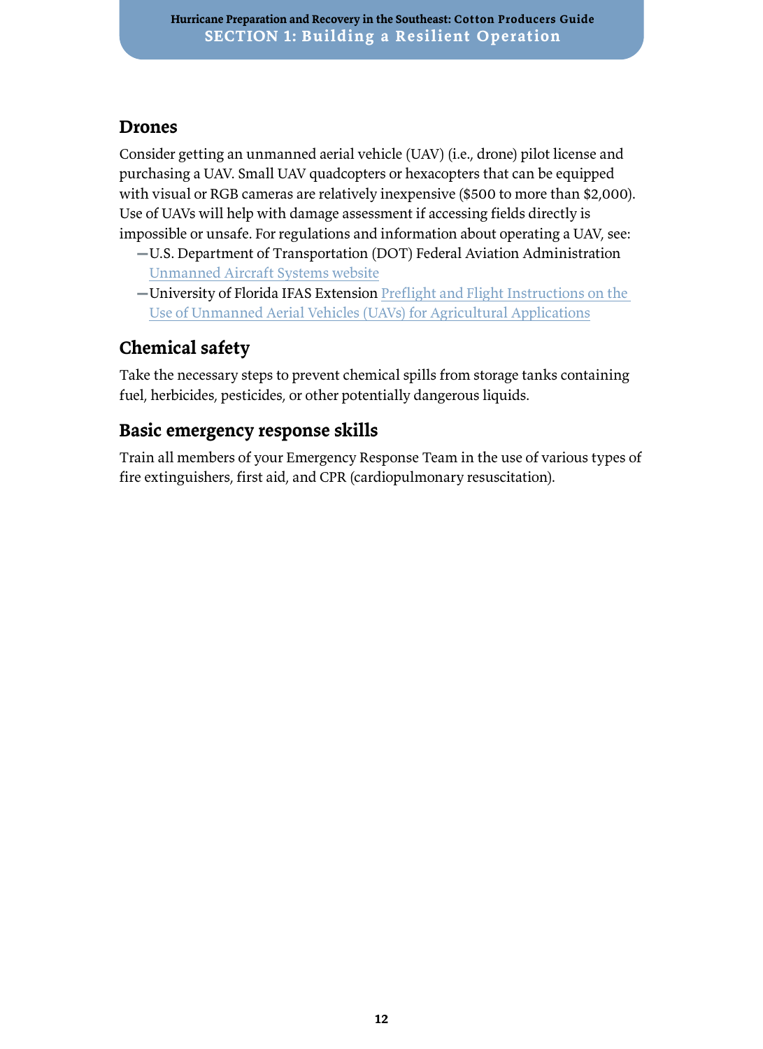## Drones

Consider getting an unmanned aerial vehicle (UAV) (i.e., drone) pilot license and purchasing a UAV. Small UAV quadcopters or hexacopters that can be equipped with visual or RGB cameras are relatively inexpensive ($500 to more than $2,000). Use of UAVs will help with damage assessment if accessing fields directly is impossible or unsafe. For regulations and information about operating a UAV, see:

- U.S. Department of Transportation (DOT) Federal Aviation Administration Unmanned Aircraft Systems website
- University of Florida IFAS Extension Preflight and Flight Instructions on the Use of Unmanned Aerial Vehicles (UAVs) for Agricultural Applications

## Chemical safety

Take the necessary steps to prevent chemical spills from storage tanks containing fuel, herbicides, pesticides, or other potentially dangerous liquids.

## Basic emergency response skills

Train all members of your Emergency Response Team in the use of various types of fire extinguishers, first aid, and CPR (cardiopulmonary resuscitation).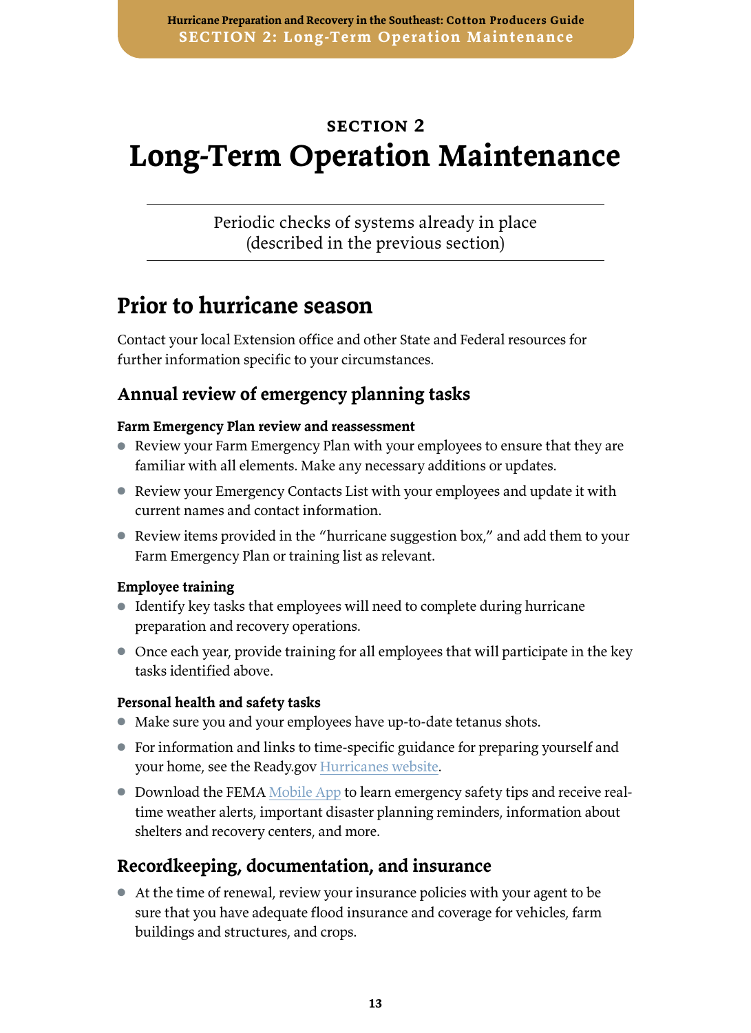SECTION 2

# Long-Term Operation Maintenance

Periodic checks of systems already in place
(described in the previous section)

## Prior to hurricane season

Contact your local Extension office and other State and Federal resources for further information specific to your circumstances.

### Annual review of emergency planning tasks

**Farm Emergency Plan review and reassessment**

- Review your Farm Emergency Plan with your employees to ensure that they are familiar with all elements. Make any necessary additions or updates.
- Review your Emergency Contacts List with your employees and update it with current names and contact information.
- Review items provided in the "hurricane suggestion box," and add them to your Farm Emergency Plan or training list as relevant.

**Employee training**

- Identify key tasks that employees will need to complete during hurricane preparation and recovery operations.
- Once each year, provide training for all employees that will participate in the key tasks identified above.

**Personal health and safety tasks**

- Make sure you and your employees have up-to-date tetanus shots.
- For information and links to time-specific guidance for preparing yourself and your home, see the Ready.gov Hurricanes website.
- Download the FEMA Mobile App to learn emergency safety tips and receive real-time weather alerts, important disaster planning reminders, information about shelters and recovery centers, and more.

### Recordkeeping, documentation, and insurance

- At the time of renewal, review your insurance policies with your agent to be sure that you have adequate flood insurance and coverage for vehicles, farm buildings and structures, and crops.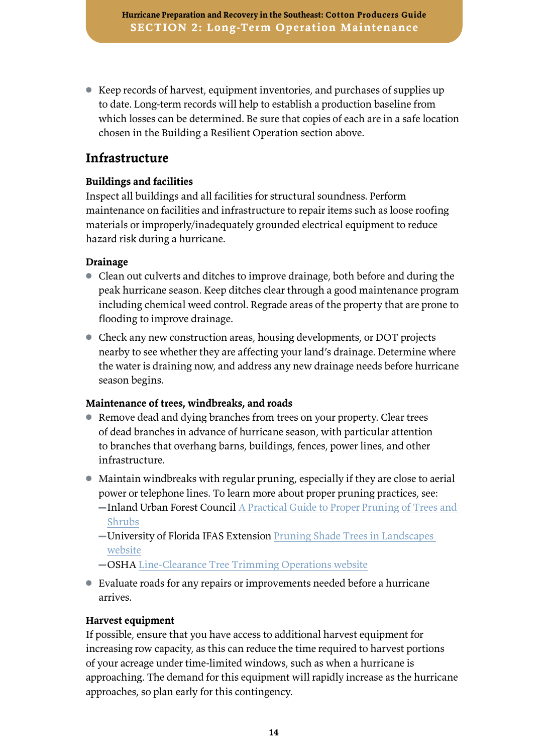- Keep records of harvest, equipment inventories, and purchases of supplies up to date. Long-term records will help to establish a production baseline from which losses can be determined. Be sure that copies of each are in a safe location chosen in the Building a Resilient Operation section above.

## Infrastructure

**Buildings and facilities**

Inspect all buildings and all facilities for structural soundness. Perform maintenance on facilities and infrastructure to repair items such as loose roofing materials or improperly/inadequately grounded electrical equipment to reduce hazard risk during a hurricane.

**Drainage**

- Clean out culverts and ditches to improve drainage, both before and during the peak hurricane season. Keep ditches clear through a good maintenance program including chemical weed control. Regrade areas of the property that are prone to flooding to improve drainage.
- Check any new construction areas, housing developments, or DOT projects nearby to see whether they are affecting your land's drainage. Determine where the water is draining now, and address any new drainage needs before hurricane season begins.

**Maintenance of trees, windbreaks, and roads**

- Remove dead and dying branches from trees on your property. Clear trees of dead branches in advance of hurricane season, with particular attention to branches that overhang barns, buildings, fences, power lines, and other infrastructure.
- Maintain windbreaks with regular pruning, especially if they are close to aerial power or telephone lines. To learn more about proper pruning practices, see:
  - Inland Urban Forest Council A Practical Guide to Proper Pruning of Trees and Shrubs
  - University of Florida IFAS Extension Pruning Shade Trees in Landscapes website
  - OSHA Line-Clearance Tree Trimming Operations website
- Evaluate roads for any repairs or improvements needed before a hurricane arrives.

**Harvest equipment**

If possible, ensure that you have access to additional harvest equipment for increasing row capacity, as this can reduce the time required to harvest portions of your acreage under time-limited windows, such as when a hurricane is approaching. The demand for this equipment will rapidly increase as the hurricane approaches, so plan early for this contingency.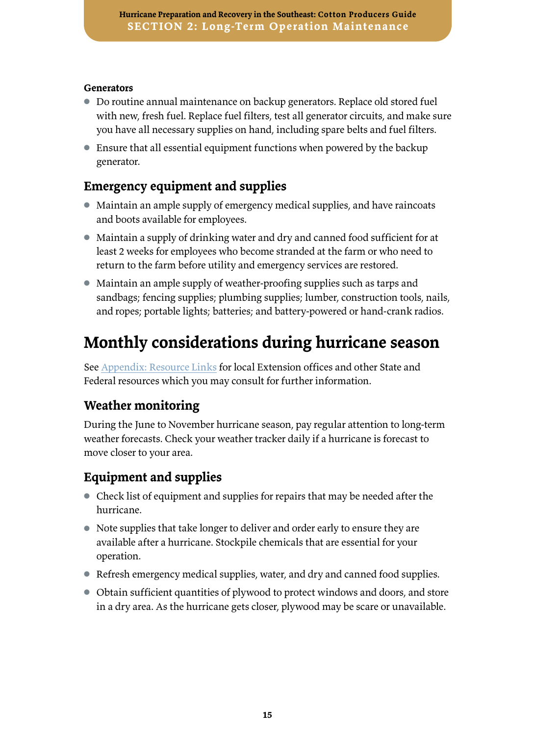**Generators**

- Do routine annual maintenance on backup generators. Replace old stored fuel with new, fresh fuel. Replace fuel filters, test all generator circuits, and make sure you have all necessary supplies on hand, including spare belts and fuel filters.
- Ensure that all essential equipment functions when powered by the backup generator.

### Emergency equipment and supplies

- Maintain an ample supply of emergency medical supplies, and have raincoats and boots available for employees.
- Maintain a supply of drinking water and dry and canned food sufficient for at least 2 weeks for employees who become stranded at the farm or who need to return to the farm before utility and emergency services are restored.
- Maintain an ample supply of weather-proofing supplies such as tarps and sandbags; fencing supplies; plumbing supplies; lumber, construction tools, nails, and ropes; portable lights; batteries; and battery-powered or hand-crank radios.

## Monthly considerations during hurricane season

See Appendix: Resource Links for local Extension offices and other State and Federal resources which you may consult for further information.

### Weather monitoring

During the June to November hurricane season, pay regular attention to long-term weather forecasts. Check your weather tracker daily if a hurricane is forecast to move closer to your area.

### Equipment and supplies

- Check list of equipment and supplies for repairs that may be needed after the hurricane.
- Note supplies that take longer to deliver and order early to ensure they are available after a hurricane. Stockpile chemicals that are essential for your operation.
- Refresh emergency medical supplies, water, and dry and canned food supplies.
- Obtain sufficient quantities of plywood to protect windows and doors, and store in a dry area. As the hurricane gets closer, plywood may be scare or unavailable.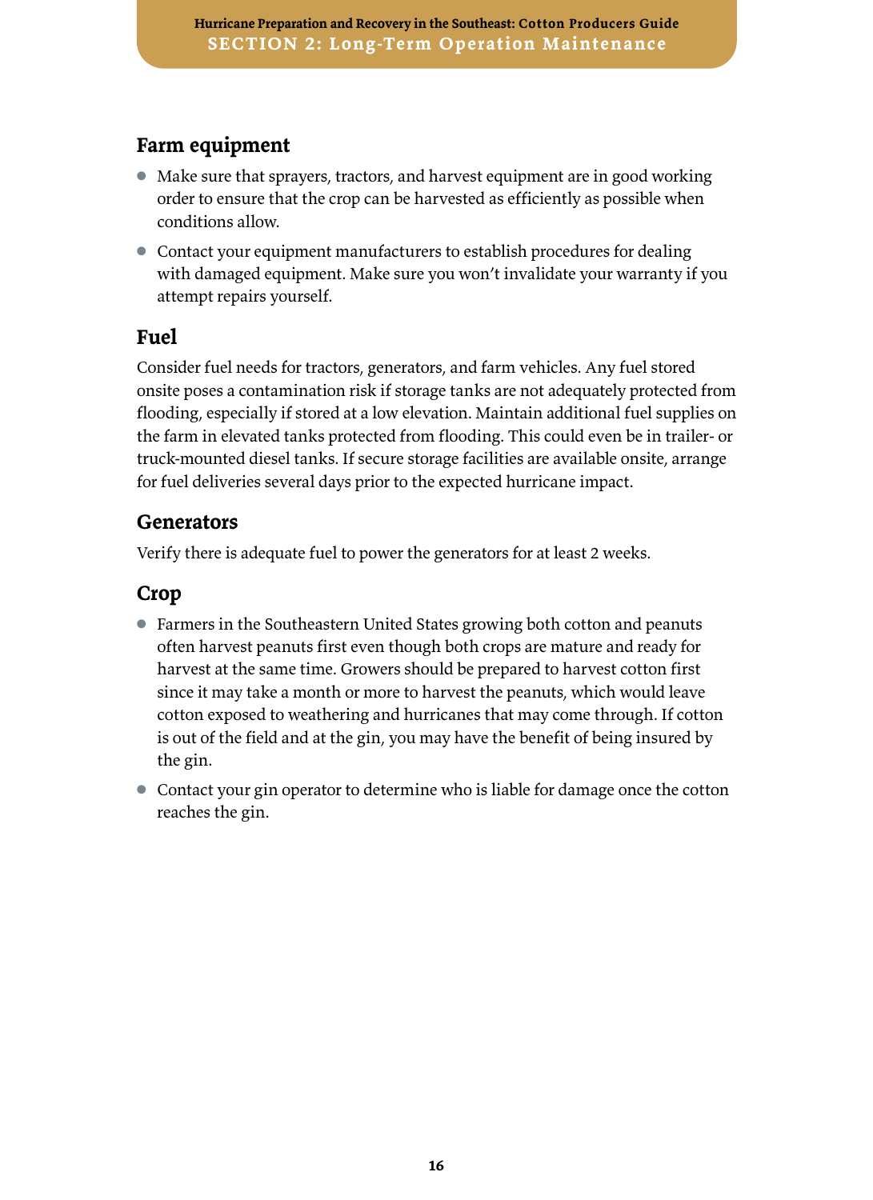## Farm equipment

- Make sure that sprayers, tractors, and harvest equipment are in good working order to ensure that the crop can be harvested as efficiently as possible when conditions allow.
- Contact your equipment manufacturers to establish procedures for dealing with damaged equipment. Make sure you won't invalidate your warranty if you attempt repairs yourself.

## Fuel

Consider fuel needs for tractors, generators, and farm vehicles. Any fuel stored onsite poses a contamination risk if storage tanks are not adequately protected from flooding, especially if stored at a low elevation. Maintain additional fuel supplies on the farm in elevated tanks protected from flooding. This could even be in trailer- or truck-mounted diesel tanks. If secure storage facilities are available onsite, arrange for fuel deliveries several days prior to the expected hurricane impact.

## Generators

Verify there is adequate fuel to power the generators for at least 2 weeks.

## Crop

- Farmers in the Southeastern United States growing both cotton and peanuts often harvest peanuts first even though both crops are mature and ready for harvest at the same time. Growers should be prepared to harvest cotton first since it may take a month or more to harvest the peanuts, which would leave cotton exposed to weathering and hurricanes that may come through. If cotton is out of the field and at the gin, you may have the benefit of being insured by the gin.
- Contact your gin operator to determine who is liable for damage once the cotton reaches the gin.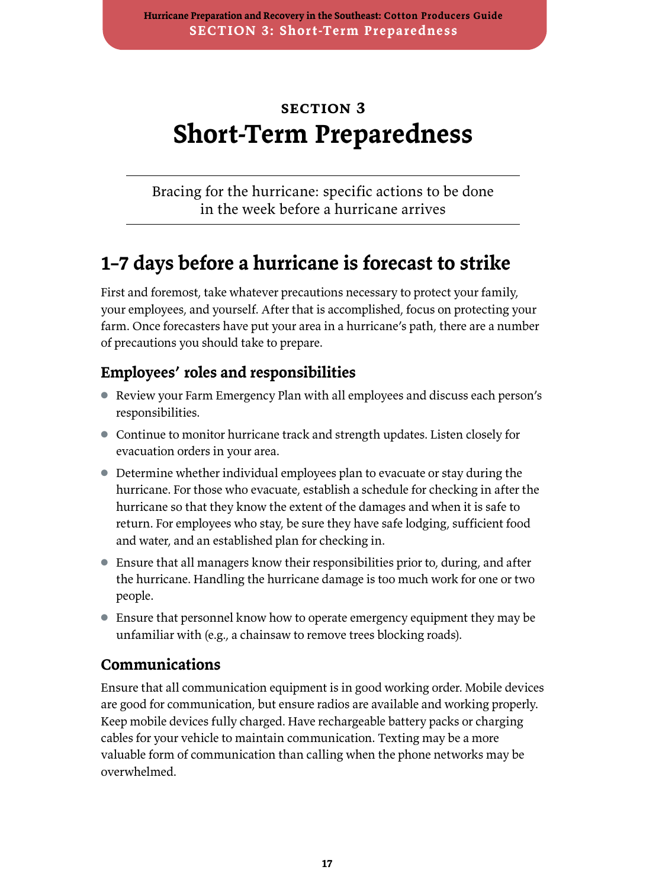SECTION 3

# Short-Term Preparedness

Bracing for the hurricane: specific actions to be done in the week before a hurricane arrives

## 1–7 days before a hurricane is forecast to strike

First and foremost, take whatever precautions necessary to protect your family, your employees, and yourself. After that is accomplished, focus on protecting your farm. Once forecasters have put your area in a hurricane's path, there are a number of precautions you should take to prepare.

### Employees' roles and responsibilities

- Review your Farm Emergency Plan with all employees and discuss each person's responsibilities.
- Continue to monitor hurricane track and strength updates. Listen closely for evacuation orders in your area.
- Determine whether individual employees plan to evacuate or stay during the hurricane. For those who evacuate, establish a schedule for checking in after the hurricane so that they know the extent of the damages and when it is safe to return. For employees who stay, be sure they have safe lodging, sufficient food and water, and an established plan for checking in.
- Ensure that all managers know their responsibilities prior to, during, and after the hurricane. Handling the hurricane damage is too much work for one or two people.
- Ensure that personnel know how to operate emergency equipment they may be unfamiliar with (e.g., a chainsaw to remove trees blocking roads).

### Communications

Ensure that all communication equipment is in good working order. Mobile devices are good for communication, but ensure radios are available and working properly. Keep mobile devices fully charged. Have rechargeable battery packs or charging cables for your vehicle to maintain communication. Texting may be a more valuable form of communication than calling when the phone networks may be overwhelmed.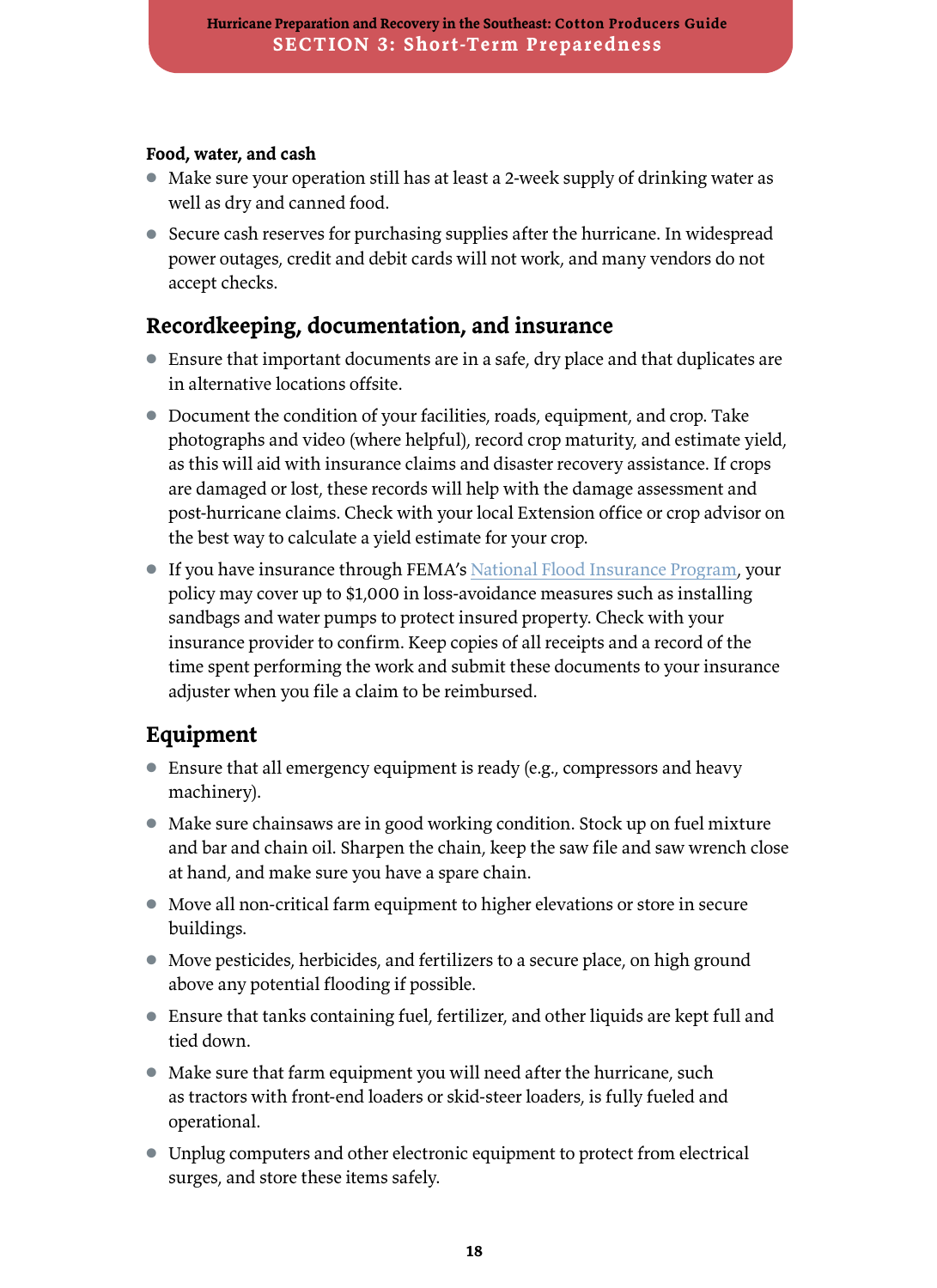**Food, water, and cash**

- Make sure your operation still has at least a 2-week supply of drinking water as well as dry and canned food.
- Secure cash reserves for purchasing supplies after the hurricane. In widespread power outages, credit and debit cards will not work, and many vendors do not accept checks.

## Recordkeeping, documentation, and insurance

- Ensure that important documents are in a safe, dry place and that duplicates are in alternative locations offsite.
- Document the condition of your facilities, roads, equipment, and crop. Take photographs and video (where helpful), record crop maturity, and estimate yield, as this will aid with insurance claims and disaster recovery assistance. If crops are damaged or lost, these records will help with the damage assessment and post-hurricane claims. Check with your local Extension office or crop advisor on the best way to calculate a yield estimate for your crop.
- If you have insurance through FEMA's National Flood Insurance Program, your policy may cover up to $1,000 in loss-avoidance measures such as installing sandbags and water pumps to protect insured property. Check with your insurance provider to confirm. Keep copies of all receipts and a record of the time spent performing the work and submit these documents to your insurance adjuster when you file a claim to be reimbursed.

## Equipment

- Ensure that all emergency equipment is ready (e.g., compressors and heavy machinery).
- Make sure chainsaws are in good working condition. Stock up on fuel mixture and bar and chain oil. Sharpen the chain, keep the saw file and saw wrench close at hand, and make sure you have a spare chain.
- Move all non-critical farm equipment to higher elevations or store in secure buildings.
- Move pesticides, herbicides, and fertilizers to a secure place, on high ground above any potential flooding if possible.
- Ensure that tanks containing fuel, fertilizer, and other liquids are kept full and tied down.
- Make sure that farm equipment you will need after the hurricane, such as tractors with front-end loaders or skid-steer loaders, is fully fueled and operational.
- Unplug computers and other electronic equipment to protect from electrical surges, and store these items safely.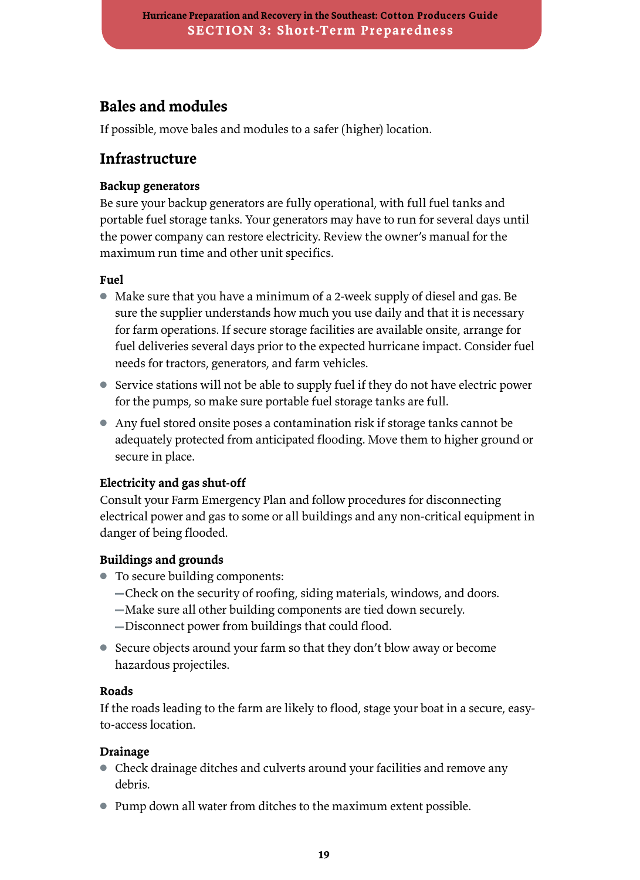## Bales and modules

If possible, move bales and modules to a safer (higher) location.

## Infrastructure

### Backup generators

Be sure your backup generators are fully operational, with full fuel tanks and portable fuel storage tanks. Your generators may have to run for several days until the power company can restore electricity. Review the owner's manual for the maximum run time and other unit specifics.

### Fuel

- Make sure that you have a minimum of a 2-week supply of diesel and gas. Be sure the supplier understands how much you use daily and that it is necessary for farm operations. If secure storage facilities are available onsite, arrange for fuel deliveries several days prior to the expected hurricane impact. Consider fuel needs for tractors, generators, and farm vehicles.
- Service stations will not be able to supply fuel if they do not have electric power for the pumps, so make sure portable fuel storage tanks are full.
- Any fuel stored onsite poses a contamination risk if storage tanks cannot be adequately protected from anticipated flooding. Move them to higher ground or secure in place.

### Electricity and gas shut-off

Consult your Farm Emergency Plan and follow procedures for disconnecting electrical power and gas to some or all buildings and any non-critical equipment in danger of being flooded.

### Buildings and grounds

- To secure building components:
  - Check on the security of roofing, siding materials, windows, and doors.
  - Make sure all other building components are tied down securely.
  - Disconnect power from buildings that could flood.
- Secure objects around your farm so that they don't blow away or become hazardous projectiles.

### Roads

If the roads leading to the farm are likely to flood, stage your boat in a secure, easy-to-access location.

### Drainage

- Check drainage ditches and culverts around your facilities and remove any debris.
- Pump down all water from ditches to the maximum extent possible.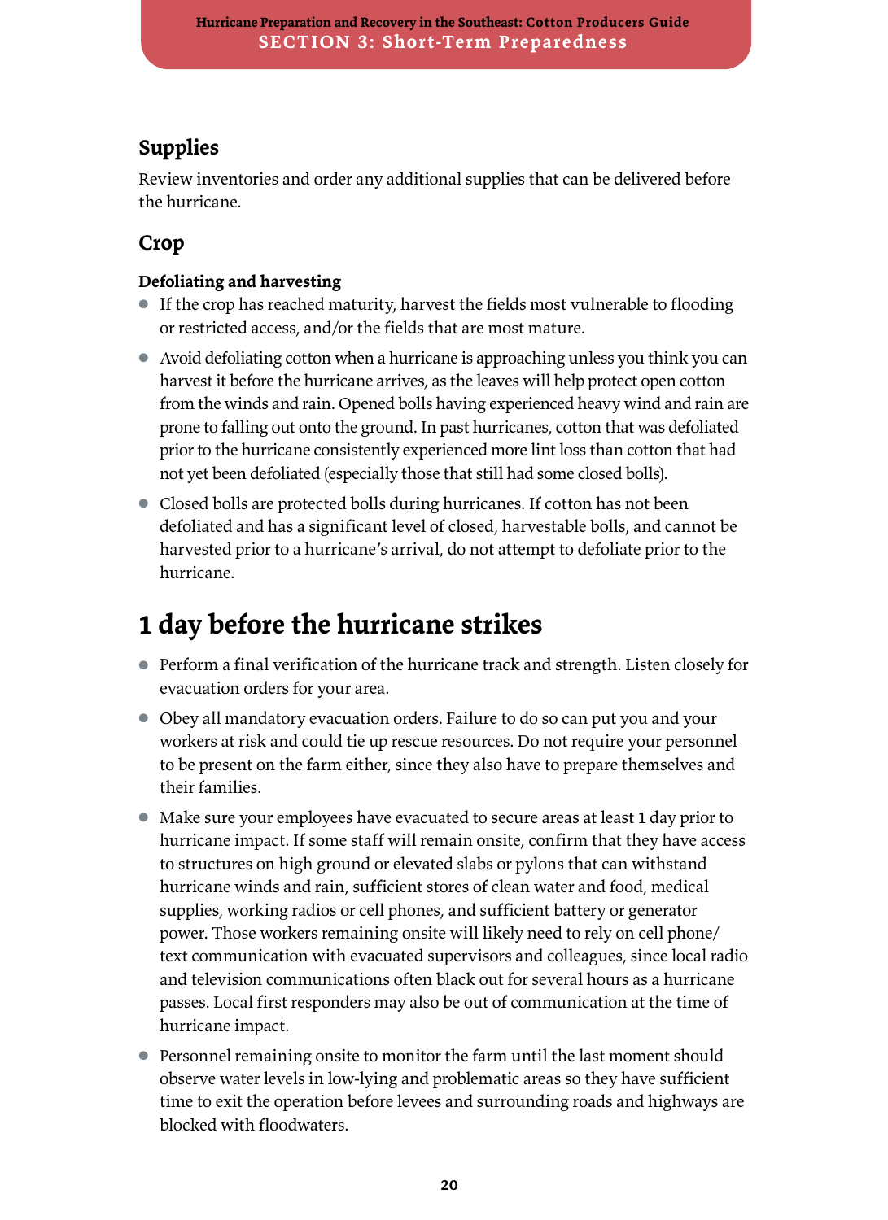### Supplies

Review inventories and order any additional supplies that can be delivered before the hurricane.

### Crop

#### Defoliating and harvesting

- If the crop has reached maturity, harvest the fields most vulnerable to flooding or restricted access, and/or the fields that are most mature.
- Avoid defoliating cotton when a hurricane is approaching unless you think you can harvest it before the hurricane arrives, as the leaves will help protect open cotton from the winds and rain. Opened bolls having experienced heavy wind and rain are prone to falling out onto the ground. In past hurricanes, cotton that was defoliated prior to the hurricane consistently experienced more lint loss than cotton that had not yet been defoliated (especially those that still had some closed bolls).
- Closed bolls are protected bolls during hurricanes. If cotton has not been defoliated and has a significant level of closed, harvestable bolls, and cannot be harvested prior to a hurricane's arrival, do not attempt to defoliate prior to the hurricane.

## 1 day before the hurricane strikes

- Perform a final verification of the hurricane track and strength. Listen closely for evacuation orders for your area.
- Obey all mandatory evacuation orders. Failure to do so can put you and your workers at risk and could tie up rescue resources. Do not require your personnel to be present on the farm either, since they also have to prepare themselves and their families.
- Make sure your employees have evacuated to secure areas at least 1 day prior to hurricane impact. If some staff will remain onsite, confirm that they have access to structures on high ground or elevated slabs or pylons that can withstand hurricane winds and rain, sufficient stores of clean water and food, medical supplies, working radios or cell phones, and sufficient battery or generator power. Those workers remaining onsite will likely need to rely on cell phone/text communication with evacuated supervisors and colleagues, since local radio and television communications often black out for several hours as a hurricane passes. Local first responders may also be out of communication at the time of hurricane impact.
- Personnel remaining onsite to monitor the farm until the last moment should observe water levels in low-lying and problematic areas so they have sufficient time to exit the operation before levees and surrounding roads and highways are blocked with floodwaters.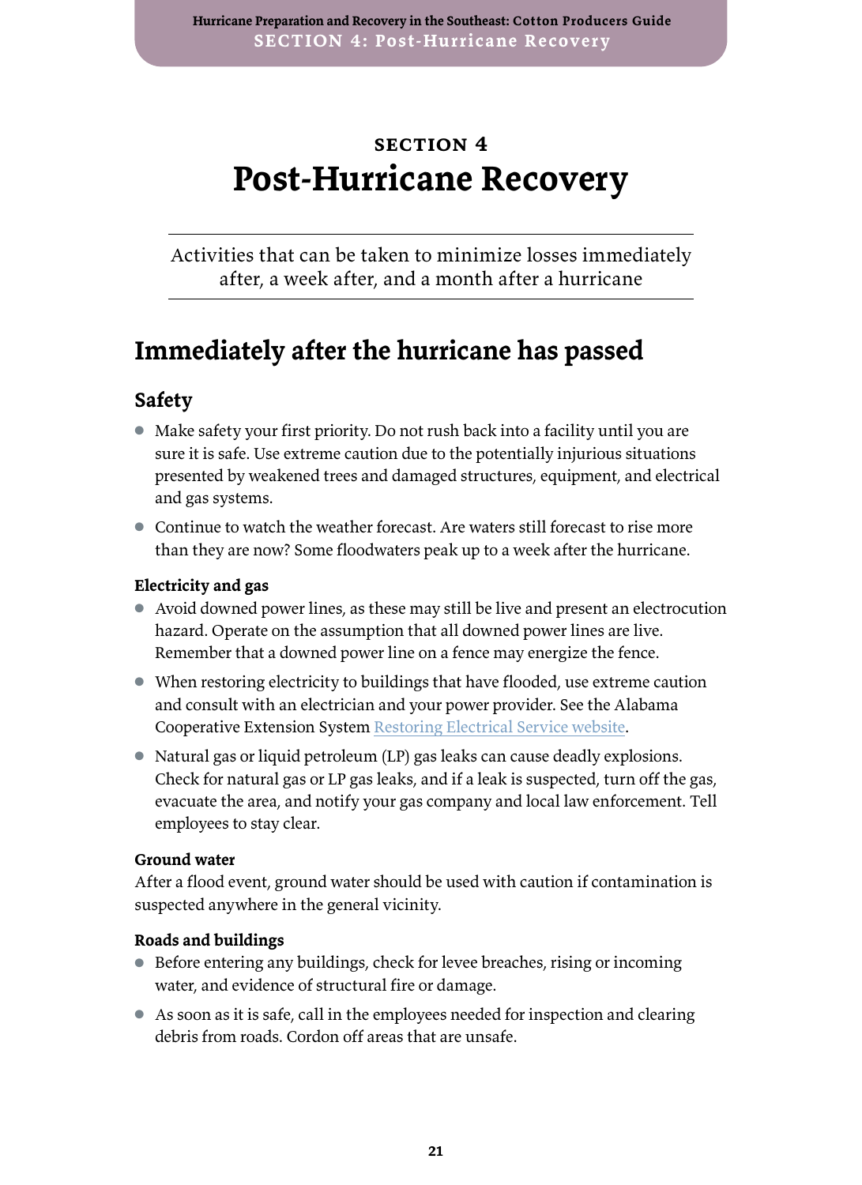SECTION 4

# Post-Hurricane Recovery

Activities that can be taken to minimize losses immediately after, a week after, and a month after a hurricane

## Immediately after the hurricane has passed

### Safety

- Make safety your first priority. Do not rush back into a facility until you are sure it is safe. Use extreme caution due to the potentially injurious situations presented by weakened trees and damaged structures, equipment, and electrical and gas systems.
- Continue to watch the weather forecast. Are waters still forecast to rise more than they are now? Some floodwaters peak up to a week after the hurricane.

#### Electricity and gas

- Avoid downed power lines, as these may still be live and present an electrocution hazard. Operate on the assumption that all downed power lines are live. Remember that a downed power line on a fence may energize the fence.
- When restoring electricity to buildings that have flooded, use extreme caution and consult with an electrician and your power provider. See the Alabama Cooperative Extension System Restoring Electrical Service website.
- Natural gas or liquid petroleum (LP) gas leaks can cause deadly explosions. Check for natural gas or LP gas leaks, and if a leak is suspected, turn off the gas, evacuate the area, and notify your gas company and local law enforcement. Tell employees to stay clear.

#### Ground water

After a flood event, ground water should be used with caution if contamination is suspected anywhere in the general vicinity.

#### Roads and buildings

- Before entering any buildings, check for levee breaches, rising or incoming water, and evidence of structural fire or damage.
- As soon as it is safe, call in the employees needed for inspection and clearing debris from roads. Cordon off areas that are unsafe.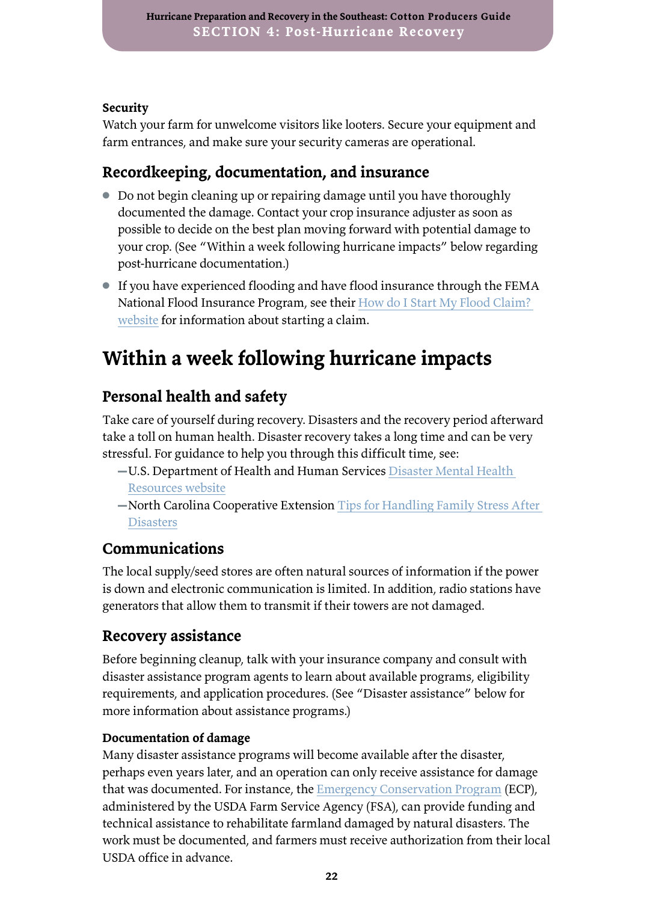#### Security

Watch your farm for unwelcome visitors like looters. Secure your equipment and farm entrances, and make sure your security cameras are operational.

### Recordkeeping, documentation, and insurance

- Do not begin cleaning up or repairing damage until you have thoroughly documented the damage. Contact your crop insurance adjuster as soon as possible to decide on the best plan moving forward with potential damage to your crop. (See “Within a week following hurricane impacts” below regarding post-hurricane documentation.)
- If you have experienced flooding and have flood insurance through the FEMA National Flood Insurance Program, see their How do I Start My Flood Claim? website for information about starting a claim.

## Within a week following hurricane impacts

### Personal health and safety

Take care of yourself during recovery. Disasters and the recovery period afterward take a toll on human health. Disaster recovery takes a long time and can be very stressful. For guidance to help you through this difficult time, see:

- U.S. Department of Health and Human Services Disaster Mental Health Resources website
- North Carolina Cooperative Extension Tips for Handling Family Stress After Disasters

### Communications

The local supply/seed stores are often natural sources of information if the power is down and electronic communication is limited. In addition, radio stations have generators that allow them to transmit if their towers are not damaged.

### Recovery assistance

Before beginning cleanup, talk with your insurance company and consult with disaster assistance program agents to learn about available programs, eligibility requirements, and application procedures. (See “Disaster assistance” below for more information about assistance programs.)

#### Documentation of damage

Many disaster assistance programs will become available after the disaster, perhaps even years later, and an operation can only receive assistance for damage that was documented. For instance, the Emergency Conservation Program (ECP), administered by the USDA Farm Service Agency (FSA), can provide funding and technical assistance to rehabilitate farmland damaged by natural disasters. The work must be documented, and farmers must receive authorization from their local USDA office in advance.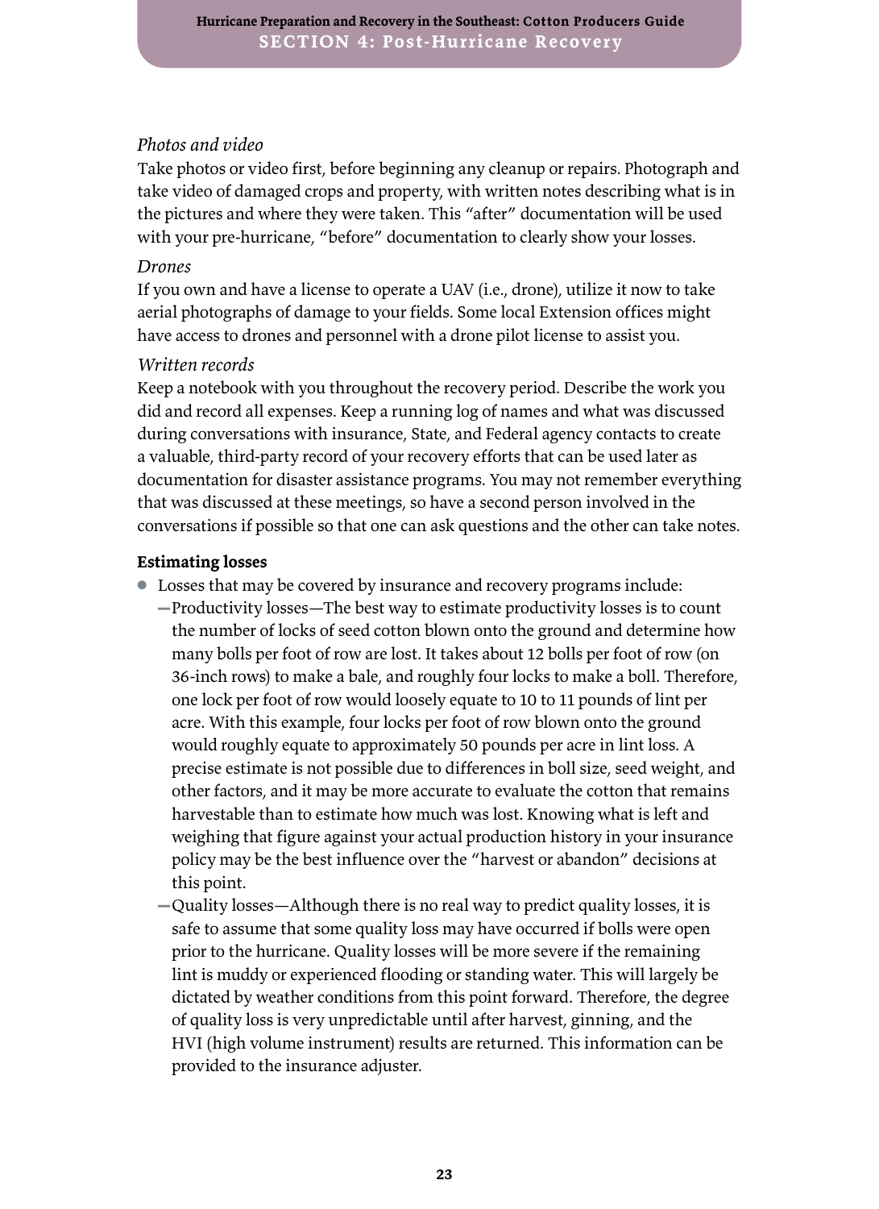*Photos and video*

Take photos or video first, before beginning any cleanup or repairs. Photograph and take video of damaged crops and property, with written notes describing what is in the pictures and where they were taken. This "after" documentation will be used with your pre-hurricane, "before" documentation to clearly show your losses.

*Drones*

If you own and have a license to operate a UAV (i.e., drone), utilize it now to take aerial photographs of damage to your fields. Some local Extension offices might have access to drones and personnel with a drone pilot license to assist you.

*Written records*

Keep a notebook with you throughout the recovery period. Describe the work you did and record all expenses. Keep a running log of names and what was discussed during conversations with insurance, State, and Federal agency contacts to create a valuable, third-party record of your recovery efforts that can be used later as documentation for disaster assistance programs. You may not remember everything that was discussed at these meetings, so have a second person involved in the conversations if possible so that one can ask questions and the other can take notes.

**Estimating losses**

- Losses that may be covered by insurance and recovery programs include:
  - Productivity losses—The best way to estimate productivity losses is to count the number of locks of seed cotton blown onto the ground and determine how many bolls per foot of row are lost. It takes about 12 bolls per foot of row (on 36-inch rows) to make a bale, and roughly four locks to make a boll. Therefore, one lock per foot of row would loosely equate to 10 to 11 pounds of lint per acre. With this example, four locks per foot of row blown onto the ground would roughly equate to approximately 50 pounds per acre in lint loss. A precise estimate is not possible due to differences in boll size, seed weight, and other factors, and it may be more accurate to evaluate the cotton that remains harvestable than to estimate how much was lost. Knowing what is left and weighing that figure against your actual production history in your insurance policy may be the best influence over the "harvest or abandon" decisions at this point.
  - Quality losses—Although there is no real way to predict quality losses, it is safe to assume that some quality loss may have occurred if bolls were open prior to the hurricane. Quality losses will be more severe if the remaining lint is muddy or experienced flooding or standing water. This will largely be dictated by weather conditions from this point forward. Therefore, the degree of quality loss is very unpredictable until after harvest, ginning, and the HVI (high volume instrument) results are returned. This information can be provided to the insurance adjuster.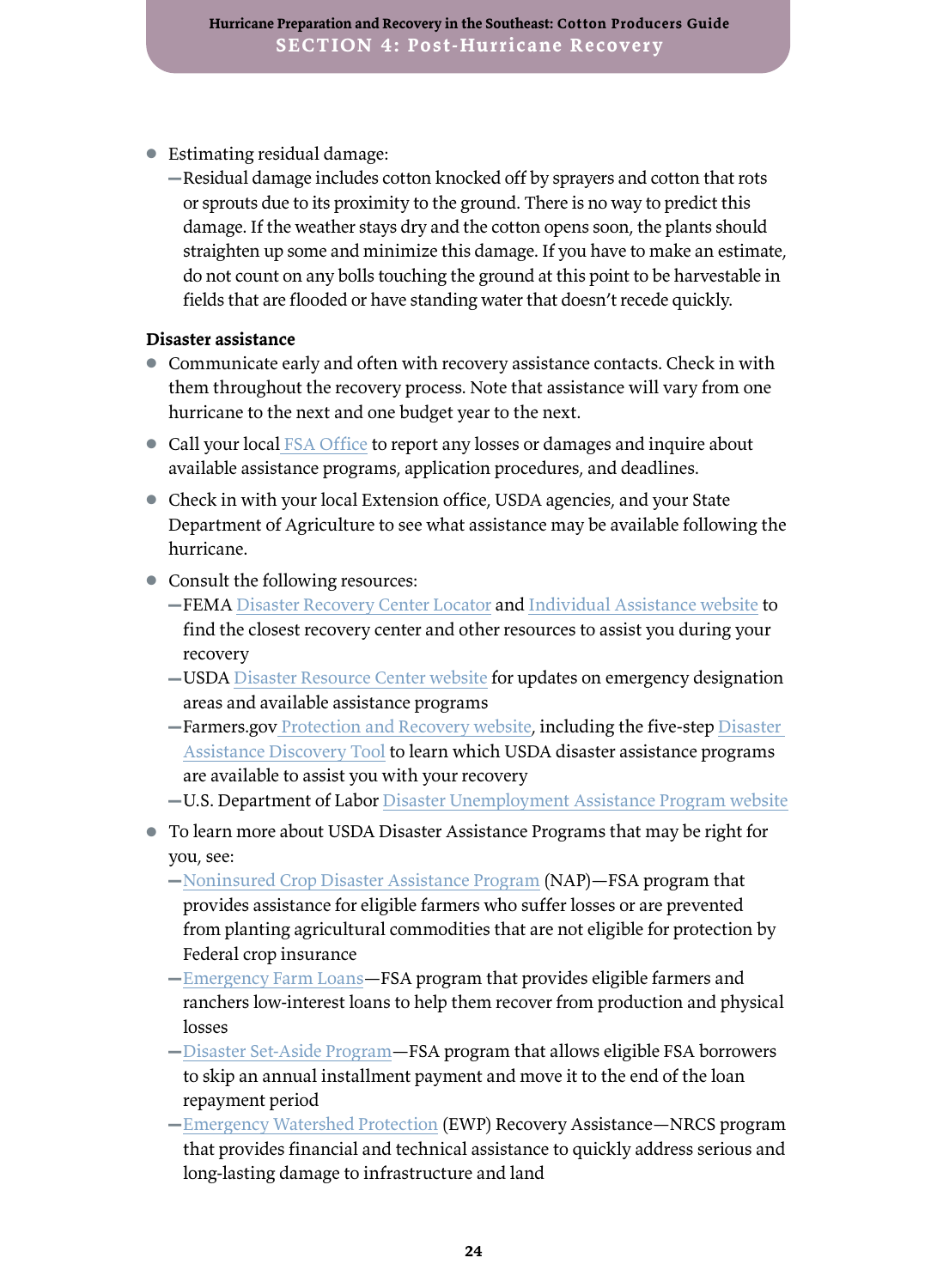- Estimating residual damage:
  - Residual damage includes cotton knocked off by sprayers and cotton that rots or sprouts due to its proximity to the ground. There is no way to predict this damage. If the weather stays dry and the cotton opens soon, the plants should straighten up some and minimize this damage. If you have to make an estimate, do not count on any bolls touching the ground at this point to be harvestable in fields that are flooded or have standing water that doesn't recede quickly.

**Disaster assistance**

- Communicate early and often with recovery assistance contacts. Check in with them throughout the recovery process. Note that assistance will vary from one hurricane to the next and one budget year to the next.
- Call your local FSA Office to report any losses or damages and inquire about available assistance programs, application procedures, and deadlines.
- Check in with your local Extension office, USDA agencies, and your State Department of Agriculture to see what assistance may be available following the hurricane.
- Consult the following resources:
  - FEMA Disaster Recovery Center Locator and Individual Assistance website to find the closest recovery center and other resources to assist you during your recovery
  - USDA Disaster Resource Center website for updates on emergency designation areas and available assistance programs
  - Farmers.gov Protection and Recovery website, including the five-step Disaster Assistance Discovery Tool to learn which USDA disaster assistance programs are available to assist you with your recovery
  - U.S. Department of Labor Disaster Unemployment Assistance Program website
- To learn more about USDA Disaster Assistance Programs that may be right for you, see:
  - Noninsured Crop Disaster Assistance Program (NAP)—FSA program that provides assistance for eligible farmers who suffer losses or are prevented from planting agricultural commodities that are not eligible for protection by Federal crop insurance
  - Emergency Farm Loans—FSA program that provides eligible farmers and ranchers low-interest loans to help them recover from production and physical losses
  - Disaster Set-Aside Program—FSA program that allows eligible FSA borrowers to skip an annual installment payment and move it to the end of the loan repayment period
  - Emergency Watershed Protection (EWP) Recovery Assistance—NRCS program that provides financial and technical assistance to quickly address serious and long-lasting damage to infrastructure and land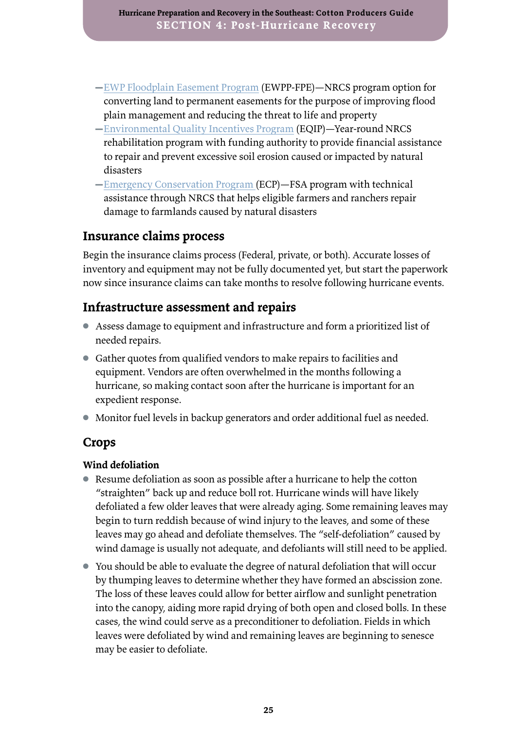- EWP Floodplain Easement Program (EWPP-FPE)—NRCS program option for converting land to permanent easements for the purpose of improving flood plain management and reducing the threat to life and property
- Environmental Quality Incentives Program (EQIP)—Year-round NRCS rehabilitation program with funding authority to provide financial assistance to repair and prevent excessive soil erosion caused or impacted by natural disasters
- Emergency Conservation Program (ECP)—FSA program with technical assistance through NRCS that helps eligible farmers and ranchers repair damage to farmlands caused by natural disasters

## Insurance claims process

Begin the insurance claims process (Federal, private, or both). Accurate losses of inventory and equipment may not be fully documented yet, but start the paperwork now since insurance claims can take months to resolve following hurricane events.

## Infrastructure assessment and repairs

- Assess damage to equipment and infrastructure and form a prioritized list of needed repairs.
- Gather quotes from qualified vendors to make repairs to facilities and equipment. Vendors are often overwhelmed in the months following a hurricane, so making contact soon after the hurricane is important for an expedient response.
- Monitor fuel levels in backup generators and order additional fuel as needed.

## Crops

### Wind defoliation

- Resume defoliation as soon as possible after a hurricane to help the cotton "straighten" back up and reduce boll rot. Hurricane winds will have likely defoliated a few older leaves that were already aging. Some remaining leaves may begin to turn reddish because of wind injury to the leaves, and some of these leaves may go ahead and defoliate themselves. The "self-defoliation" caused by wind damage is usually not adequate, and defoliants will still need to be applied.
- You should be able to evaluate the degree of natural defoliation that will occur by thumping leaves to determine whether they have formed an abscission zone. The loss of these leaves could allow for better airflow and sunlight penetration into the canopy, aiding more rapid drying of both open and closed bolls. In these cases, the wind could serve as a preconditioner to defoliation. Fields in which leaves were defoliated by wind and remaining leaves are beginning to senesce may be easier to defoliate.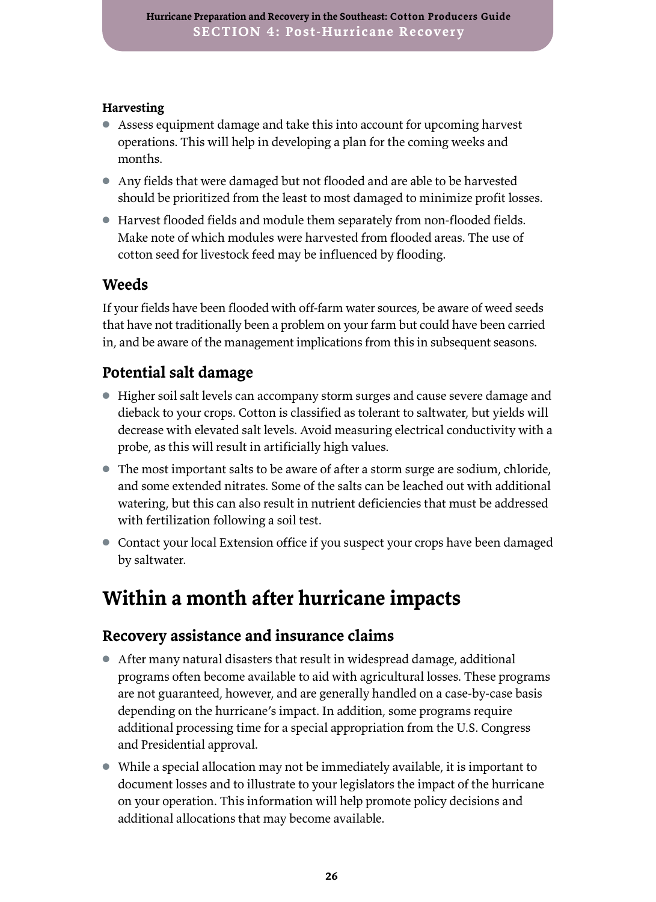**Harvesting**

- Assess equipment damage and take this into account for upcoming harvest operations. This will help in developing a plan for the coming weeks and months.
- Any fields that were damaged but not flooded and are able to be harvested should be prioritized from the least to most damaged to minimize profit losses.
- Harvest flooded fields and module them separately from non-flooded fields. Make note of which modules were harvested from flooded areas. The use of cotton seed for livestock feed may be influenced by flooding.

### Weeds

If your fields have been flooded with off-farm water sources, be aware of weed seeds that have not traditionally been a problem on your farm but could have been carried in, and be aware of the management implications from this in subsequent seasons.

### Potential salt damage

- Higher soil salt levels can accompany storm surges and cause severe damage and dieback to your crops. Cotton is classified as tolerant to saltwater, but yields will decrease with elevated salt levels. Avoid measuring electrical conductivity with a probe, as this will result in artificially high values.
- The most important salts to be aware of after a storm surge are sodium, chloride, and some extended nitrates. Some of the salts can be leached out with additional watering, but this can also result in nutrient deficiencies that must be addressed with fertilization following a soil test.
- Contact your local Extension office if you suspect your crops have been damaged by saltwater.

## Within a month after hurricane impacts

### Recovery assistance and insurance claims

- After many natural disasters that result in widespread damage, additional programs often become available to aid with agricultural losses. These programs are not guaranteed, however, and are generally handled on a case-by-case basis depending on the hurricane's impact. In addition, some programs require additional processing time for a special appropriation from the U.S. Congress and Presidential approval.
- While a special allocation may not be immediately available, it is important to document losses and to illustrate to your legislators the impact of the hurricane on your operation. This information will help promote policy decisions and additional allocations that may become available.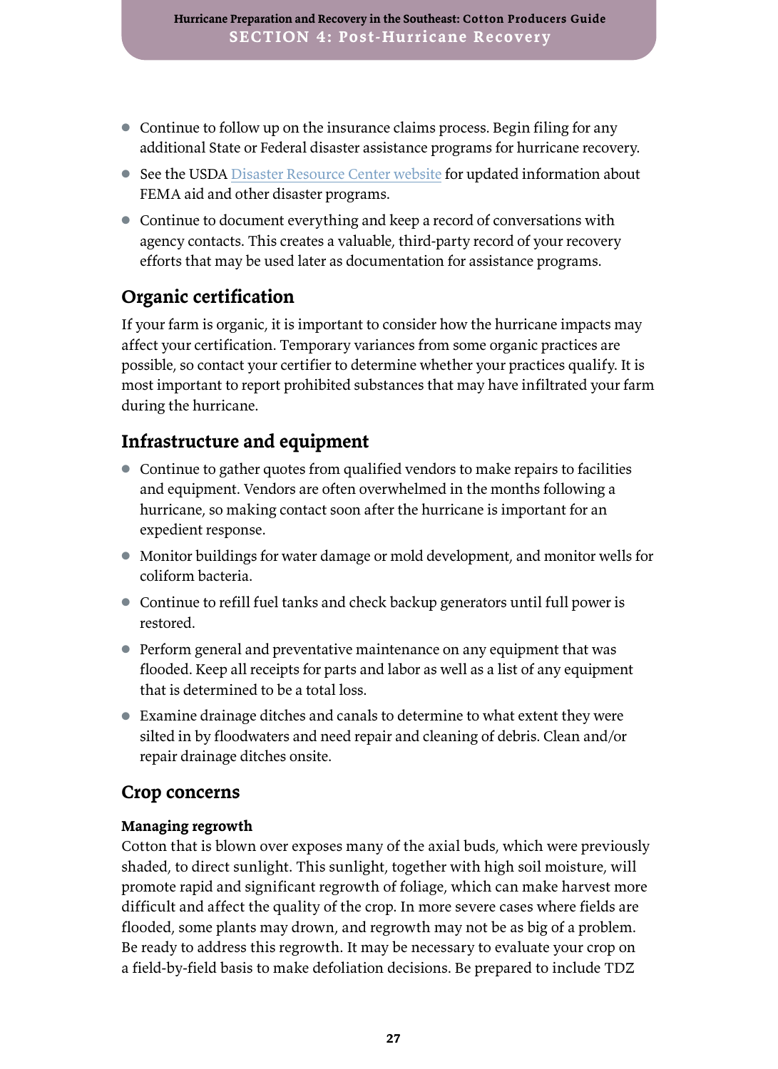- Continue to follow up on the insurance claims process. Begin filing for any additional State or Federal disaster assistance programs for hurricane recovery.
- See the USDA Disaster Resource Center website for updated information about FEMA aid and other disaster programs.
- Continue to document everything and keep a record of conversations with agency contacts. This creates a valuable, third-party record of your recovery efforts that may be used later as documentation for assistance programs.

## Organic certification

If your farm is organic, it is important to consider how the hurricane impacts may affect your certification. Temporary variances from some organic practices are possible, so contact your certifier to determine whether your practices qualify. It is most important to report prohibited substances that may have infiltrated your farm during the hurricane.

## Infrastructure and equipment

- Continue to gather quotes from qualified vendors to make repairs to facilities and equipment. Vendors are often overwhelmed in the months following a hurricane, so making contact soon after the hurricane is important for an expedient response.
- Monitor buildings for water damage or mold development, and monitor wells for coliform bacteria.
- Continue to refill fuel tanks and check backup generators until full power is restored.
- Perform general and preventative maintenance on any equipment that was flooded. Keep all receipts for parts and labor as well as a list of any equipment that is determined to be a total loss.
- Examine drainage ditches and canals to determine to what extent they were silted in by floodwaters and need repair and cleaning of debris. Clean and/or repair drainage ditches onsite.

## Crop concerns

### Managing regrowth

Cotton that is blown over exposes many of the axial buds, which were previously shaded, to direct sunlight. This sunlight, together with high soil moisture, will promote rapid and significant regrowth of foliage, which can make harvest more difficult and affect the quality of the crop. In more severe cases where fields are flooded, some plants may drown, and regrowth may not be as big of a problem. Be ready to address this regrowth. It may be necessary to evaluate your crop on a field-by-field basis to make defoliation decisions. Be prepared to include TDZ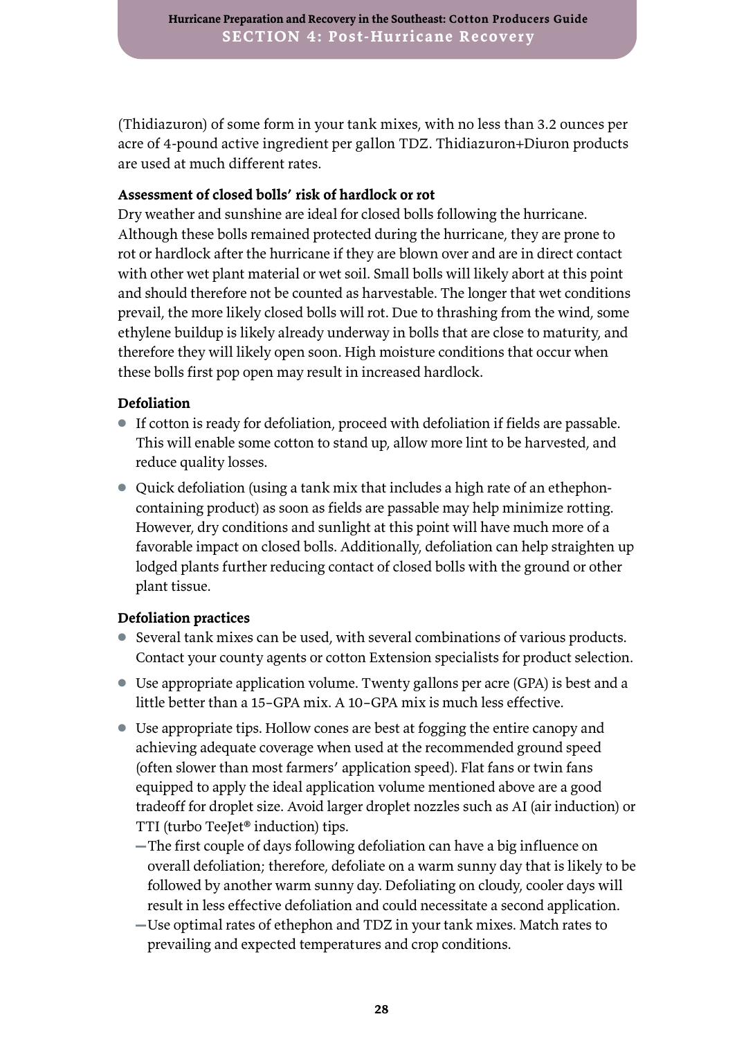(Thidiazuron) of some form in your tank mixes, with no less than 3.2 ounces per acre of 4-pound active ingredient per gallon TDZ. Thidiazuron+Diuron products are used at much different rates.

**Assessment of closed bolls' risk of hardlock or rot**

Dry weather and sunshine are ideal for closed bolls following the hurricane. Although these bolls remained protected during the hurricane, they are prone to rot or hardlock after the hurricane if they are blown over and are in direct contact with other wet plant material or wet soil. Small bolls will likely abort at this point and should therefore not be counted as harvestable. The longer that wet conditions prevail, the more likely closed bolls will rot. Due to thrashing from the wind, some ethylene buildup is likely already underway in bolls that are close to maturity, and therefore they will likely open soon. High moisture conditions that occur when these bolls first pop open may result in increased hardlock.

**Defoliation**

- If cotton is ready for defoliation, proceed with defoliation if fields are passable. This will enable some cotton to stand up, allow more lint to be harvested, and reduce quality losses.
- Quick defoliation (using a tank mix that includes a high rate of an ethephon-containing product) as soon as fields are passable may help minimize rotting. However, dry conditions and sunlight at this point will have much more of a favorable impact on closed bolls. Additionally, defoliation can help straighten up lodged plants further reducing contact of closed bolls with the ground or other plant tissue.

**Defoliation practices**

- Several tank mixes can be used, with several combinations of various products. Contact your county agents or cotton Extension specialists for product selection.
- Use appropriate application volume. Twenty gallons per acre (GPA) is best and a little better than a 15–GPA mix. A 10–GPA mix is much less effective.
- Use appropriate tips. Hollow cones are best at fogging the entire canopy and achieving adequate coverage when used at the recommended ground speed (often slower than most farmers' application speed). Flat fans or twin fans equipped to apply the ideal application volume mentioned above are a good tradeoff for droplet size. Avoid larger droplet nozzles such as AI (air induction) or TTI (turbo TeeJet® induction) tips.
  - The first couple of days following defoliation can have a big influence on overall defoliation; therefore, defoliate on a warm sunny day that is likely to be followed by another warm sunny day. Defoliating on cloudy, cooler days will result in less effective defoliation and could necessitate a second application.
  - Use optimal rates of ethephon and TDZ in your tank mixes. Match rates to prevailing and expected temperatures and crop conditions.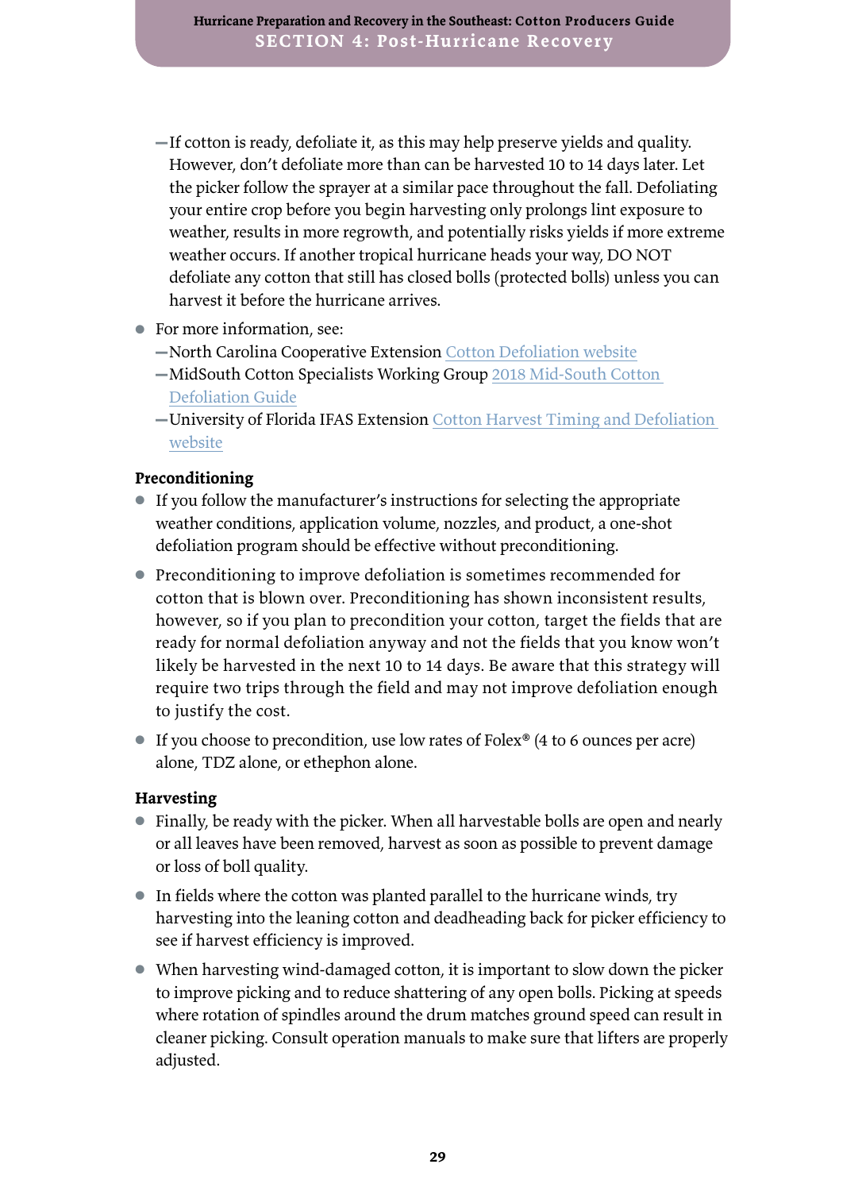- If cotton is ready, defoliate it, as this may help preserve yields and quality. However, don't defoliate more than can be harvested 10 to 14 days later. Let the picker follow the sprayer at a similar pace throughout the fall. Defoliating your entire crop before you begin harvesting only prolongs lint exposure to weather, results in more regrowth, and potentially risks yields if more extreme weather occurs. If another tropical hurricane heads your way, DO NOT defoliate any cotton that still has closed bolls (protected bolls) unless you can harvest it before the hurricane arrives.

- For more information, see:
  - North Carolina Cooperative Extension Cotton Defoliation website
  - MidSouth Cotton Specialists Working Group 2018 Mid-South Cotton Defoliation Guide
  - University of Florida IFAS Extension Cotton Harvest Timing and Defoliation website

**Preconditioning**

- If you follow the manufacturer's instructions for selecting the appropriate weather conditions, application volume, nozzles, and product, a one-shot defoliation program should be effective without preconditioning.
- Preconditioning to improve defoliation is sometimes recommended for cotton that is blown over. Preconditioning has shown inconsistent results, however, so if you plan to precondition your cotton, target the fields that are ready for normal defoliation anyway and not the fields that you know won't likely be harvested in the next 10 to 14 days. Be aware that this strategy will require two trips through the field and may not improve defoliation enough to justify the cost.
- If you choose to precondition, use low rates of Folex® (4 to 6 ounces per acre) alone, TDZ alone, or ethephon alone.

**Harvesting**

- Finally, be ready with the picker. When all harvestable bolls are open and nearly or all leaves have been removed, harvest as soon as possible to prevent damage or loss of boll quality.
- In fields where the cotton was planted parallel to the hurricane winds, try harvesting into the leaning cotton and deadheading back for picker efficiency to see if harvest efficiency is improved.
- When harvesting wind-damaged cotton, it is important to slow down the picker to improve picking and to reduce shattering of any open bolls. Picking at speeds where rotation of spindles around the drum matches ground speed can result in cleaner picking. Consult operation manuals to make sure that lifters are properly adjusted.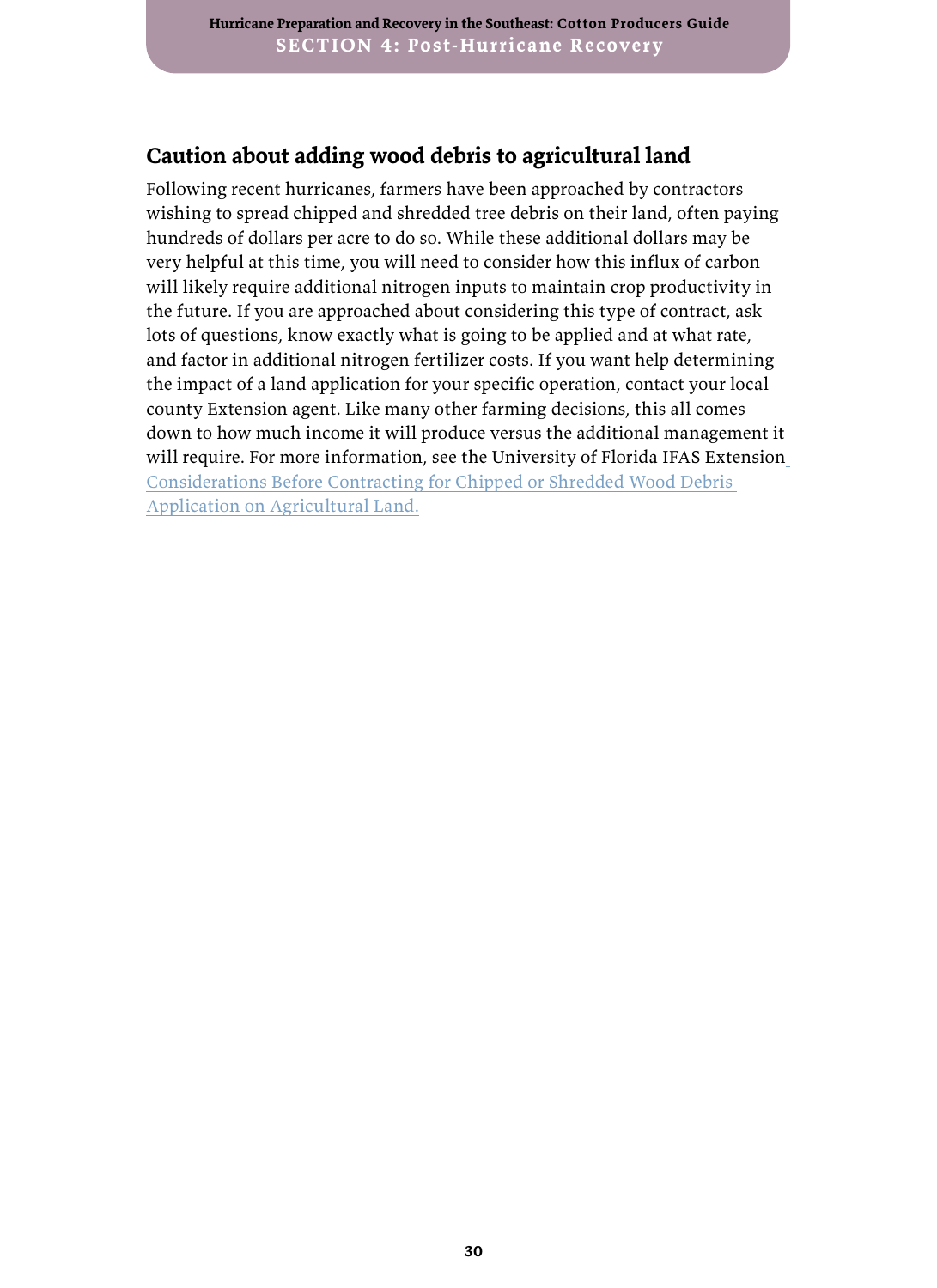## Caution about adding wood debris to agricultural land

Following recent hurricanes, farmers have been approached by contractors wishing to spread chipped and shredded tree debris on their land, often paying hundreds of dollars per acre to do so. While these additional dollars may be very helpful at this time, you will need to consider how this influx of carbon will likely require additional nitrogen inputs to maintain crop productivity in the future. If you are approached about considering this type of contract, ask lots of questions, know exactly what is going to be applied and at what rate, and factor in additional nitrogen fertilizer costs. If you want help determining the impact of a land application for your specific operation, contact your local county Extension agent. Like many other farming decisions, this all comes down to how much income it will produce versus the additional management it will require. For more information, see the University of Florida IFAS Extension Considerations Before Contracting for Chipped or Shredded Wood Debris Application on Agricultural Land.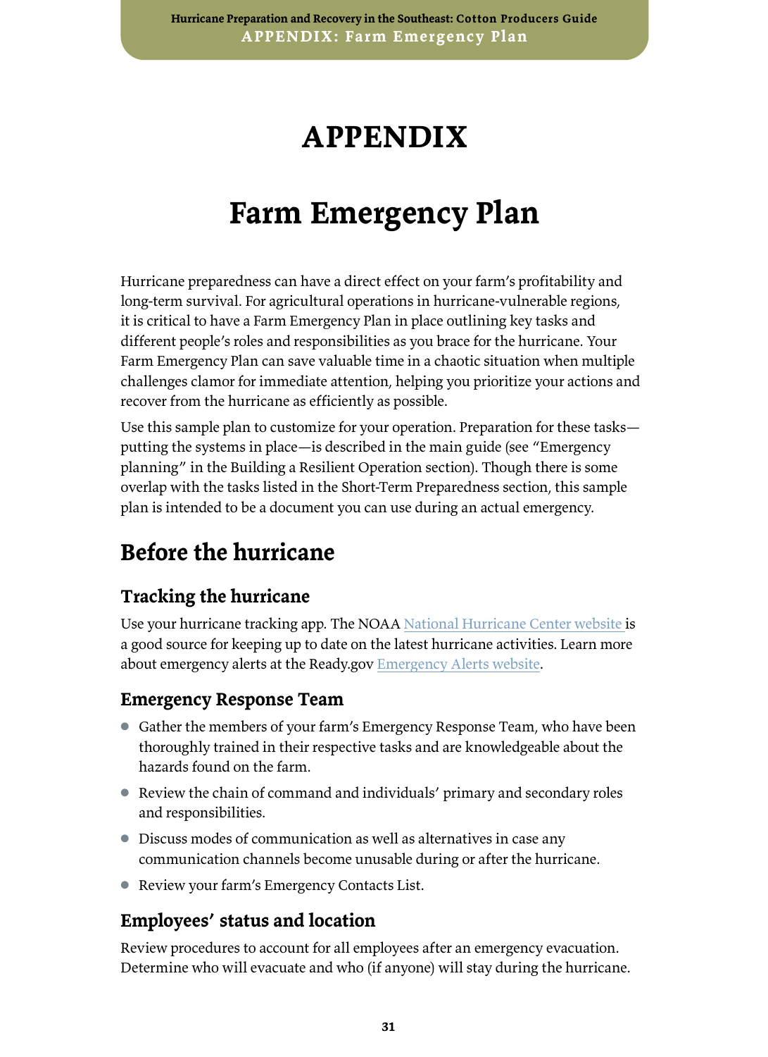# APPENDIX

# Farm Emergency Plan

Hurricane preparedness can have a direct effect on your farm's profitability and long-term survival. For agricultural operations in hurricane-vulnerable regions, it is critical to have a Farm Emergency Plan in place outlining key tasks and different people's roles and responsibilities as you brace for the hurricane. Your Farm Emergency Plan can save valuable time in a chaotic situation when multiple challenges clamor for immediate attention, helping you prioritize your actions and recover from the hurricane as efficiently as possible.

Use this sample plan to customize for your operation. Preparation for these tasks—putting the systems in place—is described in the main guide (see "Emergency planning" in the Building a Resilient Operation section). Though there is some overlap with the tasks listed in the Short-Term Preparedness section, this sample plan is intended to be a document you can use during an actual emergency.

## Before the hurricane

### Tracking the hurricane

Use your hurricane tracking app. The NOAA National Hurricane Center website is a good source for keeping up to date on the latest hurricane activities. Learn more about emergency alerts at the Ready.gov Emergency Alerts website.

### Emergency Response Team

- Gather the members of your farm's Emergency Response Team, who have been thoroughly trained in their respective tasks and are knowledgeable about the hazards found on the farm.
- Review the chain of command and individuals' primary and secondary roles and responsibilities.
- Discuss modes of communication as well as alternatives in case any communication channels become unusable during or after the hurricane.
- Review your farm's Emergency Contacts List.

### Employees' status and location

Review procedures to account for all employees after an emergency evacuation. Determine who will evacuate and who (if anyone) will stay during the hurricane.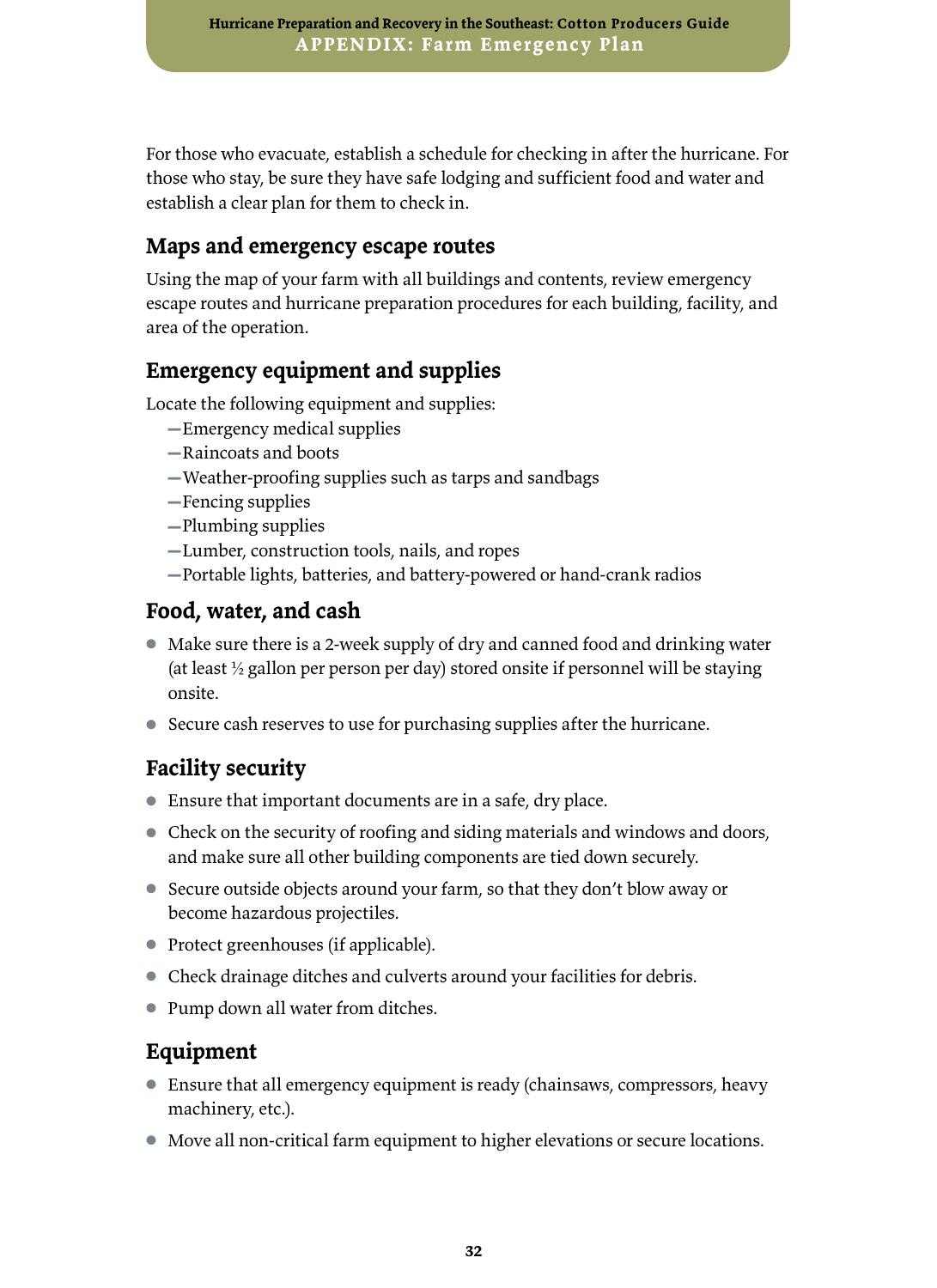For those who evacuate, establish a schedule for checking in after the hurricane. For those who stay, be sure they have safe lodging and sufficient food and water and establish a clear plan for them to check in.

## Maps and emergency escape routes

Using the map of your farm with all buildings and contents, review emergency escape routes and hurricane preparation procedures for each building, facility, and area of the operation.

## Emergency equipment and supplies

Locate the following equipment and supplies:

—Emergency medical supplies
—Raincoats and boots
—Weather-proofing supplies such as tarps and sandbags
—Fencing supplies
—Plumbing supplies
—Lumber, construction tools, nails, and ropes
—Portable lights, batteries, and battery-powered or hand-crank radios

## Food, water, and cash

- Make sure there is a 2-week supply of dry and canned food and drinking water (at least ½ gallon per person per day) stored onsite if personnel will be staying onsite.
- Secure cash reserves to use for purchasing supplies after the hurricane.

## Facility security

- Ensure that important documents are in a safe, dry place.
- Check on the security of roofing and siding materials and windows and doors, and make sure all other building components are tied down securely.
- Secure outside objects around your farm, so that they don't blow away or become hazardous projectiles.
- Protect greenhouses (if applicable).
- Check drainage ditches and culverts around your facilities for debris.
- Pump down all water from ditches.

## Equipment

- Ensure that all emergency equipment is ready (chainsaws, compressors, heavy machinery, etc.).
- Move all non-critical farm equipment to higher elevations or secure locations.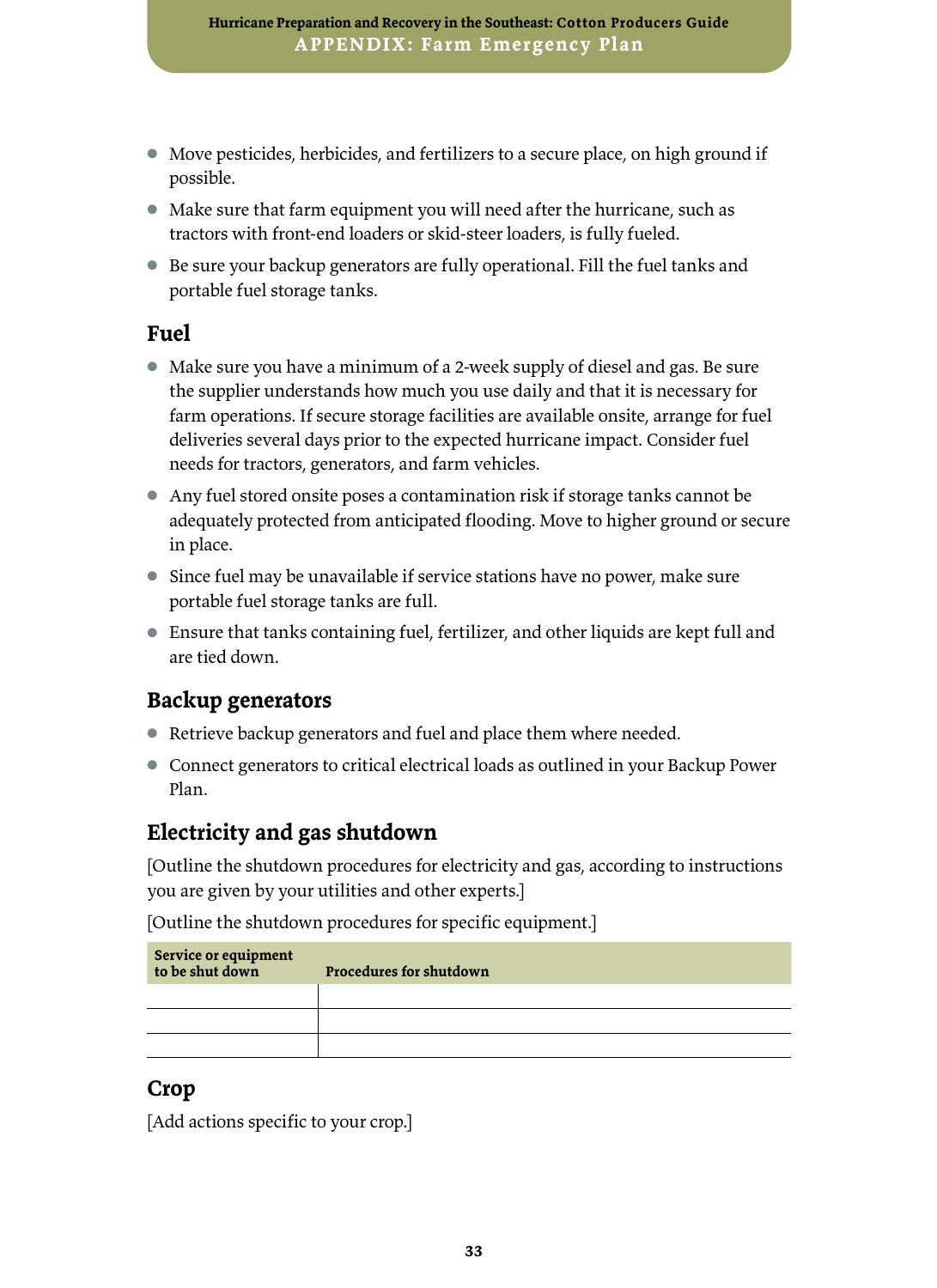- Move pesticides, herbicides, and fertilizers to a secure place, on high ground if possible.
- Make sure that farm equipment you will need after the hurricane, such as tractors with front-end loaders or skid-steer loaders, is fully fueled.
- Be sure your backup generators are fully operational. Fill the fuel tanks and portable fuel storage tanks.

## Fuel

- Make sure you have a minimum of a 2-week supply of diesel and gas. Be sure the supplier understands how much you use daily and that it is necessary for farm operations. If secure storage facilities are available onsite, arrange for fuel deliveries several days prior to the expected hurricane impact. Consider fuel needs for tractors, generators, and farm vehicles.
- Any fuel stored onsite poses a contamination risk if storage tanks cannot be adequately protected from anticipated flooding. Move to higher ground or secure in place.
- Since fuel may be unavailable if service stations have no power, make sure portable fuel storage tanks are full.
- Ensure that tanks containing fuel, fertilizer, and other liquids are kept full and are tied down.

## Backup generators

- Retrieve backup generators and fuel and place them where needed.
- Connect generators to critical electrical loads as outlined in your Backup Power Plan.

## Electricity and gas shutdown

[Outline the shutdown procedures for electricity and gas, according to instructions you are given by your utilities and other experts.]

[Outline the shutdown procedures for specific equipment.]

| Service or equipment to be shut down | Procedures for shutdown |
|---|---|
| | |
| | |
| | |

## Crop

[Add actions specific to your crop.]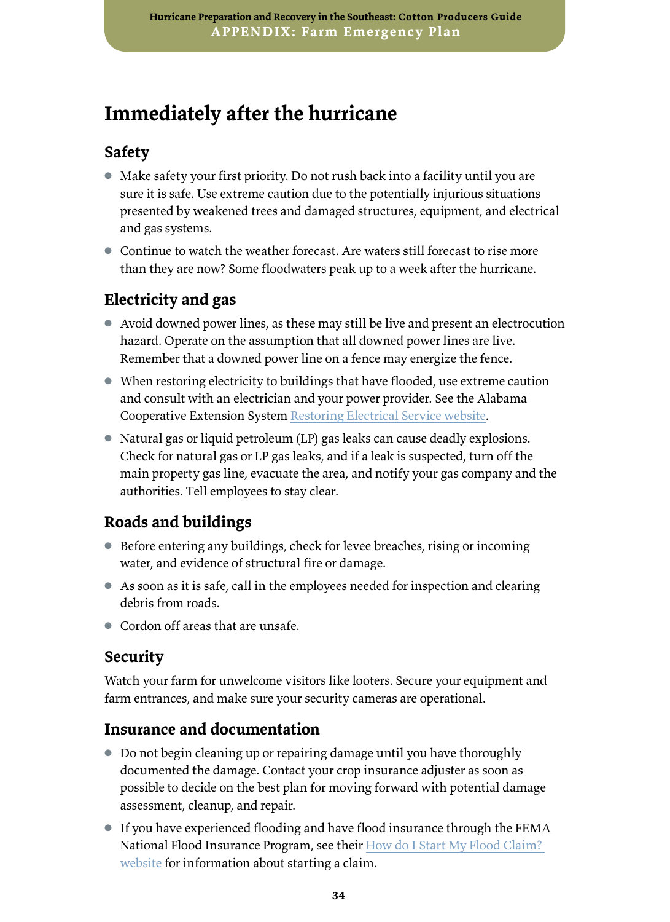# Immediately after the hurricane

## Safety

- Make safety your first priority. Do not rush back into a facility until you are sure it is safe. Use extreme caution due to the potentially injurious situations presented by weakened trees and damaged structures, equipment, and electrical and gas systems.
- Continue to watch the weather forecast. Are waters still forecast to rise more than they are now? Some floodwaters peak up to a week after the hurricane.

## Electricity and gas

- Avoid downed power lines, as these may still be live and present an electrocution hazard. Operate on the assumption that all downed power lines are live. Remember that a downed power line on a fence may energize the fence.
- When restoring electricity to buildings that have flooded, use extreme caution and consult with an electrician and your power provider. See the Alabama Cooperative Extension System Restoring Electrical Service website.
- Natural gas or liquid petroleum (LP) gas leaks can cause deadly explosions. Check for natural gas or LP gas leaks, and if a leak is suspected, turn off the main property gas line, evacuate the area, and notify your gas company and the authorities. Tell employees to stay clear.

## Roads and buildings

- Before entering any buildings, check for levee breaches, rising or incoming water, and evidence of structural fire or damage.
- As soon as it is safe, call in the employees needed for inspection and clearing debris from roads.
- Cordon off areas that are unsafe.

## Security

Watch your farm for unwelcome visitors like looters. Secure your equipment and farm entrances, and make sure your security cameras are operational.

## Insurance and documentation

- Do not begin cleaning up or repairing damage until you have thoroughly documented the damage. Contact your crop insurance adjuster as soon as possible to decide on the best plan for moving forward with potential damage assessment, cleanup, and repair.
- If you have experienced flooding and have flood insurance through the FEMA National Flood Insurance Program, see their How do I Start My Flood Claim? website for information about starting a claim.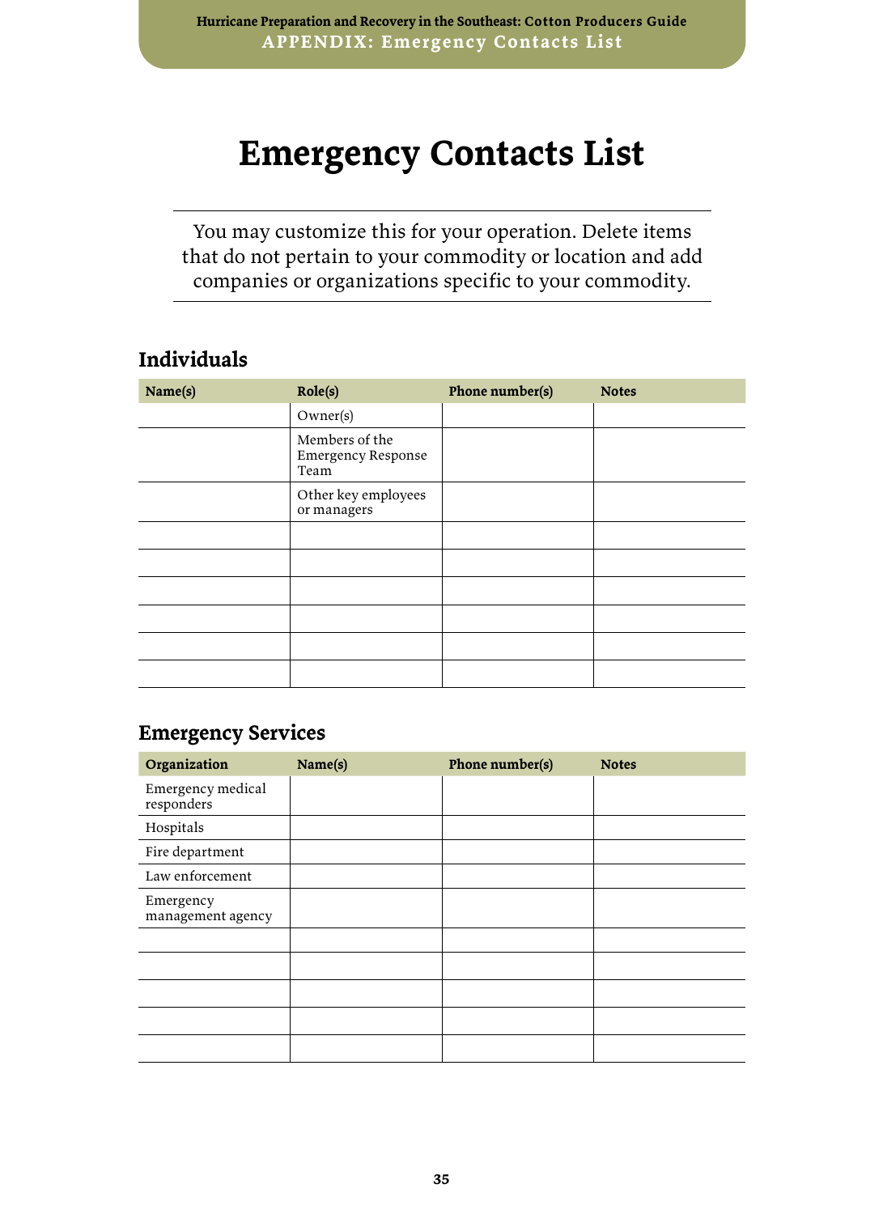# Emergency Contacts List

You may customize this for your operation. Delete items that do not pertain to your commodity or location and add companies or organizations specific to your commodity.

## Individuals

| Name(s) | Role(s) | Phone number(s) | Notes |
|---|---|---|---|
| | Owner(s) | | |
| | Members of the Emergency Response Team | | |
| | Other key employees or managers | | |
| | | | |
| | | | |
| | | | |
| | | | |
| | | | |
| | | | |

## Emergency Services

| Organization | Name(s) | Phone number(s) | Notes |
|---|---|---|---|
| Emergency medical responders | | | |
| Hospitals | | | |
| Fire department | | | |
| Law enforcement | | | |
| Emergency management agency | | | |
| | | | |
| | | | |
| | | | |
| | | | |
| | | | |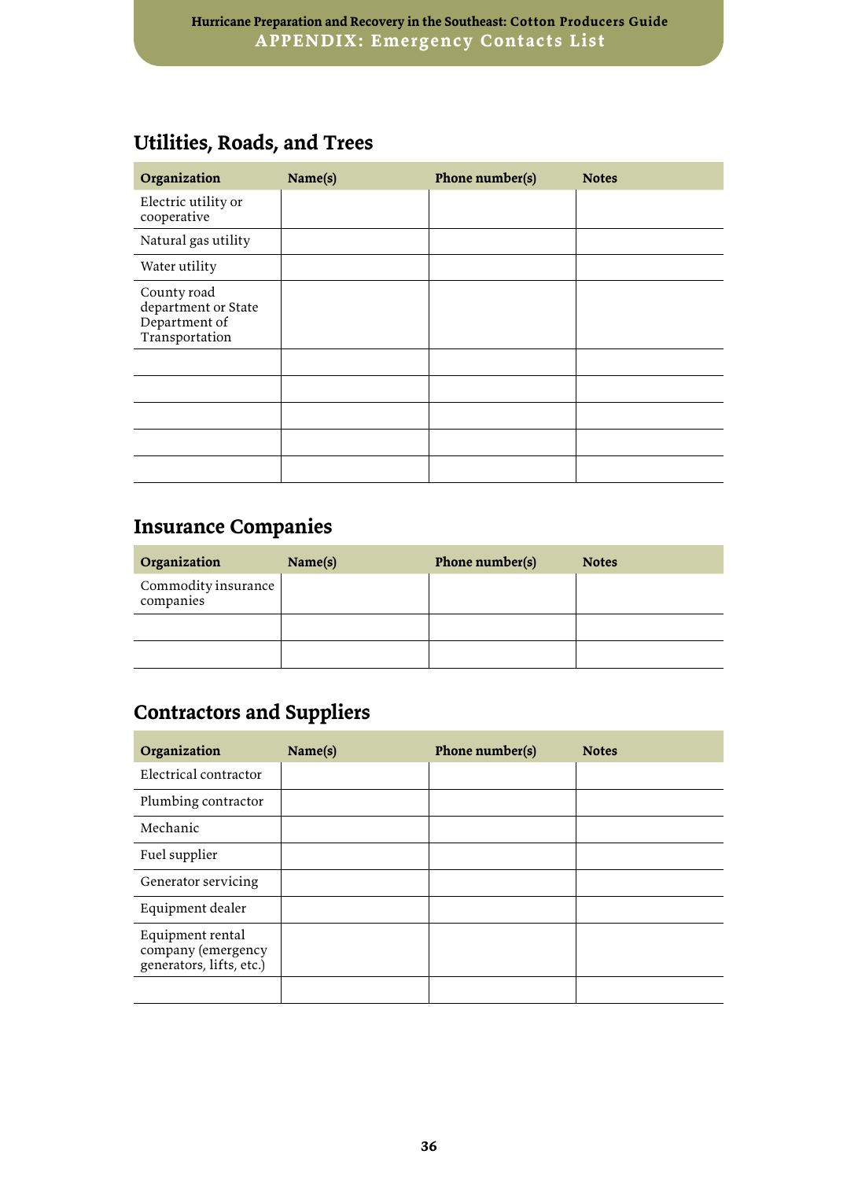## Utilities, Roads, and Trees

| Organization | Name(s) | Phone number(s) | Notes |
|---|---|---|---|
| Electric utility or cooperative | | | |
| Natural gas utility | | | |
| Water utility | | | |
| County road department or State Department of Transportation | | | |
| | | | |
| | | | |
| | | | |
| | | | |
| | | | |

## Insurance Companies

| Organization | Name(s) | Phone number(s) | Notes |
|---|---|---|---|
| Commodity insurance companies | | | |
| | | | |
| | | | |

## Contractors and Suppliers

| Organization | Name(s) | Phone number(s) | Notes |
|---|---|---|---|
| Electrical contractor | | | |
| Plumbing contractor | | | |
| Mechanic | | | |
| Fuel supplier | | | |
| Generator servicing | | | |
| Equipment dealer | | | |
| Equipment rental company (emergency generators, lifts, etc.) | | | |
| | | | |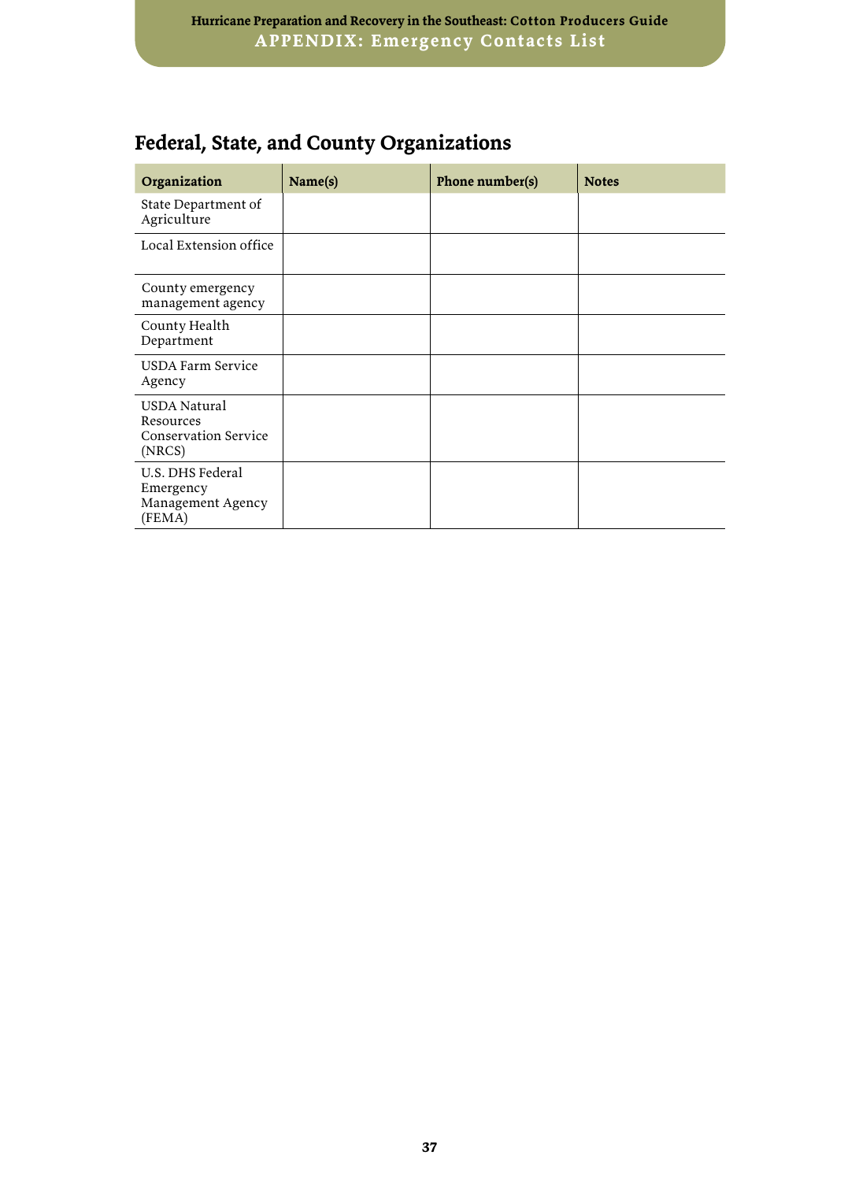## Federal, State, and County Organizations

| Organization | Name(s) | Phone number(s) | Notes |
|---|---|---|---|
| State Department of Agriculture | | | |
| Local Extension office | | | |
| County emergency management agency | | | |
| County Health Department | | | |
| USDA Farm Service Agency | | | |
| USDA Natural Resources Conservation Service (NRCS) | | | |
| U.S. DHS Federal Emergency Management Agency (FEMA) | | | |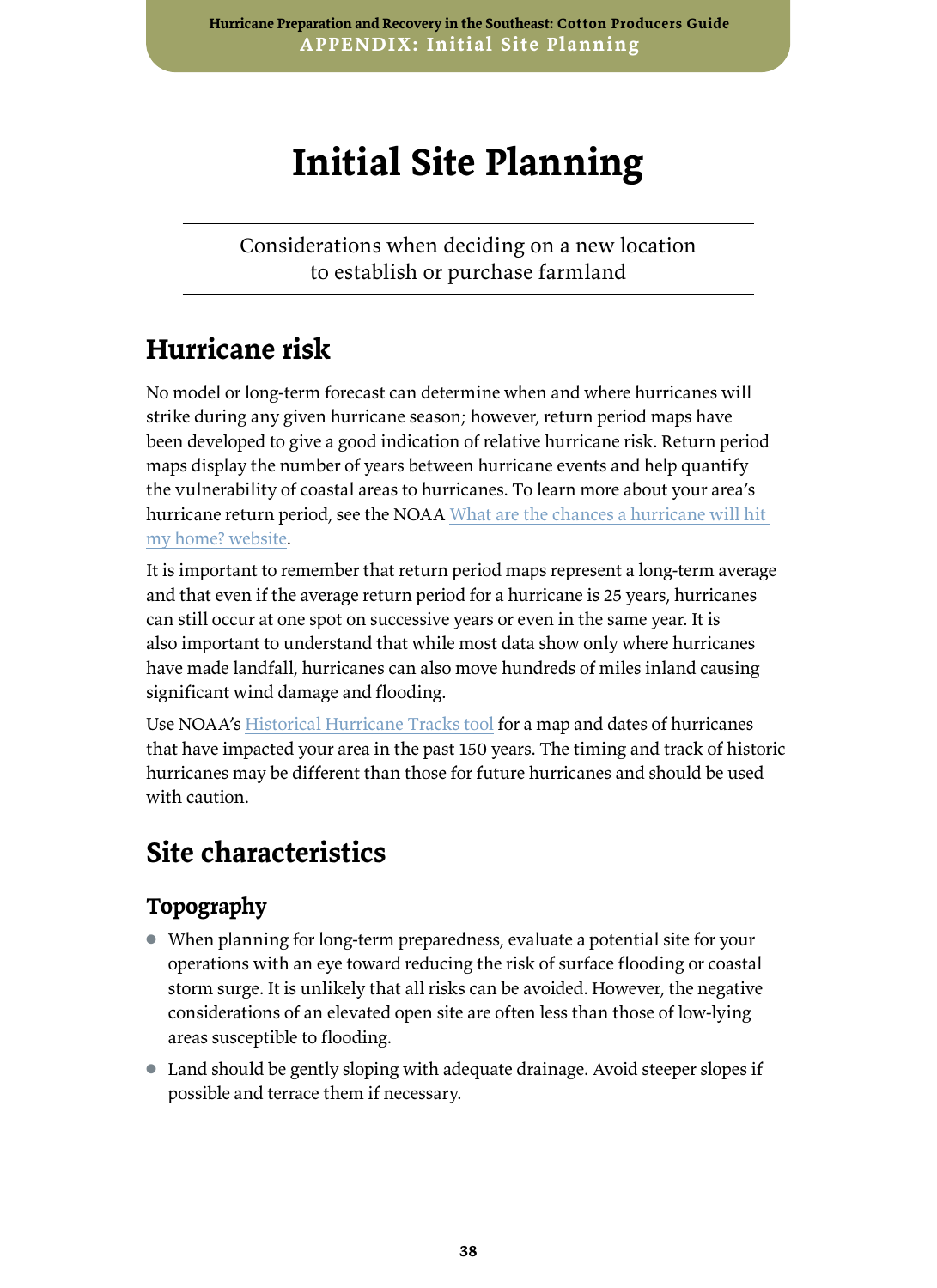# Initial Site Planning

Considerations when deciding on a new location to establish or purchase farmland

## Hurricane risk

No model or long-term forecast can determine when and where hurricanes will strike during any given hurricane season; however, return period maps have been developed to give a good indication of relative hurricane risk. Return period maps display the number of years between hurricane events and help quantify the vulnerability of coastal areas to hurricanes. To learn more about your area's hurricane return period, see the NOAA What are the chances a hurricane will hit my home? website.

It is important to remember that return period maps represent a long-term average and that even if the average return period for a hurricane is 25 years, hurricanes can still occur at one spot on successive years or even in the same year. It is also important to understand that while most data show only where hurricanes have made landfall, hurricanes can also move hundreds of miles inland causing significant wind damage and flooding.

Use NOAA's Historical Hurricane Tracks tool for a map and dates of hurricanes that have impacted your area in the past 150 years. The timing and track of historic hurricanes may be different than those for future hurricanes and should be used with caution.

## Site characteristics

### Topography

- When planning for long-term preparedness, evaluate a potential site for your operations with an eye toward reducing the risk of surface flooding or coastal storm surge. It is unlikely that all risks can be avoided. However, the negative considerations of an elevated open site are often less than those of low-lying areas susceptible to flooding.
- Land should be gently sloping with adequate drainage. Avoid steeper slopes if possible and terrace them if necessary.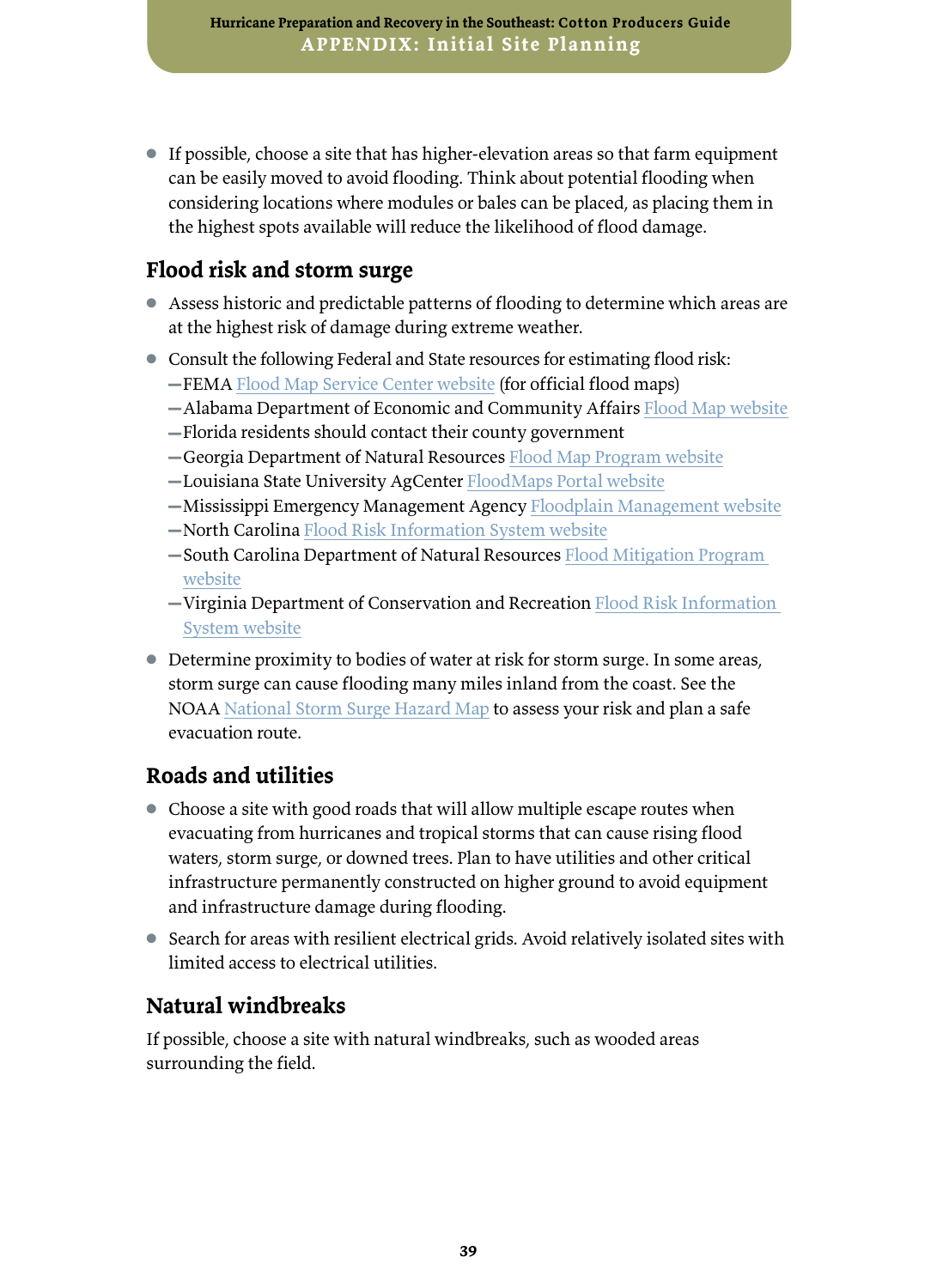- If possible, choose a site that has higher-elevation areas so that farm equipment can be easily moved to avoid flooding. Think about potential flooding when considering locations where modules or bales can be placed, as placing them in the highest spots available will reduce the likelihood of flood damage.

## Flood risk and storm surge

- Assess historic and predictable patterns of flooding to determine which areas are at the highest risk of damage during extreme weather.
- Consult the following Federal and State resources for estimating flood risk:
  - FEMA Flood Map Service Center website (for official flood maps)
  - Alabama Department of Economic and Community Affairs Flood Map website
  - Florida residents should contact their county government
  - Georgia Department of Natural Resources Flood Map Program website
  - Louisiana State University AgCenter FloodMaps Portal website
  - Mississippi Emergency Management Agency Floodplain Management website
  - North Carolina Flood Risk Information System website
  - South Carolina Department of Natural Resources Flood Mitigation Program website
  - Virginia Department of Conservation and Recreation Flood Risk Information System website
- Determine proximity to bodies of water at risk for storm surge. In some areas, storm surge can cause flooding many miles inland from the coast. See the NOAA National Storm Surge Hazard Map to assess your risk and plan a safe evacuation route.

## Roads and utilities

- Choose a site with good roads that will allow multiple escape routes when evacuating from hurricanes and tropical storms that can cause rising flood waters, storm surge, or downed trees. Plan to have utilities and other critical infrastructure permanently constructed on higher ground to avoid equipment and infrastructure damage during flooding.
- Search for areas with resilient electrical grids. Avoid relatively isolated sites with limited access to electrical utilities.

## Natural windbreaks

If possible, choose a site with natural windbreaks, such as wooded areas surrounding the field.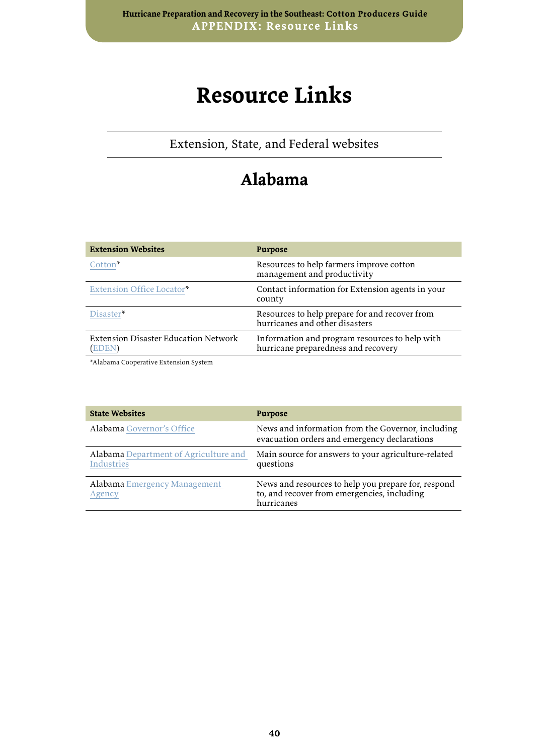# Resource Links

Extension, State, and Federal websites

## Alabama

| Extension Websites | Purpose |
|---|---|
| Cotton* | Resources to help farmers improve cotton management and productivity |
| Extension Office Locator* | Contact information for Extension agents in your county |
| Disaster* | Resources to help prepare for and recover from hurricanes and other disasters |
| Extension Disaster Education Network (EDEN) | Information and program resources to help with hurricane preparedness and recovery |

*Alabama Cooperative Extension System

| State Websites | Purpose |
|---|---|
| Alabama Governor's Office | News and information from the Governor, including evacuation orders and emergency declarations |
| Alabama Department of Agriculture and Industries | Main source for answers to your agriculture-related questions |
| Alabama Emergency Management Agency | News and resources to help you prepare for, respond to, and recover from emergencies, including hurricanes |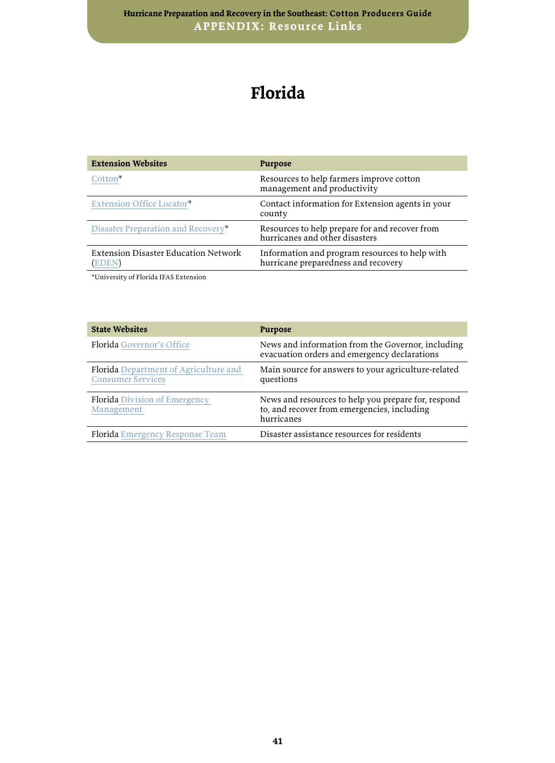# Florida

| Extension Websites | Purpose |
|---|---|
| Cotton* | Resources to help farmers improve cotton management and productivity |
| Extension Office Locator* | Contact information for Extension agents in your county |
| Disaster Preparation and Recovery* | Resources to help prepare for and recover from hurricanes and other disasters |
| Extension Disaster Education Network (EDEN) | Information and program resources to help with hurricane preparedness and recovery |

*University of Florida IFAS Extension

| State Websites | Purpose |
|---|---|
| Florida Governor's Office | News and information from the Governor, including evacuation orders and emergency declarations |
| Florida Department of Agriculture and Consumer Services | Main source for answers to your agriculture-related questions |
| Florida Division of Emergency Management | News and resources to help you prepare for, respond to, and recover from emergencies, including hurricanes |
| Florida Emergency Response Team | Disaster assistance resources for residents |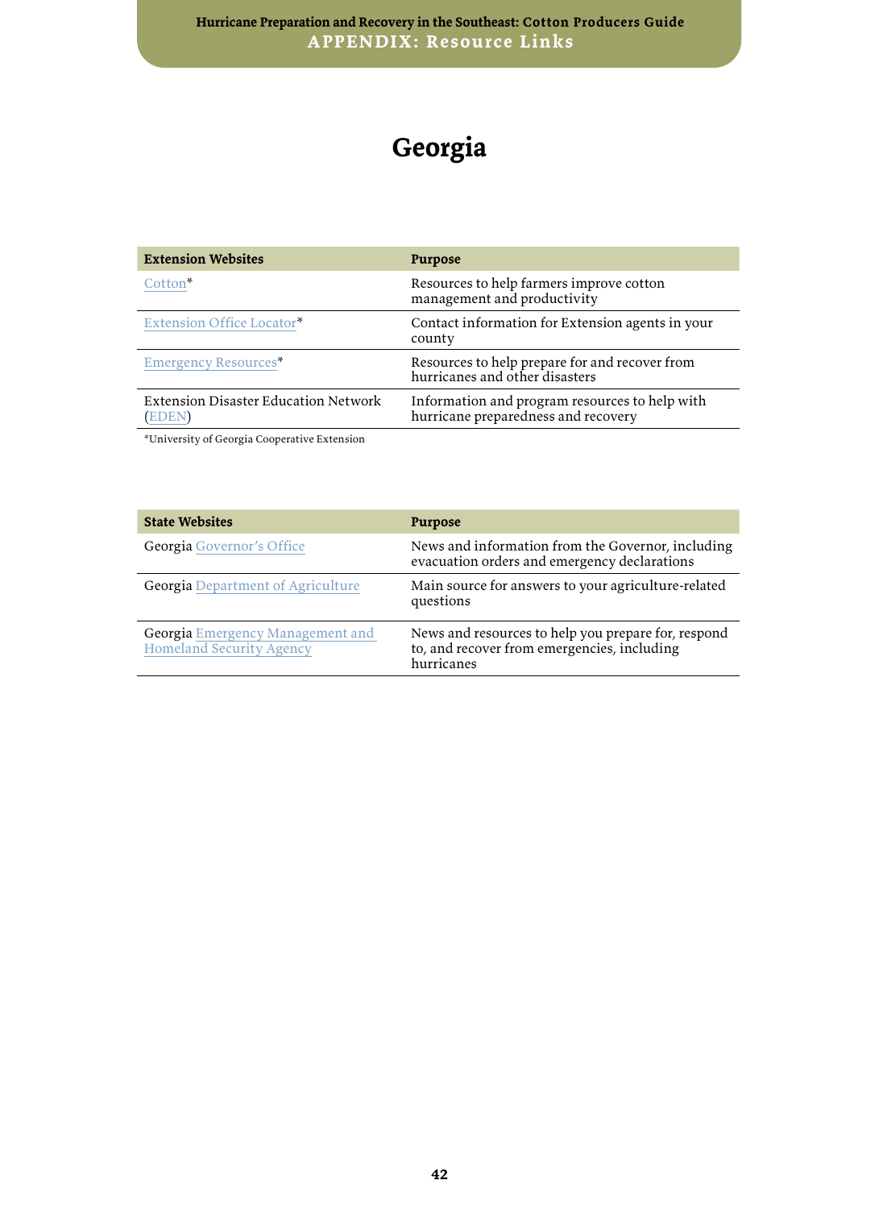# Georgia

| Extension Websites | Purpose |
|---|---|
| Cotton* | Resources to help farmers improve cotton management and productivity |
| Extension Office Locator* | Contact information for Extension agents in your county |
| Emergency Resources* | Resources to help prepare for and recover from hurricanes and other disasters |
| Extension Disaster Education Network (EDEN) | Information and program resources to help with hurricane preparedness and recovery |

*University of Georgia Cooperative Extension

| State Websites | Purpose |
|---|---|
| Georgia Governor's Office | News and information from the Governor, including evacuation orders and emergency declarations |
| Georgia Department of Agriculture | Main source for answers to your agriculture-related questions |
| Georgia Emergency Management and Homeland Security Agency | News and resources to help you prepare for, respond to, and recover from emergencies, including hurricanes |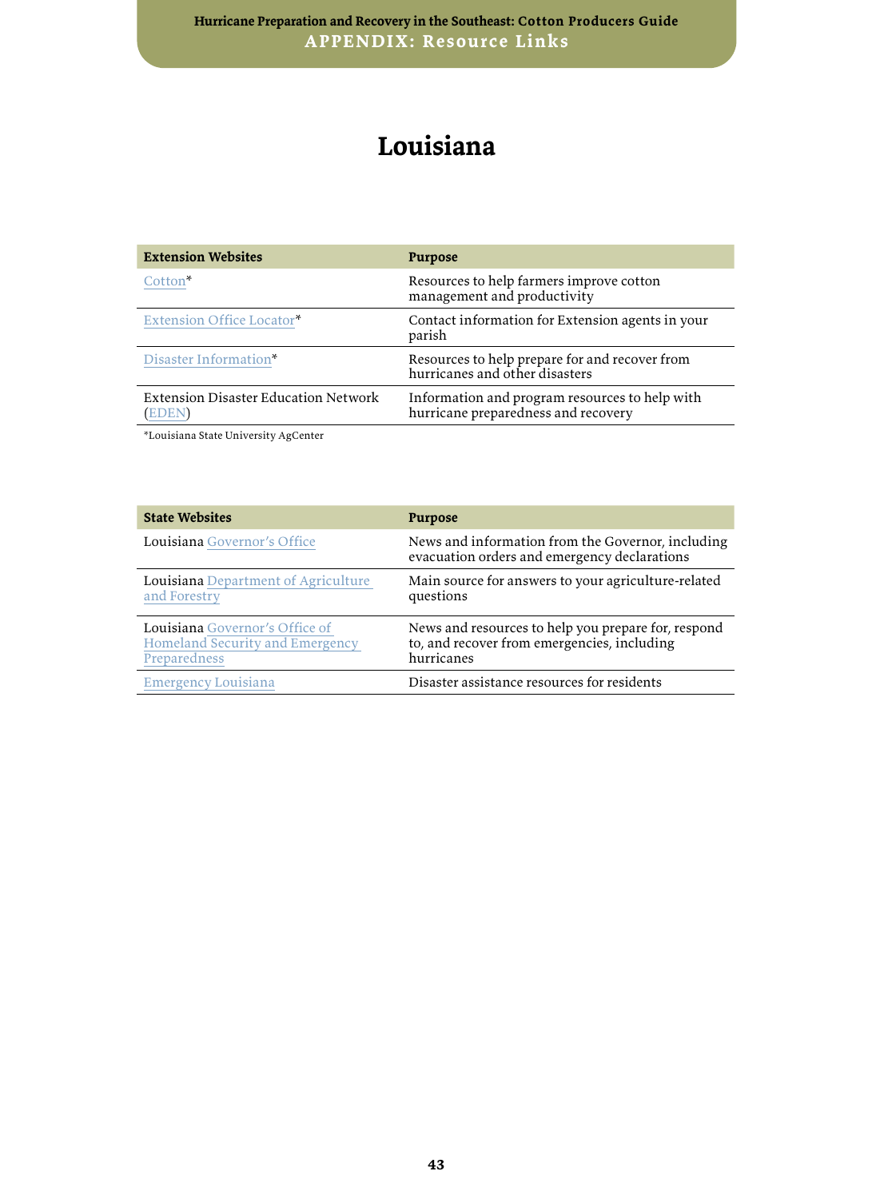# Louisiana

| Extension Websites | Purpose |
|---|---|
| Cotton* | Resources to help farmers improve cotton management and productivity |
| Extension Office Locator* | Contact information for Extension agents in your parish |
| Disaster Information* | Resources to help prepare for and recover from hurricanes and other disasters |
| Extension Disaster Education Network (EDEN) | Information and program resources to help with hurricane preparedness and recovery |

*Louisiana State University AgCenter

| State Websites | Purpose |
|---|---|
| Louisiana Governor's Office | News and information from the Governor, including evacuation orders and emergency declarations |
| Louisiana Department of Agriculture and Forestry | Main source for answers to your agriculture-related questions |
| Louisiana Governor's Office of Homeland Security and Emergency Preparedness | News and resources to help you prepare for, respond to, and recover from emergencies, including hurricanes |
| Emergency Louisiana | Disaster assistance resources for residents |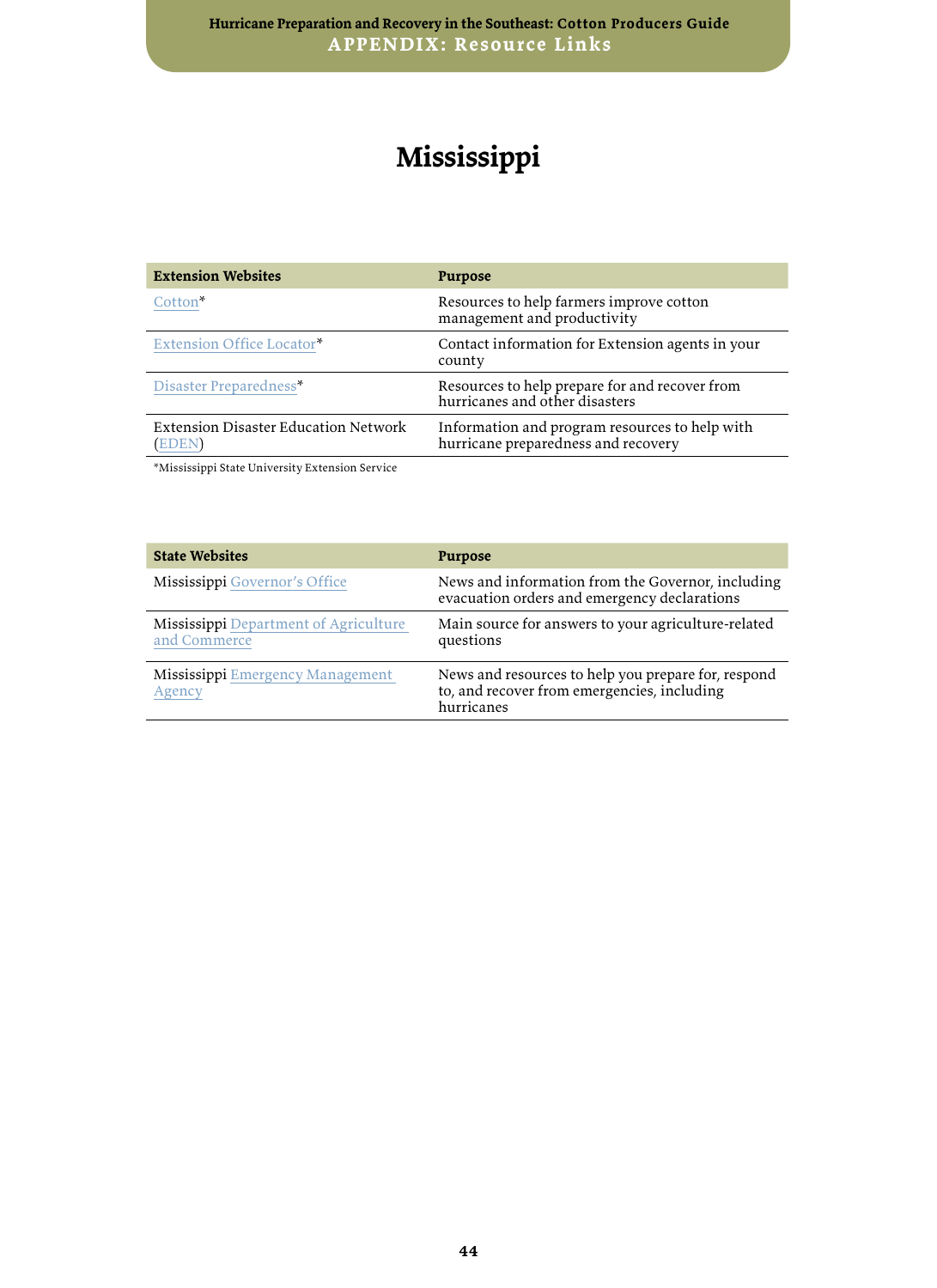# Mississippi

| Extension Websites | Purpose |
| --- | --- |
| Cotton* | Resources to help farmers improve cotton management and productivity |
| Extension Office Locator* | Contact information for Extension agents in your county |
| Disaster Preparedness* | Resources to help prepare for and recover from hurricanes and other disasters |
| Extension Disaster Education Network (EDEN) | Information and program resources to help with hurricane preparedness and recovery |

*Mississippi State University Extension Service

| State Websites | Purpose |
| --- | --- |
| Mississippi Governor's Office | News and information from the Governor, including evacuation orders and emergency declarations |
| Mississippi Department of Agriculture and Commerce | Main source for answers to your agriculture-related questions |
| Mississippi Emergency Management Agency | News and resources to help you prepare for, respond to, and recover from emergencies, including hurricanes |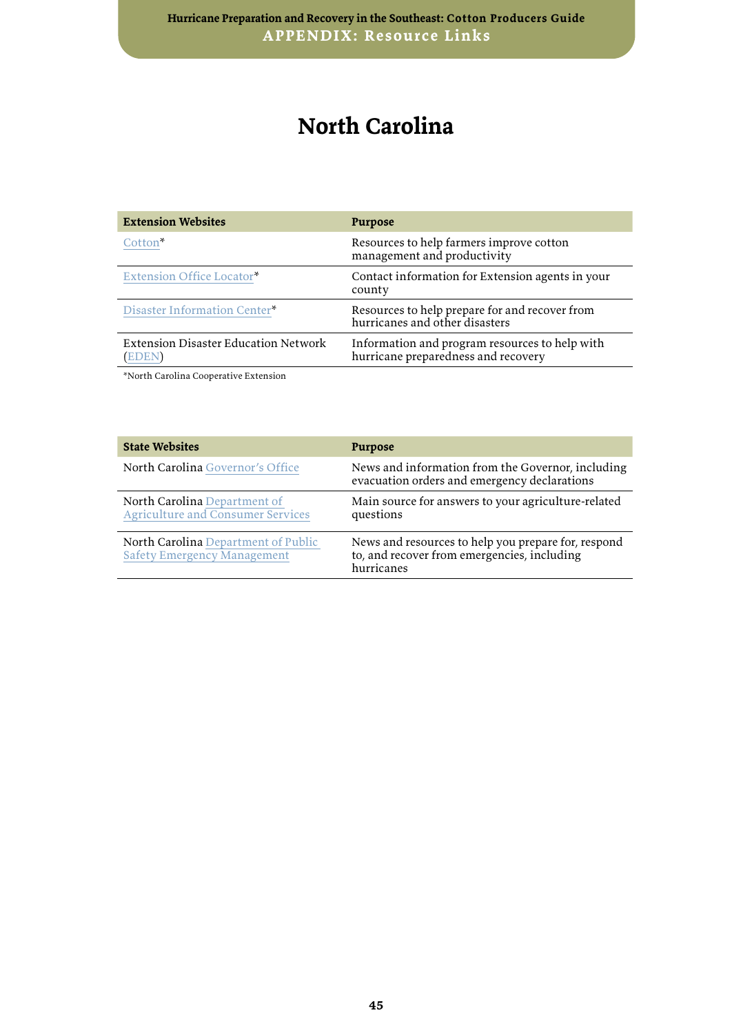# North Carolina

| Extension Websites | Purpose |
|---|---|
| Cotton* | Resources to help farmers improve cotton management and productivity |
| Extension Office Locator* | Contact information for Extension agents in your county |
| Disaster Information Center* | Resources to help prepare for and recover from hurricanes and other disasters |
| Extension Disaster Education Network (EDEN) | Information and program resources to help with hurricane preparedness and recovery |

*North Carolina Cooperative Extension

| State Websites | Purpose |
|---|---|
| North Carolina Governor's Office | News and information from the Governor, including evacuation orders and emergency declarations |
| North Carolina Department of Agriculture and Consumer Services | Main source for answers to your agriculture-related questions |
| North Carolina Department of Public Safety Emergency Management | News and resources to help you prepare for, respond to, and recover from emergencies, including hurricanes |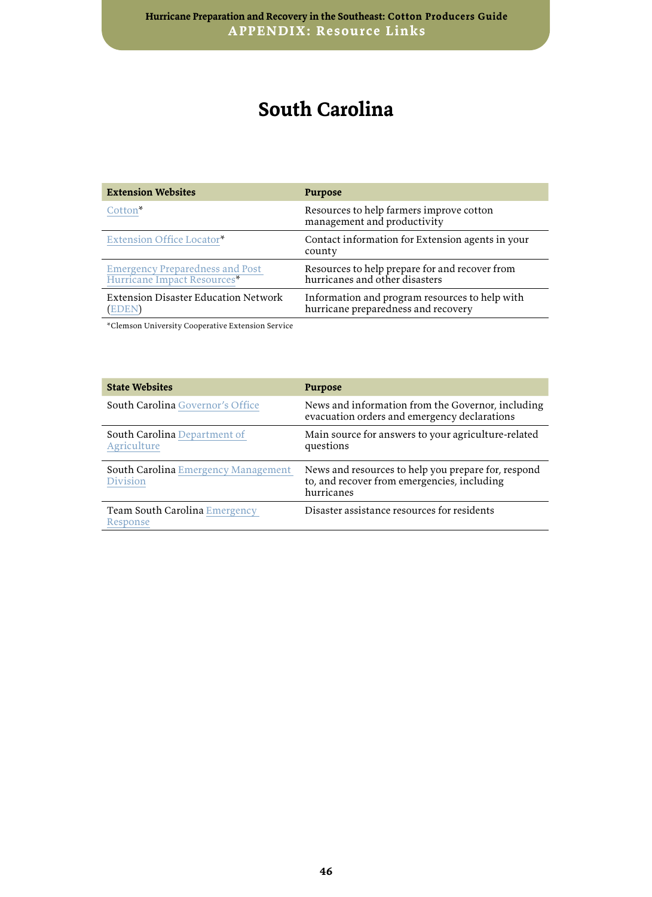# South Carolina

| Extension Websites | Purpose |
|---|---|
| Cotton* | Resources to help farmers improve cotton management and productivity |
| Extension Office Locator* | Contact information for Extension agents in your county |
| Emergency Preparedness and Post Hurricane Impact Resources* | Resources to help prepare for and recover from hurricanes and other disasters |
| Extension Disaster Education Network (EDEN) | Information and program resources to help with hurricane preparedness and recovery |

*Clemson University Cooperative Extension Service

| State Websites | Purpose |
|---|---|
| South Carolina Governor's Office | News and information from the Governor, including evacuation orders and emergency declarations |
| South Carolina Department of Agriculture | Main source for answers to your agriculture-related questions |
| South Carolina Emergency Management Division | News and resources to help you prepare for, respond to, and recover from emergencies, including hurricanes |
| Team South Carolina Emergency Response | Disaster assistance resources for residents |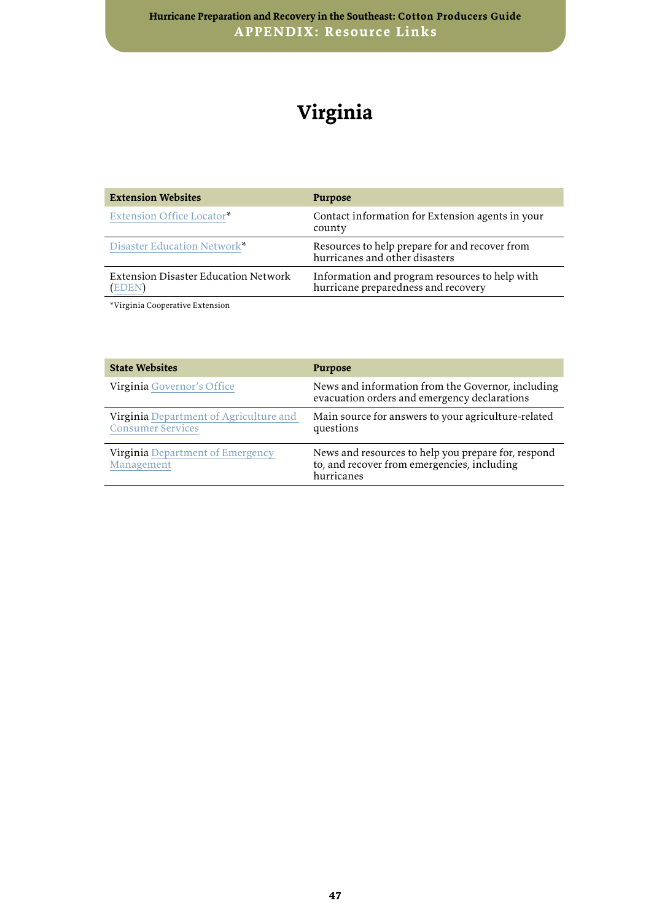# Virginia

| Extension Websites | Purpose |
|---|---|
| Extension Office Locator* | Contact information for Extension agents in your county |
| Disaster Education Network* | Resources to help prepare for and recover from hurricanes and other disasters |
| Extension Disaster Education Network (EDEN) | Information and program resources to help with hurricane preparedness and recovery |

*Virginia Cooperative Extension

| State Websites | Purpose |
|---|---|
| Virginia Governor's Office | News and information from the Governor, including evacuation orders and emergency declarations |
| Virginia Department of Agriculture and Consumer Services | Main source for answers to your agriculture-related questions |
| Virginia Department of Emergency Management | News and resources to help you prepare for, respond to, and recover from emergencies, including hurricanes |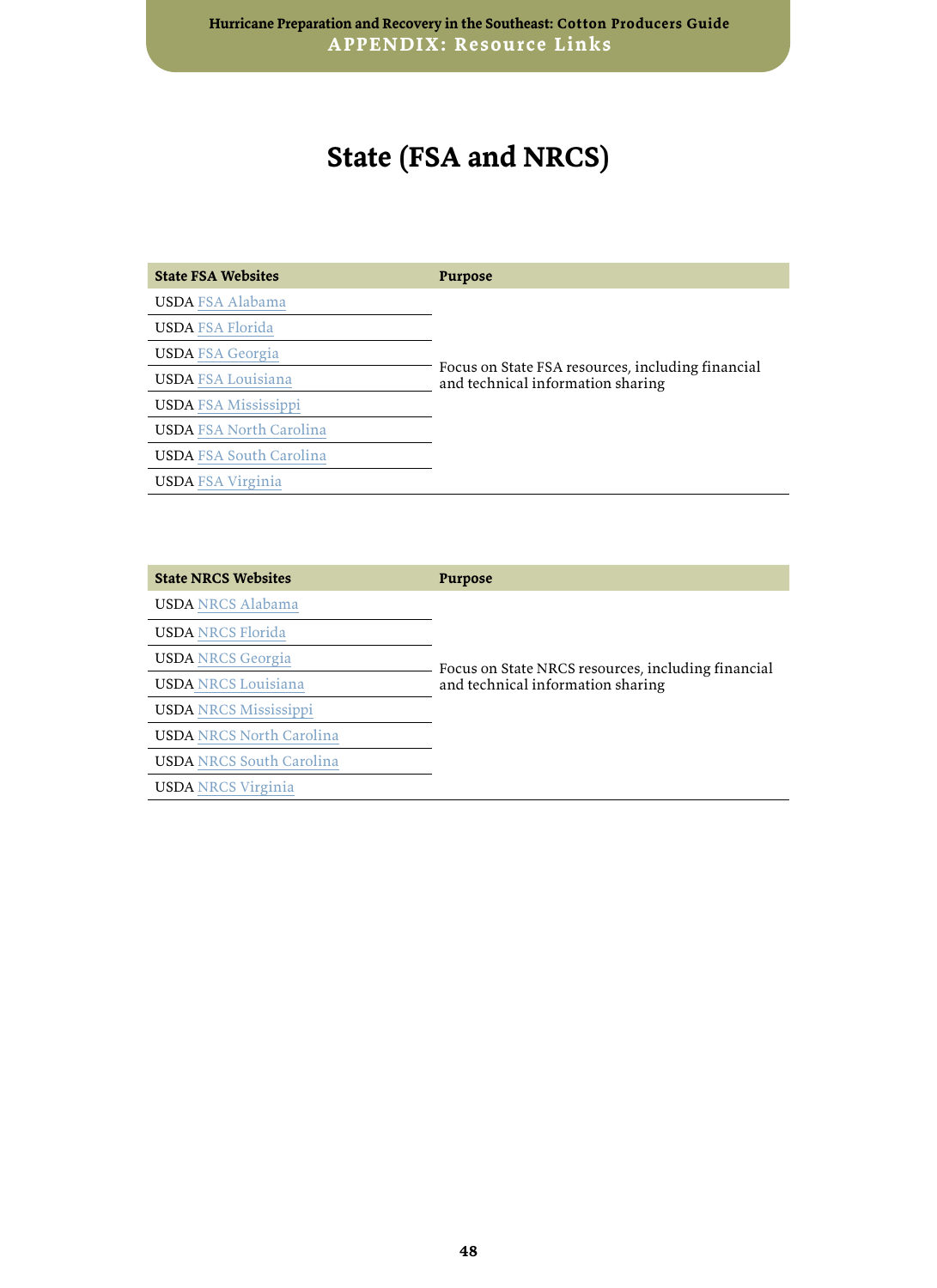# State (FSA and NRCS)

| State FSA Websites | Purpose |
|---|---|
| USDA FSA Alabama | Focus on State FSA resources, including financial and technical information sharing |
| USDA FSA Florida | |
| USDA FSA Georgia | |
| USDA FSA Louisiana | |
| USDA FSA Mississippi | |
| USDA FSA North Carolina | |
| USDA FSA South Carolina | |
| USDA FSA Virginia | |

| State NRCS Websites | Purpose |
|---|---|
| USDA NRCS Alabama | Focus on State NRCS resources, including financial and technical information sharing |
| USDA NRCS Florida | |
| USDA NRCS Georgia | |
| USDA NRCS Louisiana | |
| USDA NRCS Mississippi | |
| USDA NRCS North Carolina | |
| USDA NRCS South Carolina | |
| USDA NRCS Virginia | |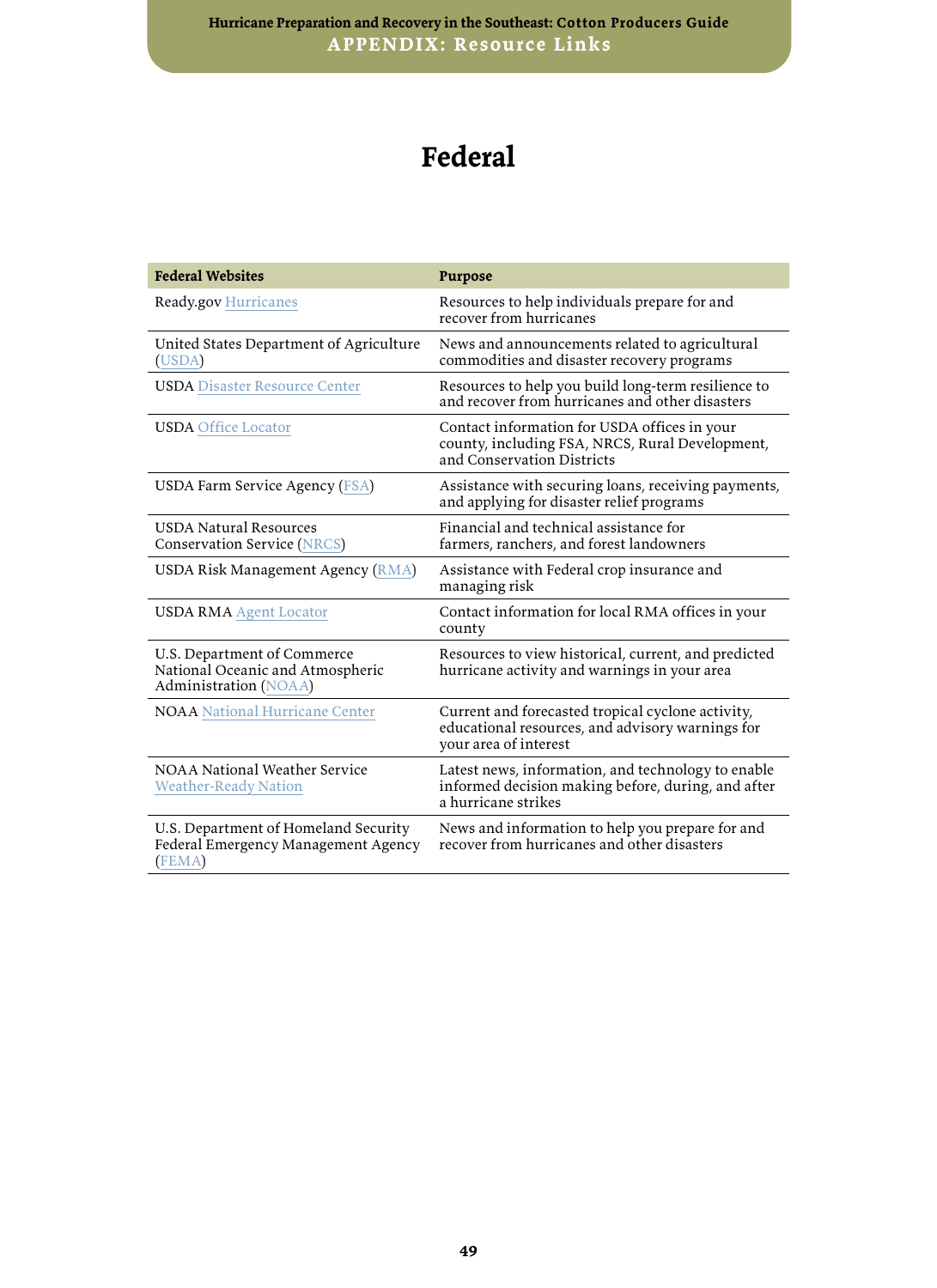# Federal

| Federal Websites | Purpose |
| --- | --- |
| Ready.gov Hurricanes | Resources to help individuals prepare for and recover from hurricanes |
| United States Department of Agriculture (USDA) | News and announcements related to agricultural commodities and disaster recovery programs |
| USDA Disaster Resource Center | Resources to help you build long-term resilience to and recover from hurricanes and other disasters |
| USDA Office Locator | Contact information for USDA offices in your county, including FSA, NRCS, Rural Development, and Conservation Districts |
| USDA Farm Service Agency (FSA) | Assistance with securing loans, receiving payments, and applying for disaster relief programs |
| USDA Natural Resources Conservation Service (NRCS) | Financial and technical assistance for farmers, ranchers, and forest landowners |
| USDA Risk Management Agency (RMA) | Assistance with Federal crop insurance and managing risk |
| USDA RMA Agent Locator | Contact information for local RMA offices in your county |
| U.S. Department of Commerce National Oceanic and Atmospheric Administration (NOAA) | Resources to view historical, current, and predicted hurricane activity and warnings in your area |
| NOAA National Hurricane Center | Current and forecasted tropical cyclone activity, educational resources, and advisory warnings for your area of interest |
| NOAA National Weather Service Weather-Ready Nation | Latest news, information, and technology to enable informed decision making before, during, and after a hurricane strikes |
| U.S. Department of Homeland Security Federal Emergency Management Agency (FEMA) | News and information to help you prepare for and recover from hurricanes and other disasters |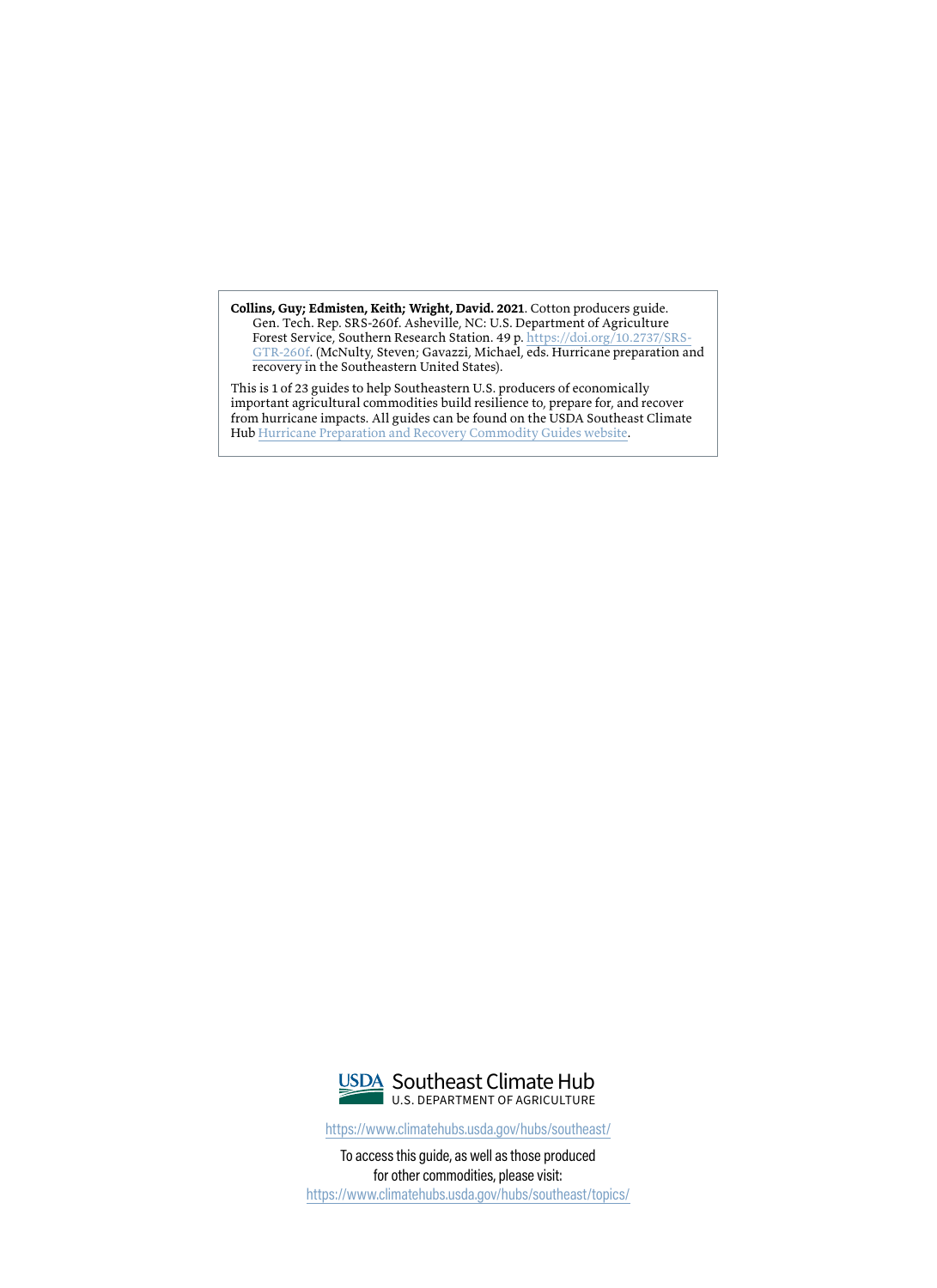**Collins, Guy; Edmisten, Keith; Wright, David. 2021**. Cotton producers guide. Gen. Tech. Rep. SRS-260f. Asheville, NC: U.S. Department of Agriculture Forest Service, Southern Research Station. 49 p. https://doi.org/10.2737/SRS-GTR-260f. (McNulty, Steven; Gavazzi, Michael, eds. Hurricane preparation and recovery in the Southeastern United States).

This is 1 of 23 guides to help Southeastern U.S. producers of economically important agricultural commodities build resilience to, prepare for, and recover from hurricane impacts. All guides can be found on the USDA Southeast Climate Hub Hurricane Preparation and Recovery Commodity Guides website.

USDA Southeast Climate Hub
U.S. DEPARTMENT OF AGRICULTURE

https://www.climatehubs.usda.gov/hubs/southeast/

To access this guide, as well as those produced for other commodities, please visit:
https://www.climatehubs.usda.gov/hubs/southeast/topics/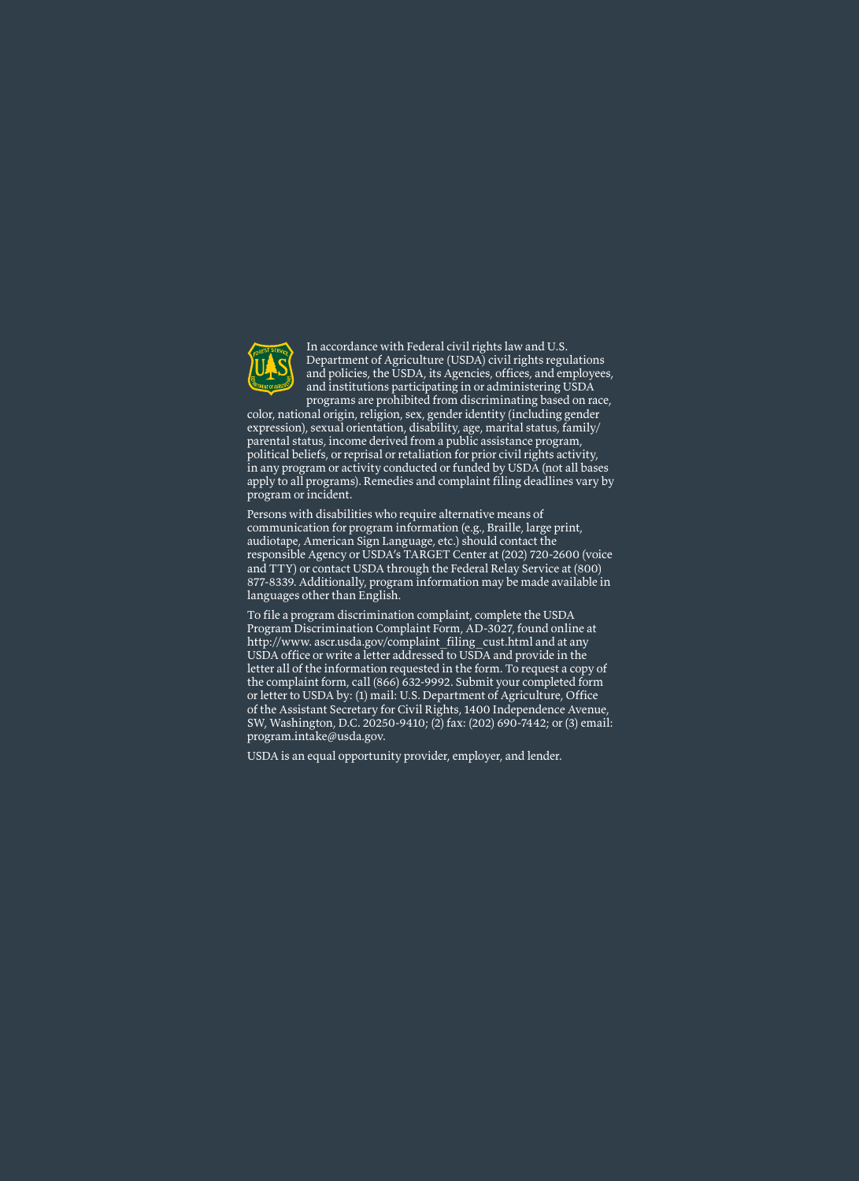In accordance with Federal civil rights law and U.S. Department of Agriculture (USDA) civil rights regulations and policies, the USDA, its Agencies, offices, and employees, and institutions participating in or administering USDA programs are prohibited from discriminating based on race, color, national origin, religion, sex, gender identity (including gender expression), sexual orientation, disability, age, marital status, family/parental status, income derived from a public assistance program, political beliefs, or reprisal or retaliation for prior civil rights activity, in any program or activity conducted or funded by USDA (not all bases apply to all programs). Remedies and complaint filing deadlines vary by program or incident.

Persons with disabilities who require alternative means of communication for program information (e.g., Braille, large print, audiotape, American Sign Language, etc.) should contact the responsible Agency or USDA's TARGET Center at (202) 720-2600 (voice and TTY) or contact USDA through the Federal Relay Service at (800) 877-8339. Additionally, program information may be made available in languages other than English.

To file a program discrimination complaint, complete the USDA Program Discrimination Complaint Form, AD-3027, found online at http://www. ascr.usda.gov/complaint_filing_cust.html and at any USDA office or write a letter addressed to USDA and provide in the letter all of the information requested in the form. To request a copy of the complaint form, call (866) 632-9992. Submit your completed form or letter to USDA by: (1) mail: U.S. Department of Agriculture, Office of the Assistant Secretary for Civil Rights, 1400 Independence Avenue, SW, Washington, D.C. 20250-9410; (2) fax: (202) 690-7442; or (3) email: program.intake@usda.gov.

USDA is an equal opportunity provider, employer, and lender.